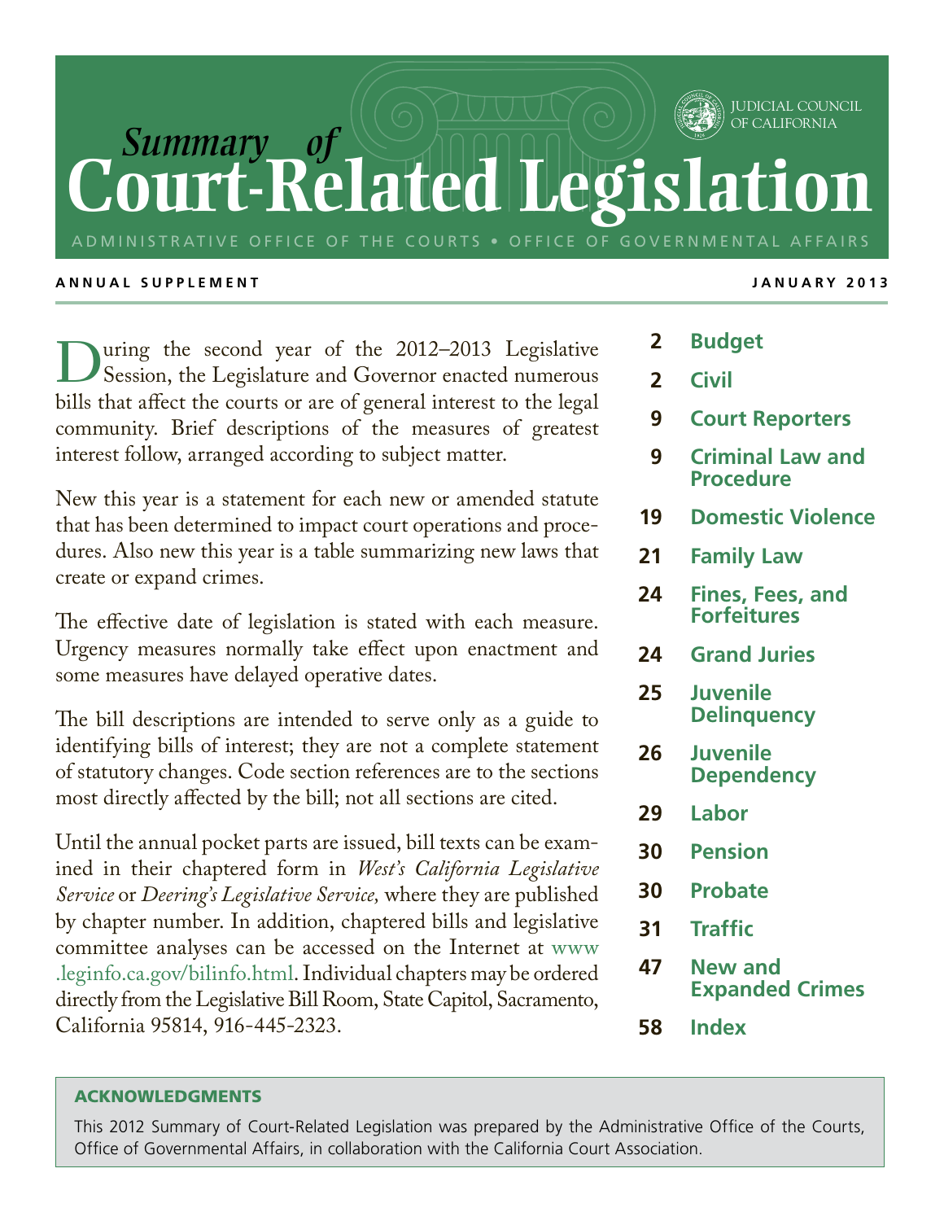JUDICIAL COUNCIL OF CALIFORNIA

# *Summary of* Court-Related Legislation

ADMINISTRATIVE OFFICE OF THE COURTS • OFFICE OF GOVERNMENTAL AFFAIRS

**ANNUAL SUPPLEMENT** **JANUARY 2013**

During the second year of the 2012–2013 Legislative Session, the Legislature and Governor enacted numerous bills that affect the courts or are of general interest to the legal community. Brief descriptions of the measures of greatest interest follow, arranged according to subject matter.

New this year is a statement for each new or amended statute that has been determined to impact court operations and procedures. Also new this year is a table summarizing new laws that create or expand crimes.

The effective date of legislation is stated with each measure. Urgency measures normally take effect upon enactment and some measures have delayed operative dates.

The bill descriptions are intended to serve only as a guide to identifying bills of interest; they are not a complete statement of statutory changes. Code section references are to the sections most directly affected by the bill; not all sections are cited.

Until the annual pocket parts are issued, bill texts can be examined in their chaptered form in *West's California Legislative Service* or *Deering's Legislative Service,* where they are published by chapter number. In addition, chaptered bills and legislative committee analyses can be accessed on the Internet at www.leginfo.ca.gov/bilinfo.html. Individual chapters may be ordered directly from the Legislative Bill Room, State Capitol, Sacramento, California 95814, 916-445-2323.

- **2** Budget
- **2** Civil
- **9** Court Reporters
- **9** Criminal Law and Procedure
- **19** Domestic Violence
- **21** Family Law
- **24** Fines, Fees, and Forfeitures
- **24** Grand Juries
- **25** Juvenile Delinquency
- **26** Juvenile Dependency
- **29** Labor
- **30** Pension
- **30** Probate
- **31** Traffic
- **47** New and Expanded Crimes
- **58** Index

### ACKNOWLEDGMENTS

This 2012 Summary of Court-Related Legislation was prepared by the Administrative Office of the Courts, Office of Governmental Affairs, in collaboration with the California Court Association.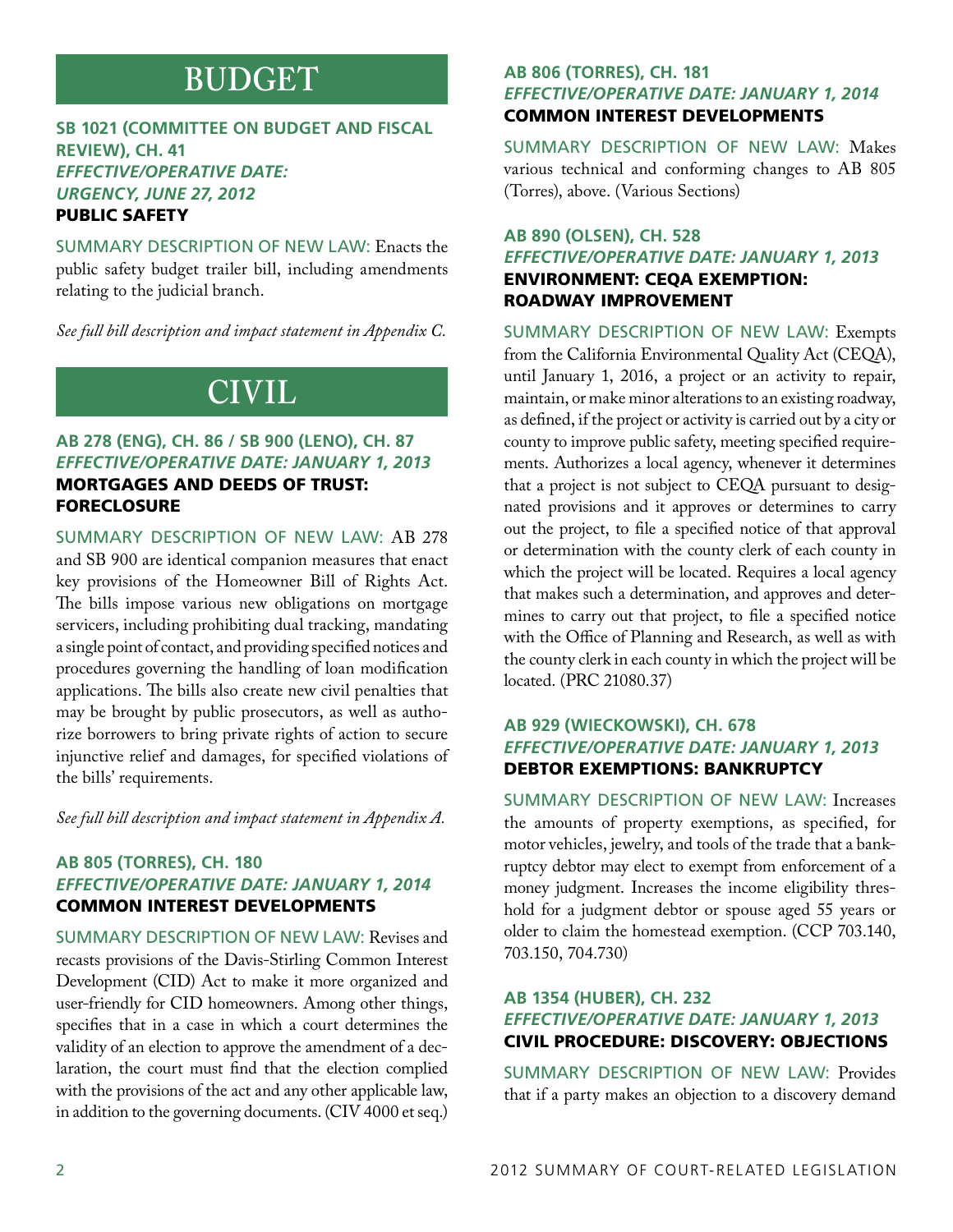# BUDGET

### SB 1021 (COMMITTEE ON BUDGET AND FISCAL REVIEW), CH. 41
***EFFECTIVE/OPERATIVE DATE: URGENCY, JUNE 27, 2012***
**PUBLIC SAFETY**

SUMMARY DESCRIPTION OF NEW LAW: Enacts the public safety budget trailer bill, including amendments relating to the judicial branch.

*See full bill description and impact statement in Appendix C.*

# CIVIL

### AB 278 (ENG), CH. 86 / SB 900 (LENO), CH. 87
***EFFECTIVE/OPERATIVE DATE: JANUARY 1, 2013***
**MORTGAGES AND DEEDS OF TRUST: FORECLOSURE**

SUMMARY DESCRIPTION OF NEW LAW: AB 278 and SB 900 are identical companion measures that enact key provisions of the Homeowner Bill of Rights Act. The bills impose various new obligations on mortgage servicers, including prohibiting dual tracking, mandating a single point of contact, and providing specified notices and procedures governing the handling of loan modification applications. The bills also create new civil penalties that may be brought by public prosecutors, as well as authorize borrowers to bring private rights of action to secure injunctive relief and damages, for specified violations of the bills' requirements.

*See full bill description and impact statement in Appendix A.*

### AB 805 (TORRES), CH. 180
***EFFECTIVE/OPERATIVE DATE: JANUARY 1, 2014***
**COMMON INTEREST DEVELOPMENTS**

SUMMARY DESCRIPTION OF NEW LAW: Revises and recasts provisions of the Davis-Stirling Common Interest Development (CID) Act to make it more organized and user-friendly for CID homeowners. Among other things, specifies that in a case in which a court determines the validity of an election to approve the amendment of a declaration, the court must find that the election complied with the provisions of the act and any other applicable law, in addition to the governing documents. (CIV 4000 et seq.)

### AB 806 (TORRES), CH. 181
***EFFECTIVE/OPERATIVE DATE: JANUARY 1, 2014***
**COMMON INTEREST DEVELOPMENTS**

SUMMARY DESCRIPTION OF NEW LAW: Makes various technical and conforming changes to AB 805 (Torres), above. (Various Sections)

### AB 890 (OLSEN), CH. 528
***EFFECTIVE/OPERATIVE DATE: JANUARY 1, 2013***
**ENVIRONMENT: CEQA EXEMPTION: ROADWAY IMPROVEMENT**

SUMMARY DESCRIPTION OF NEW LAW: Exempts from the California Environmental Quality Act (CEQA), until January 1, 2016, a project or an activity to repair, maintain, or make minor alterations to an existing roadway, as defined, if the project or activity is carried out by a city or county to improve public safety, meeting specified requirements. Authorizes a local agency, whenever it determines that a project is not subject to CEQA pursuant to designated provisions and it approves or determines to carry out the project, to file a specified notice of that approval or determination with the county clerk of each county in which the project will be located. Requires a local agency that makes such a determination, and approves and determines to carry out that project, to file a specified notice with the Office of Planning and Research, as well as with the county clerk in each county in which the project will be located. (PRC 21080.37)

### AB 929 (WIECKOWSKI), CH. 678
***EFFECTIVE/OPERATIVE DATE: JANUARY 1, 2013***
**DEBTOR EXEMPTIONS: BANKRUPTCY**

SUMMARY DESCRIPTION OF NEW LAW: Increases the amounts of property exemptions, as specified, for motor vehicles, jewelry, and tools of the trade that a bankruptcy debtor may elect to exempt from enforcement of a money judgment. Increases the income eligibility threshold for a judgment debtor or spouse aged 55 years or older to claim the homestead exemption. (CCP 703.140, 703.150, 704.730)

### AB 1354 (HUBER), CH. 232
***EFFECTIVE/OPERATIVE DATE: JANUARY 1, 2013***
**CIVIL PROCEDURE: DISCOVERY: OBJECTIONS**

SUMMARY DESCRIPTION OF NEW LAW: Provides that if a party makes an objection to a discovery demand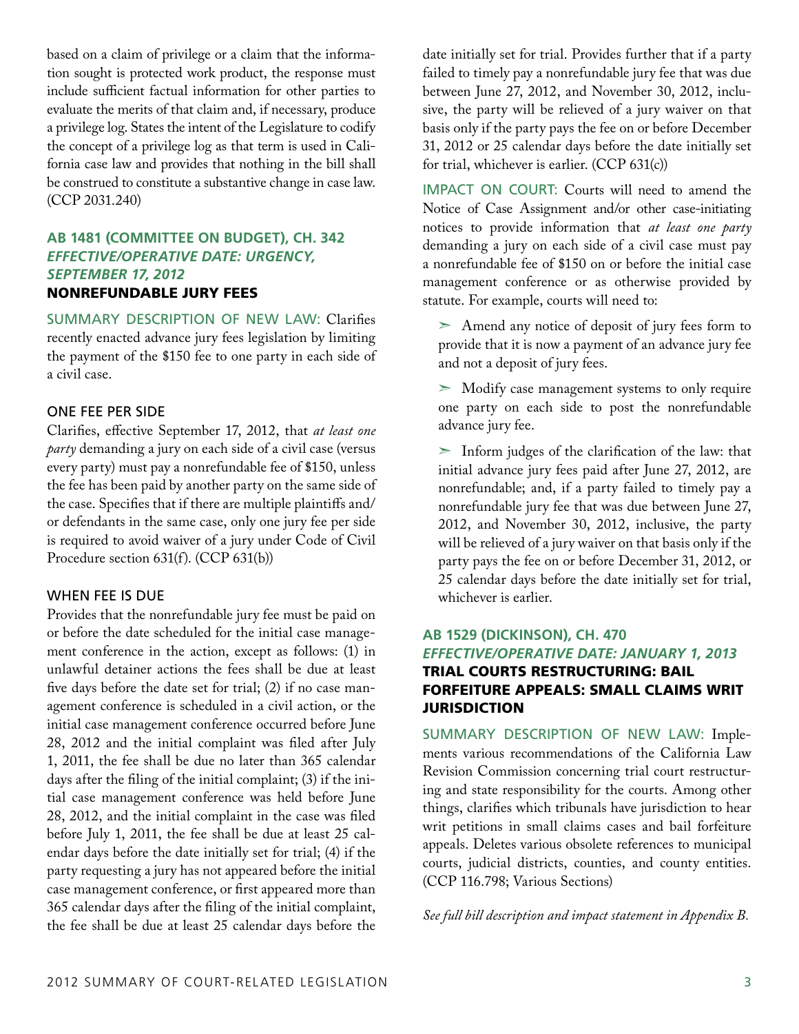based on a claim of privilege or a claim that the information sought is protected work product, the response must include sufficient factual information for other parties to evaluate the merits of that claim and, if necessary, produce a privilege log. States the intent of the Legislature to codify the concept of a privilege log as that term is used in California case law and provides that nothing in the bill shall be construed to constitute a substantive change in case law. (CCP 2031.240)

## AB 1481 (COMMITTEE ON BUDGET), CH. 342 *EFFECTIVE/OPERATIVE DATE: URGENCY, SEPTEMBER 17, 2012* NONREFUNDABLE JURY FEES

SUMMARY DESCRIPTION OF NEW LAW: Clarifies recently enacted advance jury fees legislation by limiting the payment of the $150 fee to one party in each side of a civil case.

### ONE FEE PER SIDE

Clarifies, effective September 17, 2012, that *at least one party* demanding a jury on each side of a civil case (versus every party) must pay a nonrefundable fee of $150, unless the fee has been paid by another party on the same side of the case. Specifies that if there are multiple plaintiffs and/or defendants in the same case, only one jury fee per side is required to avoid waiver of a jury under Code of Civil Procedure section 631(f). (CCP 631(b))

### WHEN FEE IS DUE

Provides that the nonrefundable jury fee must be paid on or before the date scheduled for the initial case management conference in the action, except as follows: (1) in unlawful detainer actions the fees shall be due at least five days before the date set for trial; (2) if no case management conference is scheduled in a civil action, or the initial case management conference occurred before June 28, 2012 and the initial complaint was filed after July 1, 2011, the fee shall be due no later than 365 calendar days after the filing of the initial complaint; (3) if the initial case management conference was held before June 28, 2012, and the initial complaint in the case was filed before July 1, 2011, the fee shall be due at least 25 calendar days before the date initially set for trial; (4) if the party requesting a jury has not appeared before the initial case management conference, or first appeared more than 365 calendar days after the filing of the initial complaint, the fee shall be due at least 25 calendar days before the date initially set for trial. Provides further that if a party failed to timely pay a nonrefundable jury fee that was due between June 27, 2012, and November 30, 2012, inclusive, the party will be relieved of a jury waiver on that basis only if the party pays the fee on or before December 31, 2012 or 25 calendar days before the date initially set for trial, whichever is earlier. (CCP 631(c))

IMPACT ON COURT: Courts will need to amend the Notice of Case Assignment and/or other case-initiating notices to provide information that *at least one party* demanding a jury on each side of a civil case must pay a nonrefundable fee of $150 on or before the initial case management conference or as otherwise provided by statute. For example, courts will need to:

- Amend any notice of deposit of jury fees form to provide that it is now a payment of an advance jury fee and not a deposit of jury fees.
- Modify case management systems to only require one party on each side to post the nonrefundable advance jury fee.
- Inform judges of the clarification of the law: that initial advance jury fees paid after June 27, 2012, are nonrefundable; and, if a party failed to timely pay a nonrefundable jury fee that was due between June 27, 2012, and November 30, 2012, inclusive, the party will be relieved of a jury waiver on that basis only if the party pays the fee on or before December 31, 2012, or 25 calendar days before the date initially set for trial, whichever is earlier.

## AB 1529 (DICKINSON), CH. 470 *EFFECTIVE/OPERATIVE DATE: JANUARY 1, 2013* TRIAL COURTS RESTRUCTURING: BAIL FORFEITURE APPEALS: SMALL CLAIMS WRIT JURISDICTION

SUMMARY DESCRIPTION OF NEW LAW: Implements various recommendations of the California Law Revision Commission concerning trial court restructuring and state responsibility for the courts. Among other things, clarifies which tribunals have jurisdiction to hear writ petitions in small claims cases and bail forfeiture appeals. Deletes various obsolete references to municipal courts, judicial districts, counties, and county entities. (CCP 116.798; Various Sections)

*See full bill description and impact statement in Appendix B.*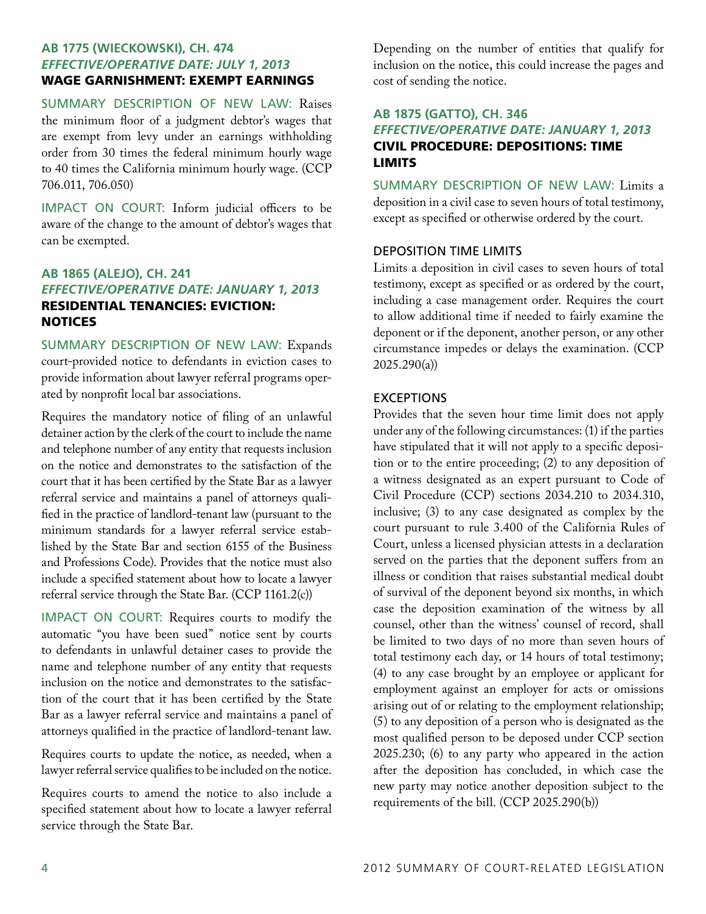### AB 1775 (WIECKOWSKI), CH. 474
***EFFECTIVE/OPERATIVE DATE: JULY 1, 2013***
**WAGE GARNISHMENT: EXEMPT EARNINGS**

SUMMARY DESCRIPTION OF NEW LAW: Raises the minimum floor of a judgment debtor's wages that are exempt from levy under an earnings withholding order from 30 times the federal minimum hourly wage to 40 times the California minimum hourly wage. (CCP 706.011, 706.050)

IMPACT ON COURT: Inform judicial officers to be aware of the change to the amount of debtor's wages that can be exempted.

### AB 1865 (ALEJO), CH. 241
***EFFECTIVE/OPERATIVE DATE: JANUARY 1, 2013***
**RESIDENTIAL TENANCIES: EVICTION: NOTICES**

SUMMARY DESCRIPTION OF NEW LAW: Expands court-provided notice to defendants in eviction cases to provide information about lawyer referral programs operated by nonprofit local bar associations.

Requires the mandatory notice of filing of an unlawful detainer action by the clerk of the court to include the name and telephone number of any entity that requests inclusion on the notice and demonstrates to the satisfaction of the court that it has been certified by the State Bar as a lawyer referral service and maintains a panel of attorneys qualified in the practice of landlord-tenant law (pursuant to the minimum standards for a lawyer referral service established by the State Bar and section 6155 of the Business and Professions Code). Provides that the notice must also include a specified statement about how to locate a lawyer referral service through the State Bar. (CCP 1161.2(c))

IMPACT ON COURT: Requires courts to modify the automatic "you have been sued" notice sent by courts to defendants in unlawful detainer cases to provide the name and telephone number of any entity that requests inclusion on the notice and demonstrates to the satisfaction of the court that it has been certified by the State Bar as a lawyer referral service and maintains a panel of attorneys qualified in the practice of landlord-tenant law.

Requires courts to update the notice, as needed, when a lawyer referral service qualifies to be included on the notice.

Requires courts to amend the notice to also include a specified statement about how to locate a lawyer referral service through the State Bar.

Depending on the number of entities that qualify for inclusion on the notice, this could increase the pages and cost of sending the notice.

### AB 1875 (GATTO), CH. 346
***EFFECTIVE/OPERATIVE DATE: JANUARY 1, 2013***
**CIVIL PROCEDURE: DEPOSITIONS: TIME LIMITS**

SUMMARY DESCRIPTION OF NEW LAW: Limits a deposition in a civil case to seven hours of total testimony, except as specified or otherwise ordered by the court.

#### DEPOSITION TIME LIMITS

Limits a deposition in civil cases to seven hours of total testimony, except as specified or as ordered by the court, including a case management order. Requires the court to allow additional time if needed to fairly examine the deponent or if the deponent, another person, or any other circumstance impedes or delays the examination. (CCP 2025.290(a))

#### EXCEPTIONS

Provides that the seven hour time limit does not apply under any of the following circumstances: (1) if the parties have stipulated that it will not apply to a specific deposition or to the entire proceeding; (2) to any deposition of a witness designated as an expert pursuant to Code of Civil Procedure (CCP) sections 2034.210 to 2034.310, inclusive; (3) to any case designated as complex by the court pursuant to rule 3.400 of the California Rules of Court, unless a licensed physician attests in a declaration served on the parties that the deponent suffers from an illness or condition that raises substantial medical doubt of survival of the deponent beyond six months, in which case the deposition examination of the witness by all counsel, other than the witness' counsel of record, shall be limited to two days of no more than seven hours of total testimony each day, or 14 hours of total testimony; (4) to any case brought by an employee or applicant for employment against an employer for acts or omissions arising out of or relating to the employment relationship; (5) to any deposition of a person who is designated as the most qualified person to be deposed under CCP section 2025.230; (6) to any party who appeared in the action after the deposition has concluded, in which case the new party may notice another deposition subject to the requirements of the bill. (CCP 2025.290(b))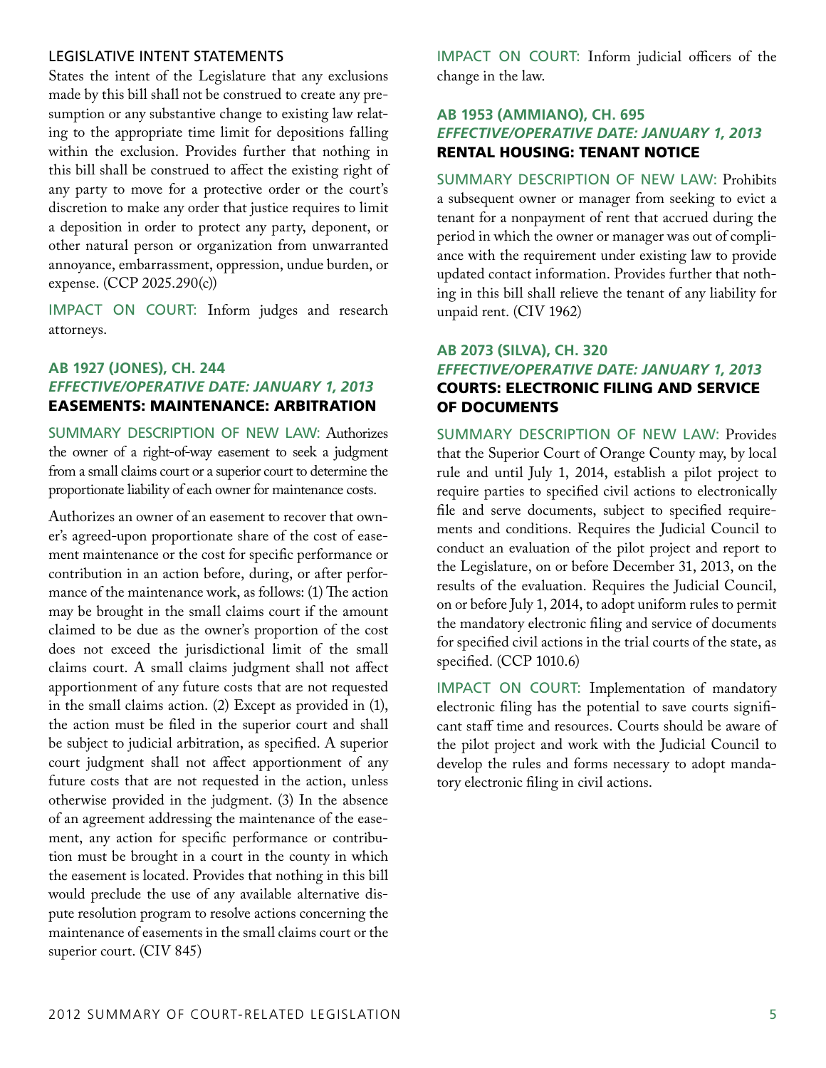#### LEGISLATIVE INTENT STATEMENTS

States the intent of the Legislature that any exclusions made by this bill shall not be construed to create any presumption or any substantive change to existing law relating to the appropriate time limit for depositions falling within the exclusion. Provides further that nothing in this bill shall be construed to affect the existing right of any party to move for a protective order or the court's discretion to make any order that justice requires to limit a deposition in order to protect any party, deponent, or other natural person or organization from unwarranted annoyance, embarrassment, oppression, undue burden, or expense. (CCP 2025.290(c))

IMPACT ON COURT: Inform judges and research attorneys.

### AB 1927 (JONES), CH. 244
### *EFFECTIVE/OPERATIVE DATE: JANUARY 1, 2013*
### EASEMENTS: MAINTENANCE: ARBITRATION

SUMMARY DESCRIPTION OF NEW LAW: Authorizes the owner of a right-of-way easement to seek a judgment from a small claims court or a superior court to determine the proportionate liability of each owner for maintenance costs.

Authorizes an owner of an easement to recover that owner's agreed-upon proportionate share of the cost of easement maintenance or the cost for specific performance or contribution in an action before, during, or after performance of the maintenance work, as follows: (1) The action may be brought in the small claims court if the amount claimed to be due as the owner's proportion of the cost does not exceed the jurisdictional limit of the small claims court. A small claims judgment shall not affect apportionment of any future costs that are not requested in the small claims action. (2) Except as provided in (1), the action must be filed in the superior court and shall be subject to judicial arbitration, as specified. A superior court judgment shall not affect apportionment of any future costs that are not requested in the action, unless otherwise provided in the judgment. (3) In the absence of an agreement addressing the maintenance of the easement, any action for specific performance or contribution must be brought in a court in the county in which the easement is located. Provides that nothing in this bill would preclude the use of any available alternative dispute resolution program to resolve actions concerning the maintenance of easements in the small claims court or the superior court. (CIV 845)

IMPACT ON COURT: Inform judicial officers of the change in the law.

### AB 1953 (AMMIANO), CH. 695
### *EFFECTIVE/OPERATIVE DATE: JANUARY 1, 2013*
### RENTAL HOUSING: TENANT NOTICE

SUMMARY DESCRIPTION OF NEW LAW: Prohibits a subsequent owner or manager from seeking to evict a tenant for a nonpayment of rent that accrued during the period in which the owner or manager was out of compliance with the requirement under existing law to provide updated contact information. Provides further that nothing in this bill shall relieve the tenant of any liability for unpaid rent. (CIV 1962)

### AB 2073 (SILVA), CH. 320
### *EFFECTIVE/OPERATIVE DATE: JANUARY 1, 2013*
### COURTS: ELECTRONIC FILING AND SERVICE OF DOCUMENTS

SUMMARY DESCRIPTION OF NEW LAW: Provides that the Superior Court of Orange County may, by local rule and until July 1, 2014, establish a pilot project to require parties to specified civil actions to electronically file and serve documents, subject to specified requirements and conditions. Requires the Judicial Council to conduct an evaluation of the pilot project and report to the Legislature, on or before December 31, 2013, on the results of the evaluation. Requires the Judicial Council, on or before July 1, 2014, to adopt uniform rules to permit the mandatory electronic filing and service of documents for specified civil actions in the trial courts of the state, as specified. (CCP 1010.6)

IMPACT ON COURT: Implementation of mandatory electronic filing has the potential to save courts significant staff time and resources. Courts should be aware of the pilot project and work with the Judicial Council to develop the rules and forms necessary to adopt mandatory electronic filing in civil actions.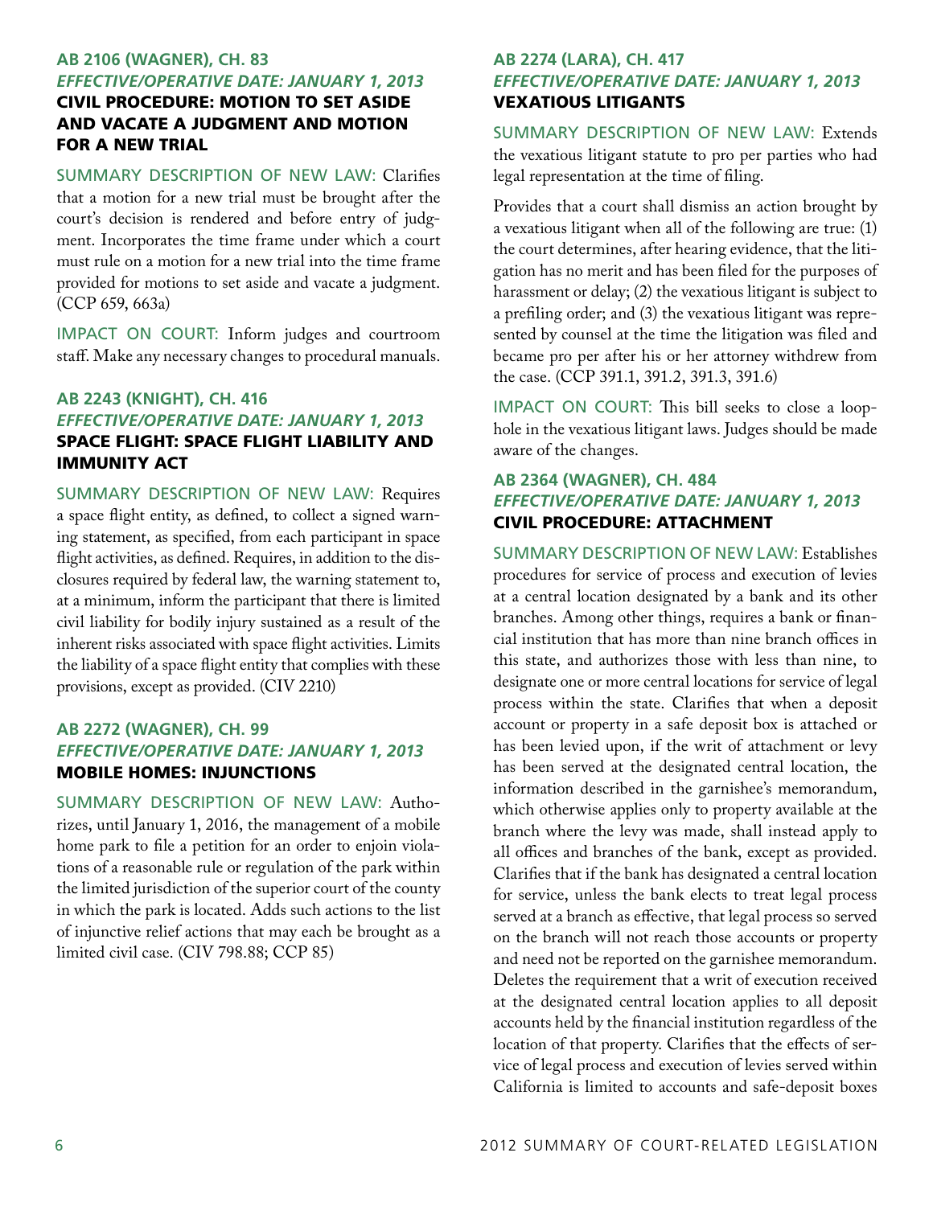### AB 2106 (Wagner), Ch. 83
*Effective/Operative Date: January 1, 2013*
**Civil Procedure: Motion to Set Aside and Vacate a Judgment and Motion for a New Trial**

SUMMARY DESCRIPTION OF NEW LAW: Clarifies that a motion for a new trial must be brought after the court's decision is rendered and before entry of judgment. Incorporates the time frame under which a court must rule on a motion for a new trial into the time frame provided for motions to set aside and vacate a judgment. (CCP 659, 663a)

IMPACT ON COURT: Inform judges and courtroom staff. Make any necessary changes to procedural manuals.

### AB 2243 (Knight), Ch. 416
*Effective/Operative Date: January 1, 2013*
**Space Flight: Space Flight Liability and Immunity Act**

SUMMARY DESCRIPTION OF NEW LAW: Requires a space flight entity, as defined, to collect a signed warning statement, as specified, from each participant in space flight activities, as defined. Requires, in addition to the disclosures required by federal law, the warning statement to, at a minimum, inform the participant that there is limited civil liability for bodily injury sustained as a result of the inherent risks associated with space flight activities. Limits the liability of a space flight entity that complies with these provisions, except as provided. (CIV 2210)

### AB 2272 (Wagner), Ch. 99
*Effective/Operative Date: January 1, 2013*
**Mobile Homes: Injunctions**

SUMMARY DESCRIPTION OF NEW LAW: Authorizes, until January 1, 2016, the management of a mobile home park to file a petition for an order to enjoin violations of a reasonable rule or regulation of the park within the limited jurisdiction of the superior court of the county in which the park is located. Adds such actions to the list of injunctive relief actions that may each be brought as a limited civil case. (CIV 798.88; CCP 85)

### AB 2274 (Lara), Ch. 417
*Effective/Operative Date: January 1, 2013*
**Vexatious Litigants**

SUMMARY DESCRIPTION OF NEW LAW: Extends the vexatious litigant statute to pro per parties who had legal representation at the time of filing.

Provides that a court shall dismiss an action brought by a vexatious litigant when all of the following are true: (1) the court determines, after hearing evidence, that the litigation has no merit and has been filed for the purposes of harassment or delay; (2) the vexatious litigant is subject to a prefiling order; and (3) the vexatious litigant was represented by counsel at the time the litigation was filed and became pro per after his or her attorney withdrew from the case. (CCP 391.1, 391.2, 391.3, 391.6)

IMPACT ON COURT: This bill seeks to close a loophole in the vexatious litigant laws. Judges should be made aware of the changes.

### AB 2364 (Wagner), Ch. 484
*Effective/Operative Date: January 1, 2013*
**Civil Procedure: Attachment**

SUMMARY DESCRIPTION OF NEW LAW: Establishes procedures for service of process and execution of levies at a central location designated by a bank and its other branches. Among other things, requires a bank or financial institution that has more than nine branch offices in this state, and authorizes those with less than nine, to designate one or more central locations for service of legal process within the state. Clarifies that when a deposit account or property in a safe deposit box is attached or has been levied upon, if the writ of attachment or levy has been served at the designated central location, the information described in the garnishee's memorandum, which otherwise applies only to property available at the branch where the levy was made, shall instead apply to all offices and branches of the bank, except as provided. Clarifies that if the bank has designated a central location for service, unless the bank elects to treat legal process served at a branch as effective, that legal process so served on the branch will not reach those accounts or property and need not be reported on the garnishee memorandum. Deletes the requirement that a writ of execution received at the designated central location applies to all deposit accounts held by the financial institution regardless of the location of that property. Clarifies that the effects of service of legal process and execution of levies served within California is limited to accounts and safe-deposit boxes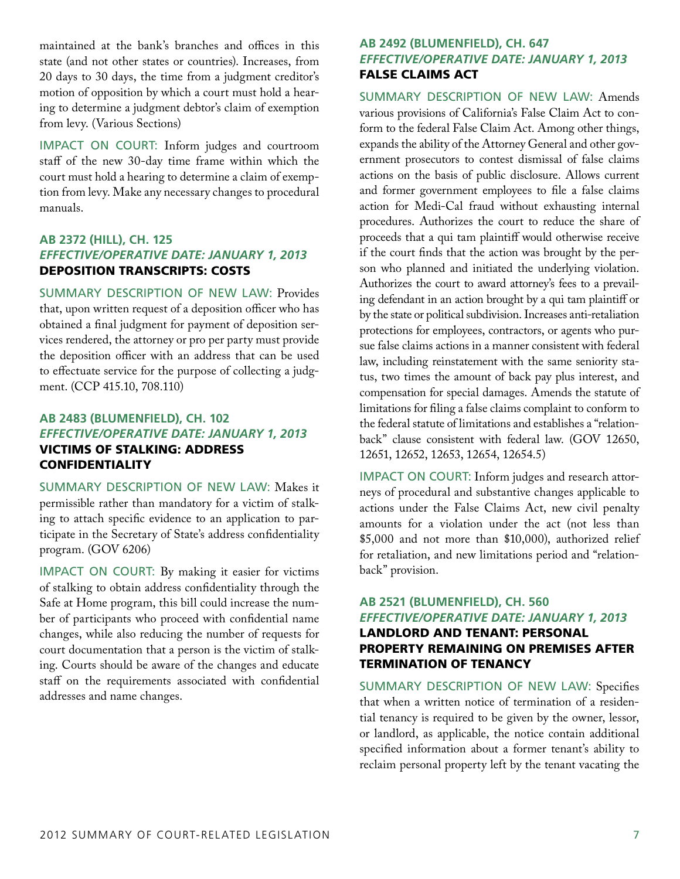maintained at the bank's branches and offices in this state (and not other states or countries). Increases, from 20 days to 30 days, the time from a judgment creditor's motion of opposition by which a court must hold a hearing to determine a judgment debtor's claim of exemption from levy. (Various Sections)

IMPACT ON COURT: Inform judges and courtroom staff of the new 30-day time frame within which the court must hold a hearing to determine a claim of exemption from levy. Make any necessary changes to procedural manuals.

### AB 2372 (HILL), CH. 125
***EFFECTIVE/OPERATIVE DATE: JANUARY 1, 2013***
**DEPOSITION TRANSCRIPTS: COSTS**

SUMMARY DESCRIPTION OF NEW LAW: Provides that, upon written request of a deposition officer who has obtained a final judgment for payment of deposition services rendered, the attorney or pro per party must provide the deposition officer with an address that can be used to effectuate service for the purpose of collecting a judgment. (CCP 415.10, 708.110)

### AB 2483 (BLUMENFIELD), CH. 102
***EFFECTIVE/OPERATIVE DATE: JANUARY 1, 2013***
**VICTIMS OF STALKING: ADDRESS CONFIDENTIALITY**

SUMMARY DESCRIPTION OF NEW LAW: Makes it permissible rather than mandatory for a victim of stalking to attach specific evidence to an application to participate in the Secretary of State's address confidentiality program. (GOV 6206)

IMPACT ON COURT: By making it easier for victims of stalking to obtain address confidentiality through the Safe at Home program, this bill could increase the number of participants who proceed with confidential name changes, while also reducing the number of requests for court documentation that a person is the victim of stalking. Courts should be aware of the changes and educate staff on the requirements associated with confidential addresses and name changes.

### AB 2492 (BLUMENFIELD), CH. 647
***EFFECTIVE/OPERATIVE DATE: JANUARY 1, 2013***
**FALSE CLAIMS ACT**

SUMMARY DESCRIPTION OF NEW LAW: Amends various provisions of California's False Claim Act to conform to the federal False Claim Act. Among other things, expands the ability of the Attorney General and other government prosecutors to contest dismissal of false claims actions on the basis of public disclosure. Allows current and former government employees to file a false claims action for Medi-Cal fraud without exhausting internal procedures. Authorizes the court to reduce the share of proceeds that a qui tam plaintiff would otherwise receive if the court finds that the action was brought by the person who planned and initiated the underlying violation. Authorizes the court to award attorney's fees to a prevailing defendant in an action brought by a qui tam plaintiff or by the state or political subdivision. Increases anti-retaliation protections for employees, contractors, or agents who pursue false claims actions in a manner consistent with federal law, including reinstatement with the same seniority status, two times the amount of back pay plus interest, and compensation for special damages. Amends the statute of limitations for filing a false claims complaint to conform to the federal statute of limitations and establishes a "relation-back" clause consistent with federal law. (GOV 12650, 12651, 12652, 12653, 12654, 12654.5)

IMPACT ON COURT: Inform judges and research attorneys of procedural and substantive changes applicable to actions under the False Claims Act, new civil penalty amounts for a violation under the act (not less than $5,000 and not more than $10,000), authorized relief for retaliation, and new limitations period and "relation-back" provision.

### AB 2521 (BLUMENFIELD), CH. 560
***EFFECTIVE/OPERATIVE DATE: JANUARY 1, 2013***
**LANDLORD AND TENANT: PERSONAL PROPERTY REMAINING ON PREMISES AFTER TERMINATION OF TENANCY**

SUMMARY DESCRIPTION OF NEW LAW: Specifies that when a written notice of termination of a residential tenancy is required to be given by the owner, lessor, or landlord, as applicable, the notice contain additional specified information about a former tenant's ability to reclaim personal property left by the tenant vacating the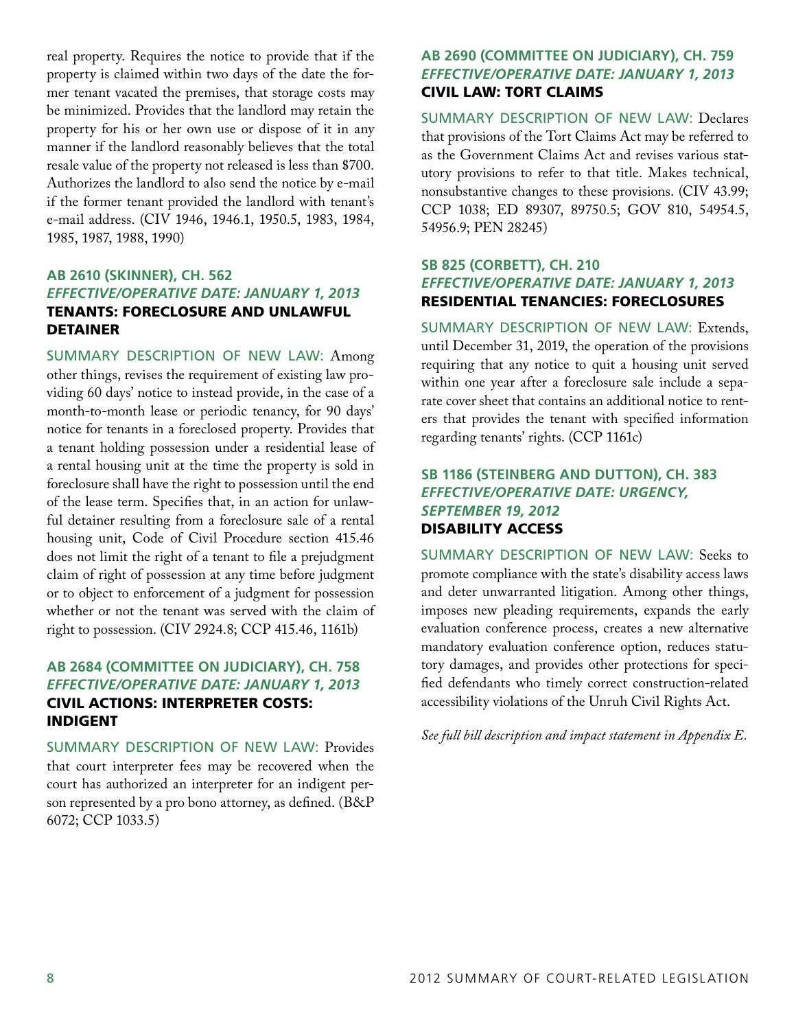real property. Requires the notice to provide that if the property is claimed within two days of the date the former tenant vacated the premises, that storage costs may be minimized. Provides that the landlord may retain the property for his or her own use or dispose of it in any manner if the landlord reasonably believes that the total resale value of the property not released is less than $700. Authorizes the landlord to also send the notice by e-mail if the former tenant provided the landlord with tenant's e-mail address. (CIV 1946, 1946.1, 1950.5, 1983, 1984, 1985, 1987, 1988, 1990)

### AB 2610 (SKINNER), CH. 562
#### *EFFECTIVE/OPERATIVE DATE: JANUARY 1, 2013*
#### TENANTS: FORECLOSURE AND UNLAWFUL DETAINER

SUMMARY DESCRIPTION OF NEW LAW: Among other things, revises the requirement of existing law providing 60 days' notice to instead provide, in the case of a month-to-month lease or periodic tenancy, for 90 days' notice for tenants in a foreclosed property. Provides that a tenant holding possession under a residential lease of a rental housing unit at the time the property is sold in foreclosure shall have the right to possession until the end of the lease term. Specifies that, in an action for unlawful detainer resulting from a foreclosure sale of a rental housing unit, Code of Civil Procedure section 415.46 does not limit the right of a tenant to file a prejudgment claim of right of possession at any time before judgment or to object to enforcement of a judgment for possession whether or not the tenant was served with the claim of right to possession. (CIV 2924.8; CCP 415.46, 1161b)

### AB 2684 (COMMITTEE ON JUDICIARY), CH. 758
#### *EFFECTIVE/OPERATIVE DATE: JANUARY 1, 2013*
#### CIVIL ACTIONS: INTERPRETER COSTS: INDIGENT

SUMMARY DESCRIPTION OF NEW LAW: Provides that court interpreter fees may be recovered when the court has authorized an interpreter for an indigent person represented by a pro bono attorney, as defined. (B&P 6072; CCP 1033.5)

### AB 2690 (COMMITTEE ON JUDICIARY), CH. 759
#### *EFFECTIVE/OPERATIVE DATE: JANUARY 1, 2013*
#### CIVIL LAW: TORT CLAIMS

SUMMARY DESCRIPTION OF NEW LAW: Declares that provisions of the Tort Claims Act may be referred to as the Government Claims Act and revises various statutory provisions to refer to that title. Makes technical, nonsubstantive changes to these provisions. (CIV 43.99; CCP 1038; ED 89307, 89750.5; GOV 810, 54954.5, 54956.9; PEN 28245)

### SB 825 (CORBETT), CH. 210
#### *EFFECTIVE/OPERATIVE DATE: JANUARY 1, 2013*
#### RESIDENTIAL TENANCIES: FORECLOSURES

SUMMARY DESCRIPTION OF NEW LAW: Extends, until December 31, 2019, the operation of the provisions requiring that any notice to quit a housing unit served within one year after a foreclosure sale include a separate cover sheet that contains an additional notice to renters that provides the tenant with specified information regarding tenants' rights. (CCP 1161c)

### SB 1186 (STEINBERG AND DUTTON), CH. 383
#### *EFFECTIVE/OPERATIVE DATE: URGENCY, SEPTEMBER 19, 2012*
#### DISABILITY ACCESS

SUMMARY DESCRIPTION OF NEW LAW: Seeks to promote compliance with the state's disability access laws and deter unwarranted litigation. Among other things, imposes new pleading requirements, expands the early evaluation conference process, creates a new alternative mandatory evaluation conference option, reduces statutory damages, and provides other protections for specified defendants who timely correct construction-related accessibility violations of the Unruh Civil Rights Act.

*See full bill description and impact statement in Appendix E.*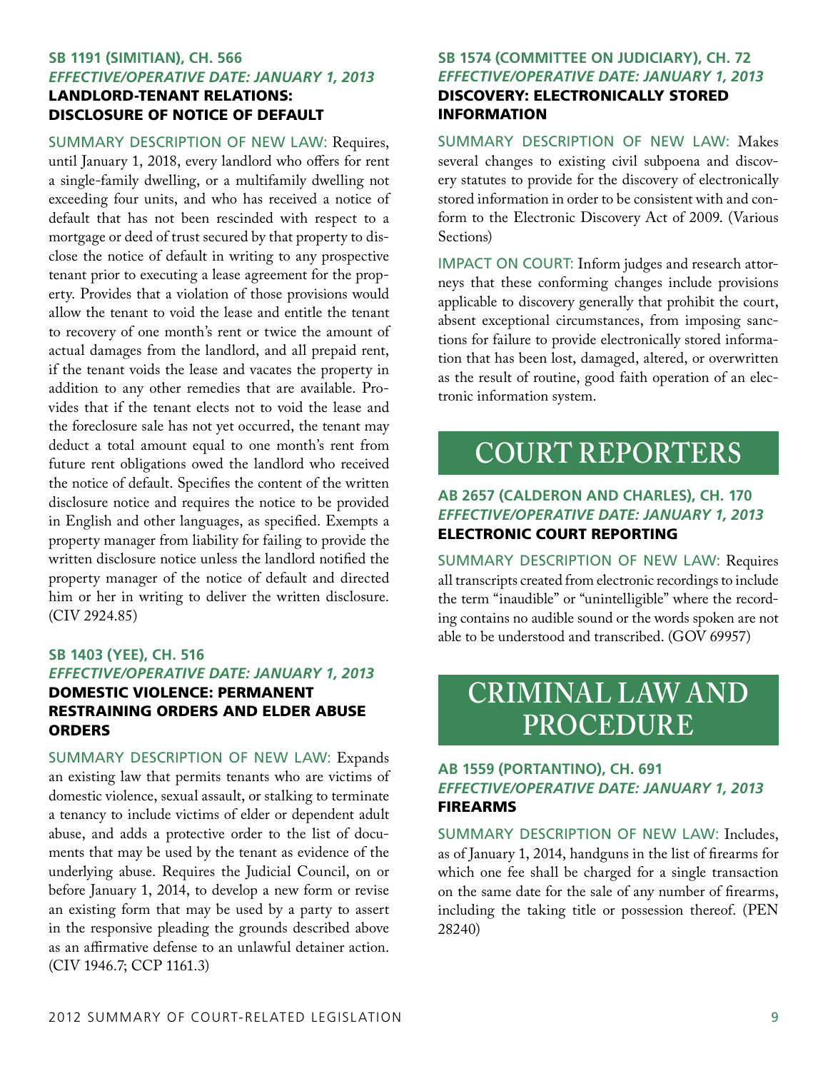### SB 1191 (SIMITIAN), CH. 566
***EFFECTIVE/OPERATIVE DATE: JANUARY 1, 2013***
**LANDLORD-TENANT RELATIONS: DISCLOSURE OF NOTICE OF DEFAULT**

SUMMARY DESCRIPTION OF NEW LAW: Requires, until January 1, 2018, every landlord who offers for rent a single-family dwelling, or a multifamily dwelling not exceeding four units, and who has received a notice of default that has not been rescinded with respect to a mortgage or deed of trust secured by that property to disclose the notice of default in writing to any prospective tenant prior to executing a lease agreement for the property. Provides that a violation of those provisions would allow the tenant to void the lease and entitle the tenant to recovery of one month's rent or twice the amount of actual damages from the landlord, and all prepaid rent, if the tenant voids the lease and vacates the property in addition to any other remedies that are available. Provides that if the tenant elects not to void the lease and the foreclosure sale has not yet occurred, the tenant may deduct a total amount equal to one month's rent from future rent obligations owed the landlord who received the notice of default. Specifies the content of the written disclosure notice and requires the notice to be provided in English and other languages, as specified. Exempts a property manager from liability for failing to provide the written disclosure notice unless the landlord notified the property manager of the notice of default and directed him or her in writing to deliver the written disclosure. (CIV 2924.85)

### SB 1403 (YEE), CH. 516
***EFFECTIVE/OPERATIVE DATE: JANUARY 1, 2013***
**DOMESTIC VIOLENCE: PERMANENT RESTRAINING ORDERS AND ELDER ABUSE ORDERS**

SUMMARY DESCRIPTION OF NEW LAW: Expands an existing law that permits tenants who are victims of domestic violence, sexual assault, or stalking to terminate a tenancy to include victims of elder or dependent adult abuse, and adds a protective order to the list of documents that may be used by the tenant as evidence of the underlying abuse. Requires the Judicial Council, on or before January 1, 2014, to develop a new form or revise an existing form that may be used by a party to assert in the responsive pleading the grounds described above as an affirmative defense to an unlawful detainer action. (CIV 1946.7; CCP 1161.3)

### SB 1574 (COMMITTEE ON JUDICIARY), CH. 72
***EFFECTIVE/OPERATIVE DATE: JANUARY 1, 2013***
**DISCOVERY: ELECTRONICALLY STORED INFORMATION**

SUMMARY DESCRIPTION OF NEW LAW: Makes several changes to existing civil subpoena and discovery statutes to provide for the discovery of electronically stored information in order to be consistent with and conform to the Electronic Discovery Act of 2009. (Various Sections)

IMPACT ON COURT: Inform judges and research attorneys that these conforming changes include provisions applicable to discovery generally that prohibit the court, absent exceptional circumstances, from imposing sanctions for failure to provide electronically stored information that has been lost, damaged, altered, or overwritten as the result of routine, good faith operation of an electronic information system.

## COURT REPORTERS

### AB 2657 (CALDERON AND CHARLES), CH. 170
***EFFECTIVE/OPERATIVE DATE: JANUARY 1, 2013***
**ELECTRONIC COURT REPORTING**

SUMMARY DESCRIPTION OF NEW LAW: Requires all transcripts created from electronic recordings to include the term "inaudible" or "unintelligible" where the recording contains no audible sound or the words spoken are not able to be understood and transcribed. (GOV 69957)

## CRIMINAL LAW AND PROCEDURE

### AB 1559 (PORTANTINO), CH. 691
***EFFECTIVE/OPERATIVE DATE: JANUARY 1, 2013***
**FIREARMS**

SUMMARY DESCRIPTION OF NEW LAW: Includes, as of January 1, 2014, handguns in the list of firearms for which one fee shall be charged for a single transaction on the same date for the sale of any number of firearms, including the taking title or possession thereof. (PEN 28240)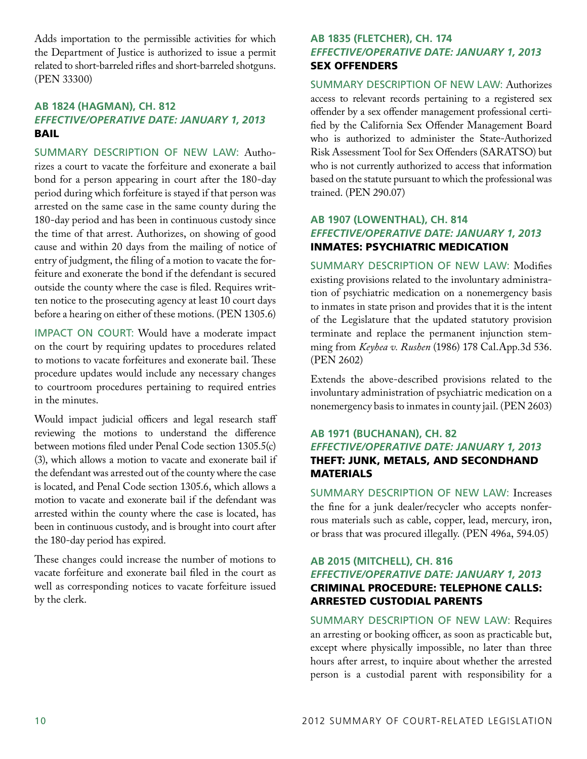Adds importation to the permissible activities for which the Department of Justice is authorized to issue a permit related to short-barreled rifles and short-barreled shotguns. (PEN 33300)

### AB 1824 (Hagman), Ch. 812
***Effective/Operative Date: January 1, 2013***
**BAIL**

SUMMARY DESCRIPTION OF NEW LAW: Authorizes a court to vacate the forfeiture and exonerate a bail bond for a person appearing in court after the 180-day period during which forfeiture is stayed if that person was arrested on the same case in the same county during the 180-day period and has been in continuous custody since the time of that arrest. Authorizes, on showing of good cause and within 20 days from the mailing of notice of entry of judgment, the filing of a motion to vacate the forfeiture and exonerate the bond if the defendant is secured outside the county where the case is filed. Requires written notice to the prosecuting agency at least 10 court days before a hearing on either of these motions. (PEN 1305.6)

IMPACT ON COURT: Would have a moderate impact on the court by requiring updates to procedures related to motions to vacate forfeitures and exonerate bail. These procedure updates would include any necessary changes to courtroom procedures pertaining to required entries in the minutes.

Would impact judicial officers and legal research staff reviewing the motions to understand the difference between motions filed under Penal Code section 1305.5(c)(3), which allows a motion to vacate and exonerate bail if the defendant was arrested out of the county where the case is located, and Penal Code section 1305.6, which allows a motion to vacate and exonerate bail if the defendant was arrested within the county where the case is located, has been in continuous custody, and is brought into court after the 180-day period has expired.

These changes could increase the number of motions to vacate forfeiture and exonerate bail filed in the court as well as corresponding notices to vacate forfeiture issued by the clerk.

### AB 1835 (Fletcher), Ch. 174
***Effective/Operative Date: January 1, 2013***
**SEX OFFENDERS**

SUMMARY DESCRIPTION OF NEW LAW: Authorizes access to relevant records pertaining to a registered sex offender by a sex offender management professional certified by the California Sex Offender Management Board who is authorized to administer the State-Authorized Risk Assessment Tool for Sex Offenders (SARATSO) but who is not currently authorized to access that information based on the statute pursuant to which the professional was trained. (PEN 290.07)

### AB 1907 (Lowenthal), Ch. 814
***Effective/Operative Date: January 1, 2013***
**INMATES: PSYCHIATRIC MEDICATION**

SUMMARY DESCRIPTION OF NEW LAW: Modifies existing provisions related to the involuntary administration of psychiatric medication on a nonemergency basis to inmates in state prison and provides that it is the intent of the Legislature that the updated statutory provision terminate and replace the permanent injunction stemming from *Keyhea v. Rushen* (1986) 178 Cal.App.3d 536. (PEN 2602)

Extends the above-described provisions related to the involuntary administration of psychiatric medication on a nonemergency basis to inmates in county jail. (PEN 2603)

### AB 1971 (Buchanan), Ch. 82
***Effective/Operative Date: January 1, 2013***
**THEFT: JUNK, METALS, AND SECONDHAND MATERIALS**

SUMMARY DESCRIPTION OF NEW LAW: Increases the fine for a junk dealer/recycler who accepts nonferrous materials such as cable, copper, lead, mercury, iron, or brass that was procured illegally. (PEN 496a, 594.05)

### AB 2015 (Mitchell), Ch. 816
***Effective/Operative Date: January 1, 2013***
**CRIMINAL PROCEDURE: TELEPHONE CALLS: ARRESTED CUSTODIAL PARENTS**

SUMMARY DESCRIPTION OF NEW LAW: Requires an arresting or booking officer, as soon as practicable but, except where physically impossible, no later than three hours after arrest, to inquire about whether the arrested person is a custodial parent with responsibility for a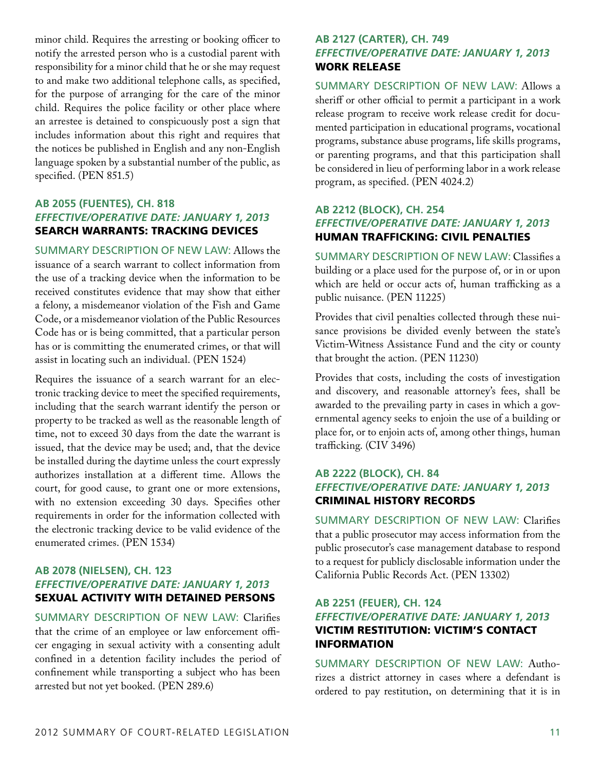minor child. Requires the arresting or booking officer to notify the arrested person who is a custodial parent with responsibility for a minor child that he or she may request to and make two additional telephone calls, as specified, for the purpose of arranging for the care of the minor child. Requires the police facility or other place where an arrestee is detained to conspicuously post a sign that includes information about this right and requires that the notices be published in English and any non-English language spoken by a substantial number of the public, as specified. (PEN 851.5)

### AB 2055 (FUENTES), CH. 818
***EFFECTIVE/OPERATIVE DATE: JANUARY 1, 2013***
**SEARCH WARRANTS: TRACKING DEVICES**

SUMMARY DESCRIPTION OF NEW LAW: Allows the issuance of a search warrant to collect information from the use of a tracking device when the information to be received constitutes evidence that may show that either a felony, a misdemeanor violation of the Fish and Game Code, or a misdemeanor violation of the Public Resources Code has or is being committed, that a particular person has or is committing the enumerated crimes, or that will assist in locating such an individual. (PEN 1524)

Requires the issuance of a search warrant for an electronic tracking device to meet the specified requirements, including that the search warrant identify the person or property to be tracked as well as the reasonable length of time, not to exceed 30 days from the date the warrant is issued, that the device may be used; and, that the device be installed during the daytime unless the court expressly authorizes installation at a different time. Allows the court, for good cause, to grant one or more extensions, with no extension exceeding 30 days. Specifies other requirements in order for the information collected with the electronic tracking device to be valid evidence of the enumerated crimes. (PEN 1534)

### AB 2078 (NIELSEN), CH. 123
***EFFECTIVE/OPERATIVE DATE: JANUARY 1, 2013***
**SEXUAL ACTIVITY WITH DETAINED PERSONS**

SUMMARY DESCRIPTION OF NEW LAW: Clarifies that the crime of an employee or law enforcement officer engaging in sexual activity with a consenting adult confined in a detention facility includes the period of confinement while transporting a subject who has been arrested but not yet booked. (PEN 289.6)

### AB 2127 (CARTER), CH. 749
***EFFECTIVE/OPERATIVE DATE: JANUARY 1, 2013***
**WORK RELEASE**

SUMMARY DESCRIPTION OF NEW LAW: Allows a sheriff or other official to permit a participant in a work release program to receive work release credit for documented participation in educational programs, vocational programs, substance abuse programs, life skills programs, or parenting programs, and that this participation shall be considered in lieu of performing labor in a work release program, as specified. (PEN 4024.2)

### AB 2212 (BLOCK), CH. 254
***EFFECTIVE/OPERATIVE DATE: JANUARY 1, 2013***
**HUMAN TRAFFICKING: CIVIL PENALTIES**

SUMMARY DESCRIPTION OF NEW LAW: Classifies a building or a place used for the purpose of, or in or upon which are held or occur acts of, human trafficking as a public nuisance. (PEN 11225)

Provides that civil penalties collected through these nuisance provisions be divided evenly between the state's Victim-Witness Assistance Fund and the city or county that brought the action. (PEN 11230)

Provides that costs, including the costs of investigation and discovery, and reasonable attorney's fees, shall be awarded to the prevailing party in cases in which a governmental agency seeks to enjoin the use of a building or place for, or to enjoin acts of, among other things, human trafficking. (CIV 3496)

### AB 2222 (BLOCK), CH. 84
***EFFECTIVE/OPERATIVE DATE: JANUARY 1, 2013***
**CRIMINAL HISTORY RECORDS**

SUMMARY DESCRIPTION OF NEW LAW: Clarifies that a public prosecutor may access information from the public prosecutor's case management database to respond to a request for publicly disclosable information under the California Public Records Act. (PEN 13302)

### AB 2251 (FEUER), CH. 124
***EFFECTIVE/OPERATIVE DATE: JANUARY 1, 2013***
**VICTIM RESTITUTION: VICTIM'S CONTACT INFORMATION**

SUMMARY DESCRIPTION OF NEW LAW: Authorizes a district attorney in cases where a defendant is ordered to pay restitution, on determining that it is in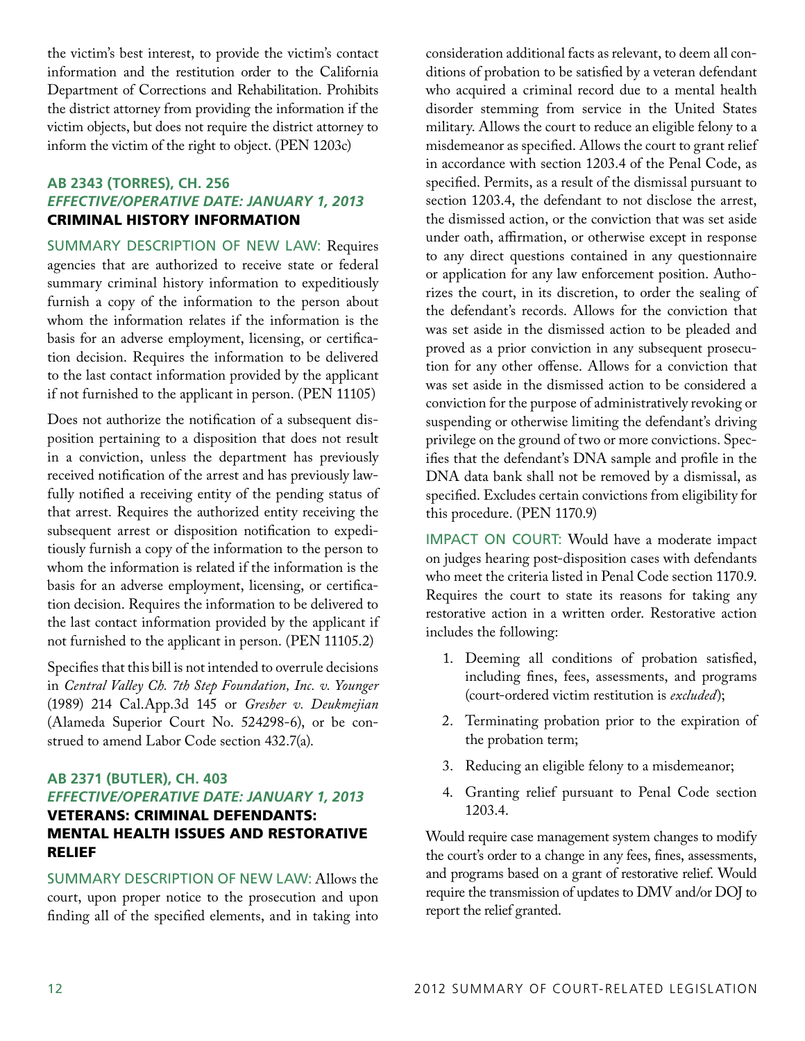the victim's best interest, to provide the victim's contact information and the restitution order to the California Department of Corrections and Rehabilitation. Prohibits the district attorney from providing the information if the victim objects, but does not require the district attorney to inform the victim of the right to object. (PEN 1203c)

### AB 2343 (Torres), Ch. 256
*Effective/Operative Date: January 1, 2013*
**CRIMINAL HISTORY INFORMATION**

SUMMARY DESCRIPTION OF NEW LAW: Requires agencies that are authorized to receive state or federal summary criminal history information to expeditiously furnish a copy of the information to the person about whom the information relates if the information is the basis for an adverse employment, licensing, or certification decision. Requires the information to be delivered to the last contact information provided by the applicant if not furnished to the applicant in person. (PEN 11105)

Does not authorize the notification of a subsequent disposition pertaining to a disposition that does not result in a conviction, unless the department has previously received notification of the arrest and has previously lawfully notified a receiving entity of the pending status of that arrest. Requires the authorized entity receiving the subsequent arrest or disposition notification to expeditiously furnish a copy of the information to the person to whom the information is related if the information is the basis for an adverse employment, licensing, or certification decision. Requires the information to be delivered to the last contact information provided by the applicant if not furnished to the applicant in person. (PEN 11105.2)

Specifies that this bill is not intended to overrule decisions in *Central Valley Ch. 7th Step Foundation, Inc. v. Younger* (1989) 214 Cal.App.3d 145 or *Gresher v. Deukmejian* (Alameda Superior Court No. 524298-6), or be construed to amend Labor Code section 432.7(a).

### AB 2371 (Butler), Ch. 403
*Effective/Operative Date: January 1, 2013*
**VETERANS: CRIMINAL DEFENDANTS: MENTAL HEALTH ISSUES AND RESTORATIVE RELIEF**

SUMMARY DESCRIPTION OF NEW LAW: Allows the court, upon proper notice to the prosecution and upon finding all of the specified elements, and in taking into consideration additional facts as relevant, to deem all conditions of probation to be satisfied by a veteran defendant who acquired a criminal record due to a mental health disorder stemming from service in the United States military. Allows the court to reduce an eligible felony to a misdemeanor as specified. Allows the court to grant relief in accordance with section 1203.4 of the Penal Code, as specified. Permits, as a result of the dismissal pursuant to section 1203.4, the defendant to not disclose the arrest, the dismissed action, or the conviction that was set aside under oath, affirmation, or otherwise except in response to any direct questions contained in any questionnaire or application for any law enforcement position. Authorizes the court, in its discretion, to order the sealing of the defendant's records. Allows for the conviction that was set aside in the dismissed action to be pleaded and proved as a prior conviction in any subsequent prosecution for any other offense. Allows for a conviction that was set aside in the dismissed action to be considered a conviction for the purpose of administratively revoking or suspending or otherwise limiting the defendant's driving privilege on the ground of two or more convictions. Specifies that the defendant's DNA sample and profile in the DNA data bank shall not be removed by a dismissal, as specified. Excludes certain convictions from eligibility for this procedure. (PEN 1170.9)

IMPACT ON COURT: Would have a moderate impact on judges hearing post-disposition cases with defendants who meet the criteria listed in Penal Code section 1170.9. Requires the court to state its reasons for taking any restorative action in a written order. Restorative action includes the following:

1. Deeming all conditions of probation satisfied, including fines, fees, assessments, and programs (court-ordered victim restitution is *excluded*);
2. Terminating probation prior to the expiration of the probation term;
3. Reducing an eligible felony to a misdemeanor;
4. Granting relief pursuant to Penal Code section 1203.4.

Would require case management system changes to modify the court's order to a change in any fees, fines, assessments, and programs based on a grant of restorative relief. Would require the transmission of updates to DMV and/or DOJ to report the relief granted.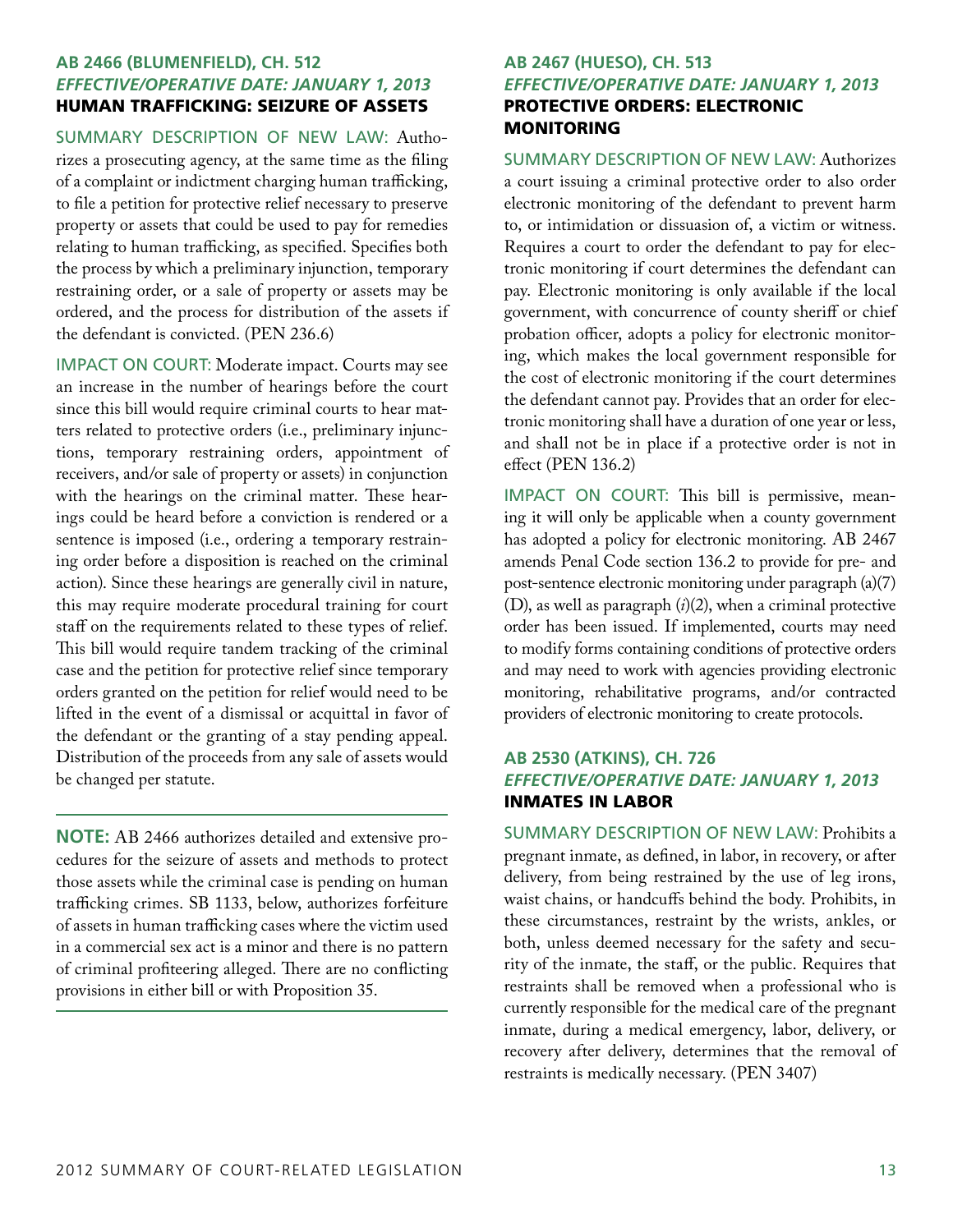### AB 2466 (BLUMENFIELD), CH. 512
***EFFECTIVE/OPERATIVE DATE: JANUARY 1, 2013***
**HUMAN TRAFFICKING: SEIZURE OF ASSETS**

SUMMARY DESCRIPTION OF NEW LAW: Authorizes a prosecuting agency, at the same time as the filing of a complaint or indictment charging human trafficking, to file a petition for protective relief necessary to preserve property or assets that could be used to pay for remedies relating to human trafficking, as specified. Specifies both the process by which a preliminary injunction, temporary restraining order, or a sale of property or assets may be ordered, and the process for distribution of the assets if the defendant is convicted. (PEN 236.6)

IMPACT ON COURT: Moderate impact. Courts may see an increase in the number of hearings before the court since this bill would require criminal courts to hear matters related to protective orders (i.e., preliminary injunctions, temporary restraining orders, appointment of receivers, and/or sale of property or assets) in conjunction with the hearings on the criminal matter. These hearings could be heard before a conviction is rendered or a sentence is imposed (i.e., ordering a temporary restraining order before a disposition is reached on the criminal action). Since these hearings are generally civil in nature, this may require moderate procedural training for court staff on the requirements related to these types of relief. This bill would require tandem tracking of the criminal case and the petition for protective relief since temporary orders granted on the petition for relief would need to be lifted in the event of a dismissal or acquittal in favor of the defendant or the granting of a stay pending appeal. Distribution of the proceeds from any sale of assets would be changed per statute.

**NOTE:** AB 2466 authorizes detailed and extensive procedures for the seizure of assets and methods to protect those assets while the criminal case is pending on human trafficking crimes. SB 1133, below, authorizes forfeiture of assets in human trafficking cases where the victim used in a commercial sex act is a minor and there is no pattern of criminal profiteering alleged. There are no conflicting provisions in either bill or with Proposition 35.

### AB 2467 (HUESO), CH. 513
***EFFECTIVE/OPERATIVE DATE: JANUARY 1, 2013***
**PROTECTIVE ORDERS: ELECTRONIC MONITORING**

SUMMARY DESCRIPTION OF NEW LAW: Authorizes a court issuing a criminal protective order to also order electronic monitoring of the defendant to prevent harm to, or intimidation or dissuasion of, a victim or witness. Requires a court to order the defendant to pay for electronic monitoring if court determines the defendant can pay. Electronic monitoring is only available if the local government, with concurrence of county sheriff or chief probation officer, adopts a policy for electronic monitoring, which makes the local government responsible for the cost of electronic monitoring if the court determines the defendant cannot pay. Provides that an order for electronic monitoring shall have a duration of one year or less, and shall not be in place if a protective order is not in effect (PEN 136.2)

IMPACT ON COURT: This bill is permissive, meaning it will only be applicable when a county government has adopted a policy for electronic monitoring. AB 2467 amends Penal Code section 136.2 to provide for pre- and post-sentence electronic monitoring under paragraph (a)(7)(D), as well as paragraph (*i*)(2), when a criminal protective order has been issued. If implemented, courts may need to modify forms containing conditions of protective orders and may need to work with agencies providing electronic monitoring, rehabilitative programs, and/or contracted providers of electronic monitoring to create protocols.

### AB 2530 (ATKINS), CH. 726
***EFFECTIVE/OPERATIVE DATE: JANUARY 1, 2013***
**INMATES IN LABOR**

SUMMARY DESCRIPTION OF NEW LAW: Prohibits a pregnant inmate, as defined, in labor, in recovery, or after delivery, from being restrained by the use of leg irons, waist chains, or handcuffs behind the body. Prohibits, in these circumstances, restraint by the wrists, ankles, or both, unless deemed necessary for the safety and security of the inmate, the staff, or the public. Requires that restraints shall be removed when a professional who is currently responsible for the medical care of the pregnant inmate, during a medical emergency, labor, delivery, or recovery after delivery, determines that the removal of restraints is medically necessary. (PEN 3407)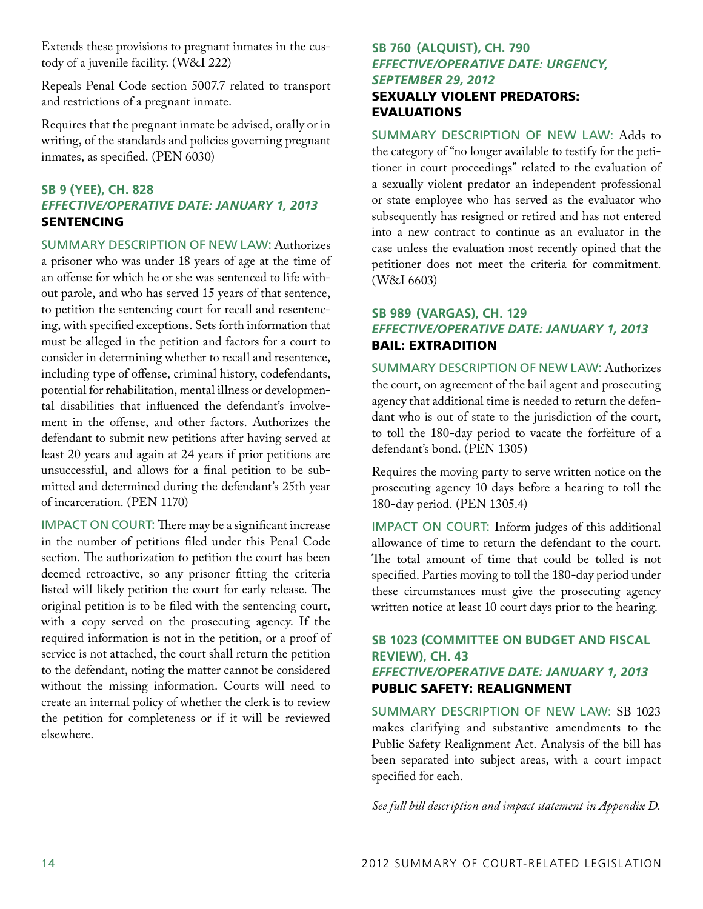Extends these provisions to pregnant inmates in the custody of a juvenile facility. (W&I 222)

Repeals Penal Code section 5007.7 related to transport and restrictions of a pregnant inmate.

Requires that the pregnant inmate be advised, orally or in writing, of the standards and policies governing pregnant inmates, as specified. (PEN 6030)

### SB 9 (YEE), CH. 828
***EFFECTIVE/OPERATIVE DATE: JANUARY 1, 2013***
**SENTENCING**

SUMMARY DESCRIPTION OF NEW LAW: Authorizes a prisoner who was under 18 years of age at the time of an offense for which he or she was sentenced to life without parole, and who has served 15 years of that sentence, to petition the sentencing court for recall and resentencing, with specified exceptions. Sets forth information that must be alleged in the petition and factors for a court to consider in determining whether to recall and resentence, including type of offense, criminal history, codefendants, potential for rehabilitation, mental illness or developmental disabilities that influenced the defendant's involvement in the offense, and other factors. Authorizes the defendant to submit new petitions after having served at least 20 years and again at 24 years if prior petitions are unsuccessful, and allows for a final petition to be submitted and determined during the defendant's 25th year of incarceration. (PEN 1170)

IMPACT ON COURT: There may be a significant increase in the number of petitions filed under this Penal Code section. The authorization to petition the court has been deemed retroactive, so any prisoner fitting the criteria listed will likely petition the court for early release. The original petition is to be filed with the sentencing court, with a copy served on the prosecuting agency. If the required information is not in the petition, or a proof of service is not attached, the court shall return the petition to the defendant, noting the matter cannot be considered without the missing information. Courts will need to create an internal policy of whether the clerk is to review the petition for completeness or if it will be reviewed elsewhere.

### SB 760 (ALQUIST), CH. 790
***EFFECTIVE/OPERATIVE DATE: URGENCY, SEPTEMBER 29, 2012***
**SEXUALLY VIOLENT PREDATORS: EVALUATIONS**

SUMMARY DESCRIPTION OF NEW LAW: Adds to the category of "no longer available to testify for the petitioner in court proceedings" related to the evaluation of a sexually violent predator an independent professional or state employee who has served as the evaluator who subsequently has resigned or retired and has not entered into a new contract to continue as an evaluator in the case unless the evaluation most recently opined that the petitioner does not meet the criteria for commitment. (W&I 6603)

### SB 989 (VARGAS), CH. 129
***EFFECTIVE/OPERATIVE DATE: JANUARY 1, 2013***
**BAIL: EXTRADITION**

SUMMARY DESCRIPTION OF NEW LAW: Authorizes the court, on agreement of the bail agent and prosecuting agency that additional time is needed to return the defendant who is out of state to the jurisdiction of the court, to toll the 180-day period to vacate the forfeiture of a defendant's bond. (PEN 1305)

Requires the moving party to serve written notice on the prosecuting agency 10 days before a hearing to toll the 180-day period. (PEN 1305.4)

IMPACT ON COURT: Inform judges of this additional allowance of time to return the defendant to the court. The total amount of time that could be tolled is not specified. Parties moving to toll the 180-day period under these circumstances must give the prosecuting agency written notice at least 10 court days prior to the hearing.

### SB 1023 (COMMITTEE ON BUDGET AND FISCAL REVIEW), CH. 43
***EFFECTIVE/OPERATIVE DATE: JANUARY 1, 2013***
**PUBLIC SAFETY: REALIGNMENT**

SUMMARY DESCRIPTION OF NEW LAW: SB 1023 makes clarifying and substantive amendments to the Public Safety Realignment Act. Analysis of the bill has been separated into subject areas, with a court impact specified for each.

*See full bill description and impact statement in Appendix D.*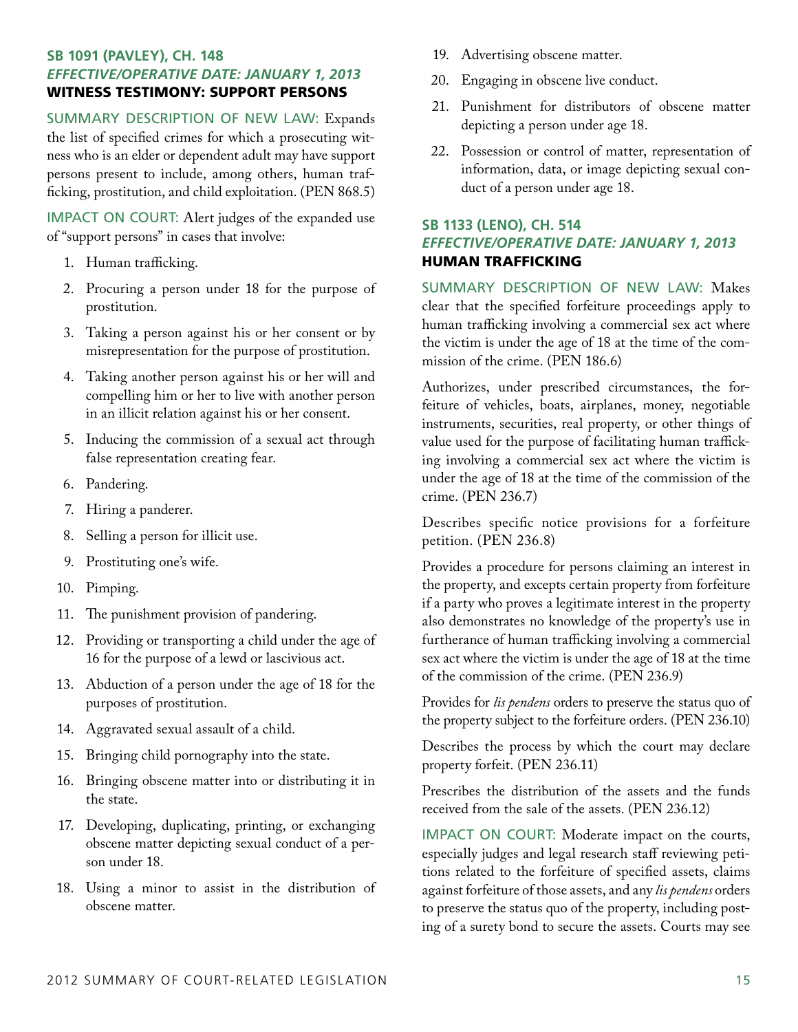### SB 1091 (Pavley), Ch. 148
### *Effective/Operative Date: January 1, 2013*
### **Witness Testimony: Support Persons**

SUMMARY DESCRIPTION OF NEW LAW: Expands the list of specified crimes for which a prosecuting witness who is an elder or dependent adult may have support persons present to include, among others, human trafficking, prostitution, and child exploitation. (PEN 868.5)

IMPACT ON COURT: Alert judges of the expanded use of "support persons" in cases that involve:

1. Human trafficking.
2. Procuring a person under 18 for the purpose of prostitution.
3. Taking a person against his or her consent or by misrepresentation for the purpose of prostitution.
4. Taking another person against his or her will and compelling him or her to live with another person in an illicit relation against his or her consent.
5. Inducing the commission of a sexual act through false representation creating fear.
6. Pandering.
7. Hiring a panderer.
8. Selling a person for illicit use.
9. Prostituting one's wife.
10. Pimping.
11. The punishment provision of pandering.
12. Providing or transporting a child under the age of 16 for the purpose of a lewd or lascivious act.
13. Abduction of a person under the age of 18 for the purposes of prostitution.
14. Aggravated sexual assault of a child.
15. Bringing child pornography into the state.
16. Bringing obscene matter into or distributing it in the state.
17. Developing, duplicating, printing, or exchanging obscene matter depicting sexual conduct of a person under 18.
18. Using a minor to assist in the distribution of obscene matter.
19. Advertising obscene matter.
20. Engaging in obscene live conduct.
21. Punishment for distributors of obscene matter depicting a person under age 18.
22. Possession or control of matter, representation of information, data, or image depicting sexual conduct of a person under age 18.

### SB 1133 (Leno), Ch. 514
### *Effective/Operative Date: January 1, 2013*
### **Human Trafficking**

SUMMARY DESCRIPTION OF NEW LAW: Makes clear that the specified forfeiture proceedings apply to human trafficking involving a commercial sex act where the victim is under the age of 18 at the time of the commission of the crime. (PEN 186.6)

Authorizes, under prescribed circumstances, the forfeiture of vehicles, boats, airplanes, money, negotiable instruments, securities, real property, or other things of value used for the purpose of facilitating human trafficking involving a commercial sex act where the victim is under the age of 18 at the time of the commission of the crime. (PEN 236.7)

Describes specific notice provisions for a forfeiture petition. (PEN 236.8)

Provides a procedure for persons claiming an interest in the property, and excepts certain property from forfeiture if a party who proves a legitimate interest in the property also demonstrates no knowledge of the property's use in furtherance of human trafficking involving a commercial sex act where the victim is under the age of 18 at the time of the commission of the crime. (PEN 236.9)

Provides for *lis pendens* orders to preserve the status quo of the property subject to the forfeiture orders. (PEN 236.10)

Describes the process by which the court may declare property forfeit. (PEN 236.11)

Prescribes the distribution of the assets and the funds received from the sale of the assets. (PEN 236.12)

IMPACT ON COURT: Moderate impact on the courts, especially judges and legal research staff reviewing petitions related to the forfeiture of specified assets, claims against forfeiture of those assets, and any *lis pendens* orders to preserve the status quo of the property, including posting of a surety bond to secure the assets. Courts may see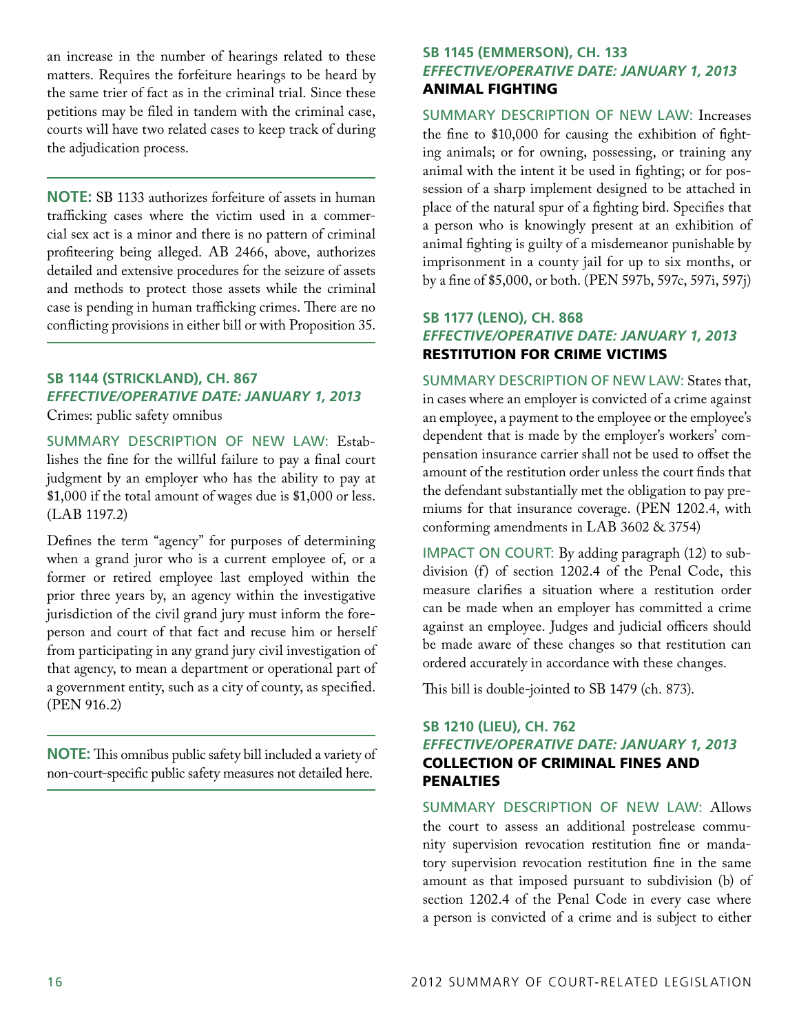an increase in the number of hearings related to these matters. Requires the forfeiture hearings to be heard by the same trier of fact as in the criminal trial. Since these petitions may be filed in tandem with the criminal case, courts will have two related cases to keep track of during the adjudication process.

**NOTE:** SB 1133 authorizes forfeiture of assets in human trafficking cases where the victim used in a commercial sex act is a minor and there is no pattern of criminal profiteering being alleged. AB 2466, above, authorizes detailed and extensive procedures for the seizure of assets and methods to protect those assets while the criminal case is pending in human trafficking crimes. There are no conflicting provisions in either bill or with Proposition 35.

### SB 1144 (STRICKLAND), CH. 867
***EFFECTIVE/OPERATIVE DATE: JANUARY 1, 2013***

Crimes: public safety omnibus

SUMMARY DESCRIPTION OF NEW LAW: Establishes the fine for the willful failure to pay a final court judgment by an employer who has the ability to pay at $1,000 if the total amount of wages due is $1,000 or less. (LAB 1197.2)

Defines the term "agency" for purposes of determining when a grand juror who is a current employee of, or a former or retired employee last employed within the prior three years by, an agency within the investigative jurisdiction of the civil grand jury must inform the foreperson and court of that fact and recuse him or herself from participating in any grand jury civil investigation of that agency, to mean a department or operational part of a government entity, such as a city of county, as specified. (PEN 916.2)

**NOTE:** This omnibus public safety bill included a variety of non-court-specific public safety measures not detailed here.

### SB 1145 (EMMERSON), CH. 133
***EFFECTIVE/OPERATIVE DATE: JANUARY 1, 2013***
**ANIMAL FIGHTING**

SUMMARY DESCRIPTION OF NEW LAW: Increases the fine to $10,000 for causing the exhibition of fighting animals; or for owning, possessing, or training any animal with the intent it be used in fighting; or for possession of a sharp implement designed to be attached in place of the natural spur of a fighting bird. Specifies that a person who is knowingly present at an exhibition of animal fighting is guilty of a misdemeanor punishable by imprisonment in a county jail for up to six months, or by a fine of $5,000, or both. (PEN 597b, 597c, 597i, 597j)

### SB 1177 (LENO), CH. 868
***EFFECTIVE/OPERATIVE DATE: JANUARY 1, 2013***
**RESTITUTION FOR CRIME VICTIMS**

SUMMARY DESCRIPTION OF NEW LAW: States that, in cases where an employer is convicted of a crime against an employee, a payment to the employee or the employee's dependent that is made by the employer's workers' compensation insurance carrier shall not be used to offset the amount of the restitution order unless the court finds that the defendant substantially met the obligation to pay premiums for that insurance coverage. (PEN 1202.4, with conforming amendments in LAB 3602 & 3754)

IMPACT ON COURT: By adding paragraph (12) to subdivision (f) of section 1202.4 of the Penal Code, this measure clarifies a situation where a restitution order can be made when an employer has committed a crime against an employee. Judges and judicial officers should be made aware of these changes so that restitution can ordered accurately in accordance with these changes.

This bill is double-jointed to SB 1479 (ch. 873).

### SB 1210 (LIEU), CH. 762
***EFFECTIVE/OPERATIVE DATE: JANUARY 1, 2013***
**COLLECTION OF CRIMINAL FINES AND PENALTIES**

SUMMARY DESCRIPTION OF NEW LAW: Allows the court to assess an additional postrelease community supervision revocation restitution fine or mandatory supervision revocation restitution fine in the same amount as that imposed pursuant to subdivision (b) of section 1202.4 of the Penal Code in every case where a person is convicted of a crime and is subject to either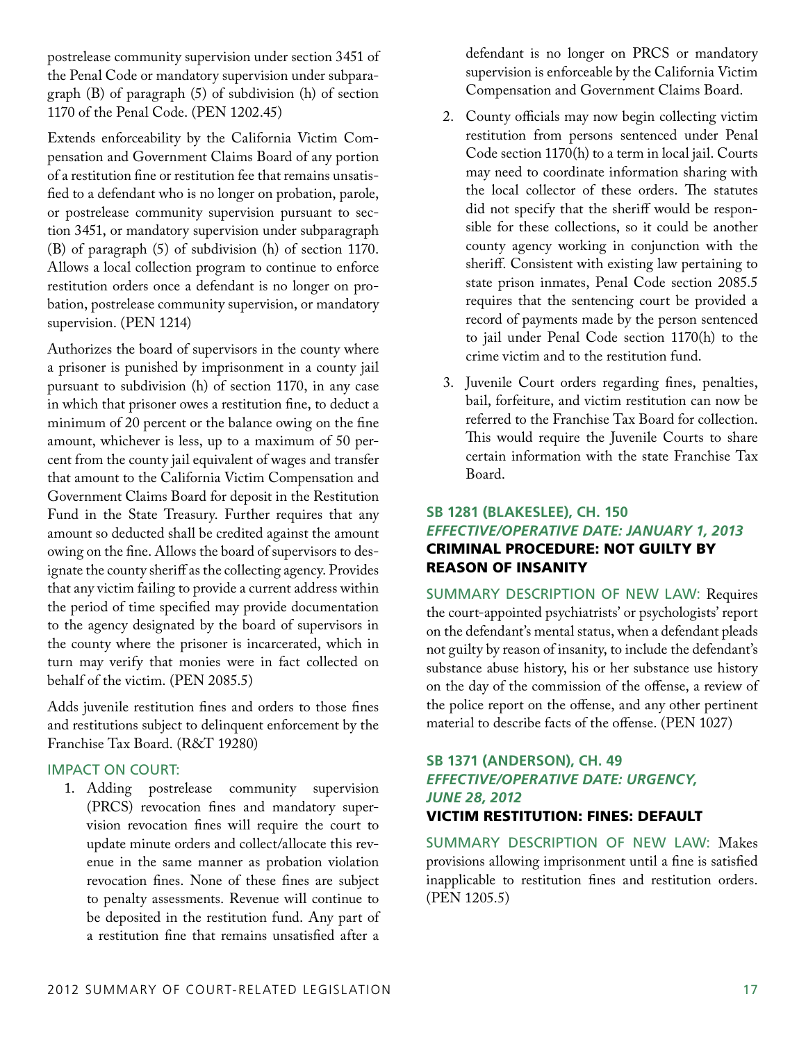postrelease community supervision under section 3451 of the Penal Code or mandatory supervision under subparagraph (B) of paragraph (5) of subdivision (h) of section 1170 of the Penal Code. (PEN 1202.45)

Extends enforceability by the California Victim Compensation and Government Claims Board of any portion of a restitution fine or restitution fee that remains unsatisfied to a defendant who is no longer on probation, parole, or postrelease community supervision pursuant to section 3451, or mandatory supervision under subparagraph (B) of paragraph (5) of subdivision (h) of section 1170. Allows a local collection program to continue to enforce restitution orders once a defendant is no longer on probation, postrelease community supervision, or mandatory supervision. (PEN 1214)

Authorizes the board of supervisors in the county where a prisoner is punished by imprisonment in a county jail pursuant to subdivision (h) of section 1170, in any case in which that prisoner owes a restitution fine, to deduct a minimum of 20 percent or the balance owing on the fine amount, whichever is less, up to a maximum of 50 percent from the county jail equivalent of wages and transfer that amount to the California Victim Compensation and Government Claims Board for deposit in the Restitution Fund in the State Treasury. Further requires that any amount so deducted shall be credited against the amount owing on the fine. Allows the board of supervisors to designate the county sheriff as the collecting agency. Provides that any victim failing to provide a current address within the period of time specified may provide documentation to the agency designated by the board of supervisors in the county where the prisoner is incarcerated, which in turn may verify that monies were in fact collected on behalf of the victim. (PEN 2085.5)

Adds juvenile restitution fines and orders to those fines and restitutions subject to delinquent enforcement by the Franchise Tax Board. (R&T 19280)

IMPACT ON COURT:

1. Adding postrelease community supervision (PRCS) revocation fines and mandatory supervision revocation fines will require the court to update minute orders and collect/allocate this revenue in the same manner as probation violation revocation fines. None of these fines are subject to penalty assessments. Revenue will continue to be deposited in the restitution fund. Any part of a restitution fine that remains unsatisfied after a defendant is no longer on PRCS or mandatory supervision is enforceable by the California Victim Compensation and Government Claims Board.
2. County officials may now begin collecting victim restitution from persons sentenced under Penal Code section 1170(h) to a term in local jail. Courts may need to coordinate information sharing with the local collector of these orders. The statutes did not specify that the sheriff would be responsible for these collections, so it could be another county agency working in conjunction with the sheriff. Consistent with existing law pertaining to state prison inmates, Penal Code section 2085.5 requires that the sentencing court be provided a record of payments made by the person sentenced to jail under Penal Code section 1170(h) to the crime victim and to the restitution fund.
3. Juvenile Court orders regarding fines, penalties, bail, forfeiture, and victim restitution can now be referred to the Franchise Tax Board for collection. This would require the Juvenile Courts to share certain information with the state Franchise Tax Board.

### SB 1281 (BLAKESLEE), CH. 150
***EFFECTIVE/OPERATIVE DATE: JANUARY 1, 2013***
**CRIMINAL PROCEDURE: NOT GUILTY BY REASON OF INSANITY**

SUMMARY DESCRIPTION OF NEW LAW: Requires the court-appointed psychiatrists' or psychologists' report on the defendant's mental status, when a defendant pleads not guilty by reason of insanity, to include the defendant's substance abuse history, his or her substance use history on the day of the commission of the offense, a review of the police report on the offense, and any other pertinent material to describe facts of the offense. (PEN 1027)

### SB 1371 (ANDERSON), CH. 49
***EFFECTIVE/OPERATIVE DATE: URGENCY, JUNE 28, 2012***
**VICTIM RESTITUTION: FINES: DEFAULT**

SUMMARY DESCRIPTION OF NEW LAW: Makes provisions allowing imprisonment until a fine is satisfied inapplicable to restitution fines and restitution orders. (PEN 1205.5)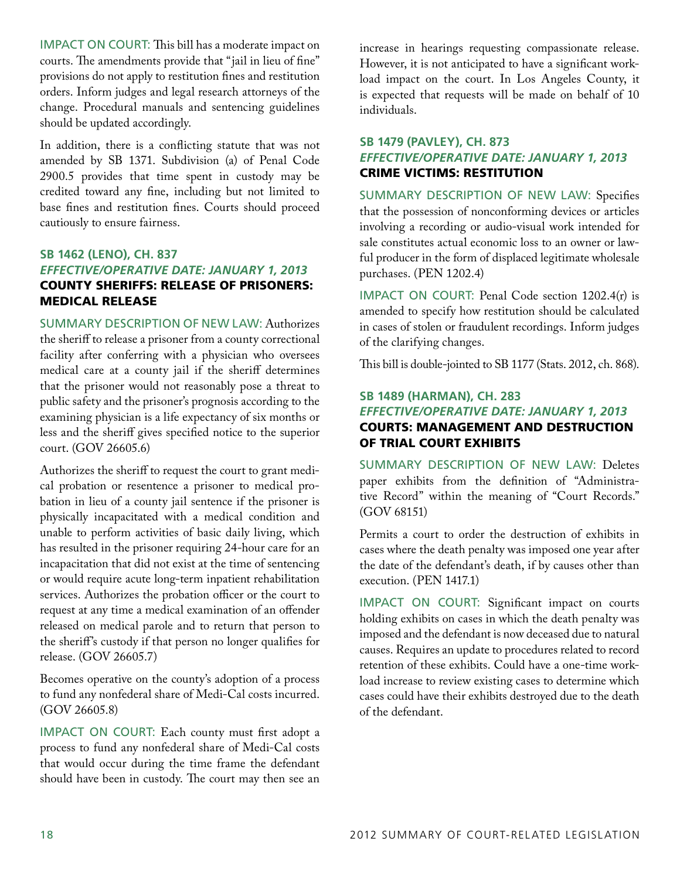IMPACT ON COURT: This bill has a moderate impact on courts. The amendments provide that "jail in lieu of fine" provisions do not apply to restitution fines and restitution orders. Inform judges and legal research attorneys of the change. Procedural manuals and sentencing guidelines should be updated accordingly.

In addition, there is a conflicting statute that was not amended by SB 1371. Subdivision (a) of Penal Code 2900.5 provides that time spent in custody may be credited toward any fine, including but not limited to base fines and restitution fines. Courts should proceed cautiously to ensure fairness.

### SB 1462 (LENO), CH. 837
### *EFFECTIVE/OPERATIVE DATE: JANUARY 1, 2013*
### COUNTY SHERIFFS: RELEASE OF PRISONERS: MEDICAL RELEASE

SUMMARY DESCRIPTION OF NEW LAW: Authorizes the sheriff to release a prisoner from a county correctional facility after conferring with a physician who oversees medical care at a county jail if the sheriff determines that the prisoner would not reasonably pose a threat to public safety and the prisoner's prognosis according to the examining physician is a life expectancy of six months or less and the sheriff gives specified notice to the superior court. (GOV 26605.6)

Authorizes the sheriff to request the court to grant medical probation or resentence a prisoner to medical probation in lieu of a county jail sentence if the prisoner is physically incapacitated with a medical condition and unable to perform activities of basic daily living, which has resulted in the prisoner requiring 24-hour care for an incapacitation that did not exist at the time of sentencing or would require acute long-term inpatient rehabilitation services. Authorizes the probation officer or the court to request at any time a medical examination of an offender released on medical parole and to return that person to the sheriff's custody if that person no longer qualifies for release. (GOV 26605.7)

Becomes operative on the county's adoption of a process to fund any nonfederal share of Medi-Cal costs incurred. (GOV 26605.8)

IMPACT ON COURT: Each county must first adopt a process to fund any nonfederal share of Medi-Cal costs that would occur during the time frame the defendant should have been in custody. The court may then see an increase in hearings requesting compassionate release. However, it is not anticipated to have a significant workload impact on the court. In Los Angeles County, it is expected that requests will be made on behalf of 10 individuals.

### SB 1479 (PAVLEY), CH. 873
### *EFFECTIVE/OPERATIVE DATE: JANUARY 1, 2013*
### CRIME VICTIMS: RESTITUTION

SUMMARY DESCRIPTION OF NEW LAW: Specifies that the possession of nonconforming devices or articles involving a recording or audio-visual work intended for sale constitutes actual economic loss to an owner or lawful producer in the form of displaced legitimate wholesale purchases. (PEN 1202.4)

IMPACT ON COURT: Penal Code section 1202.4(r) is amended to specify how restitution should be calculated in cases of stolen or fraudulent recordings. Inform judges of the clarifying changes.

This bill is double-jointed to SB 1177 (Stats. 2012, ch. 868).

### SB 1489 (HARMAN), CH. 283
### *EFFECTIVE/OPERATIVE DATE: JANUARY 1, 2013*
### COURTS: MANAGEMENT AND DESTRUCTION OF TRIAL COURT EXHIBITS

SUMMARY DESCRIPTION OF NEW LAW: Deletes paper exhibits from the definition of "Administrative Record" within the meaning of "Court Records." (GOV 68151)

Permits a court to order the destruction of exhibits in cases where the death penalty was imposed one year after the date of the defendant's death, if by causes other than execution. (PEN 1417.1)

IMPACT ON COURT: Significant impact on courts holding exhibits on cases in which the death penalty was imposed and the defendant is now deceased due to natural causes. Requires an update to procedures related to record retention of these exhibits. Could have a one-time workload increase to review existing cases to determine which cases could have their exhibits destroyed due to the death of the defendant.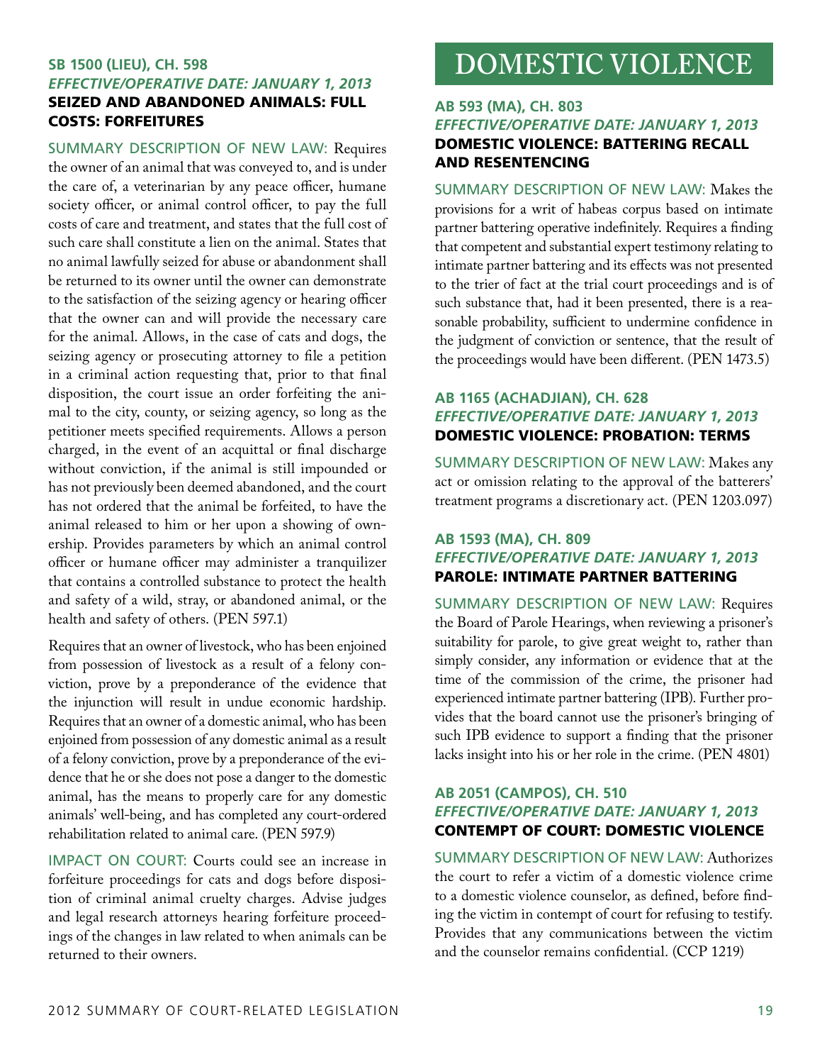### SB 1500 (LIEU), CH. 598
***EFFECTIVE/OPERATIVE DATE: JANUARY 1, 2013***
**SEIZED AND ABANDONED ANIMALS: FULL COSTS: FORFEITURES**

SUMMARY DESCRIPTION OF NEW LAW: Requires the owner of an animal that was conveyed to, and is under the care of, a veterinarian by any peace officer, humane society officer, or animal control officer, to pay the full costs of care and treatment, and states that the full cost of such care shall constitute a lien on the animal. States that no animal lawfully seized for abuse or abandonment shall be returned to its owner until the owner can demonstrate to the satisfaction of the seizing agency or hearing officer that the owner can and will provide the necessary care for the animal. Allows, in the case of cats and dogs, the seizing agency or prosecuting attorney to file a petition in a criminal action requesting that, prior to that final disposition, the court issue an order forfeiting the animal to the city, county, or seizing agency, so long as the petitioner meets specified requirements. Allows a person charged, in the event of an acquittal or final discharge without conviction, if the animal is still impounded or has not previously been deemed abandoned, and the court has not ordered that the animal be forfeited, to have the animal released to him or her upon a showing of ownership. Provides parameters by which an animal control officer or humane officer may administer a tranquilizer that contains a controlled substance to protect the health and safety of a wild, stray, or abandoned animal, or the health and safety of others. (PEN 597.1)

Requires that an owner of livestock, who has been enjoined from possession of livestock as a result of a felony conviction, prove by a preponderance of the evidence that the injunction will result in undue economic hardship. Requires that an owner of a domestic animal, who has been enjoined from possession of any domestic animal as a result of a felony conviction, prove by a preponderance of the evidence that he or she does not pose a danger to the domestic animal, has the means to properly care for any domestic animals' well-being, and has completed any court-ordered rehabilitation related to animal care. (PEN 597.9)

IMPACT ON COURT: Courts could see an increase in forfeiture proceedings for cats and dogs before disposition of criminal animal cruelty charges. Advise judges and legal research attorneys hearing forfeiture proceedings of the changes in law related to when animals can be returned to their owners.

## DOMESTIC VIOLENCE

### AB 593 (MA), CH. 803
***EFFECTIVE/OPERATIVE DATE: JANUARY 1, 2013***
**DOMESTIC VIOLENCE: BATTERING RECALL AND RESENTENCING**

SUMMARY DESCRIPTION OF NEW LAW: Makes the provisions for a writ of habeas corpus based on intimate partner battering operative indefinitely. Requires a finding that competent and substantial expert testimony relating to intimate partner battering and its effects was not presented to the trier of fact at the trial court proceedings and is of such substance that, had it been presented, there is a reasonable probability, sufficient to undermine confidence in the judgment of conviction or sentence, that the result of the proceedings would have been different. (PEN 1473.5)

### AB 1165 (ACHADJIAN), CH. 628
***EFFECTIVE/OPERATIVE DATE: JANUARY 1, 2013***
**DOMESTIC VIOLENCE: PROBATION: TERMS**

SUMMARY DESCRIPTION OF NEW LAW: Makes any act or omission relating to the approval of the batterers' treatment programs a discretionary act. (PEN 1203.097)

### AB 1593 (MA), CH. 809
***EFFECTIVE/OPERATIVE DATE: JANUARY 1, 2013***
**PAROLE: INTIMATE PARTNER BATTERING**

SUMMARY DESCRIPTION OF NEW LAW: Requires the Board of Parole Hearings, when reviewing a prisoner's suitability for parole, to give great weight to, rather than simply consider, any information or evidence that at the time of the commission of the crime, the prisoner had experienced intimate partner battering (IPB). Further provides that the board cannot use the prisoner's bringing of such IPB evidence to support a finding that the prisoner lacks insight into his or her role in the crime. (PEN 4801)

### AB 2051 (CAMPOS), CH. 510
***EFFECTIVE/OPERATIVE DATE: JANUARY 1, 2013***
**CONTEMPT OF COURT: DOMESTIC VIOLENCE**

SUMMARY DESCRIPTION OF NEW LAW: Authorizes the court to refer a victim of a domestic violence crime to a domestic violence counselor, as defined, before finding the victim in contempt of court for refusing to testify. Provides that any communications between the victim and the counselor remains confidential. (CCP 1219)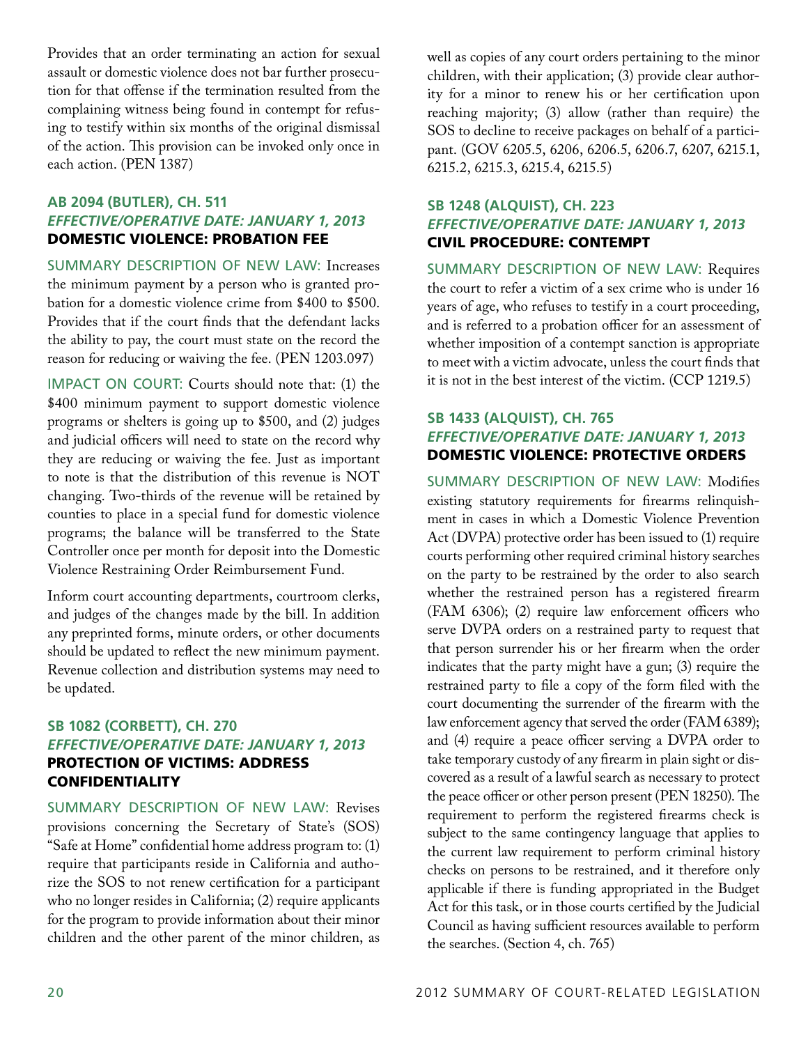Provides that an order terminating an action for sexual assault or domestic violence does not bar further prosecution for that offense if the termination resulted from the complaining witness being found in contempt for refusing to testify within six months of the original dismissal of the action. This provision can be invoked only once in each action. (PEN 1387)

### AB 2094 (BUTLER), CH. 511
### *EFFECTIVE/OPERATIVE DATE: JANUARY 1, 2013*
### DOMESTIC VIOLENCE: PROBATION FEE

SUMMARY DESCRIPTION OF NEW LAW: Increases the minimum payment by a person who is granted probation for a domestic violence crime from $400 to $500. Provides that if the court finds that the defendant lacks the ability to pay, the court must state on the record the reason for reducing or waiving the fee. (PEN 1203.097)

IMPACT ON COURT: Courts should note that: (1) the $400 minimum payment to support domestic violence programs or shelters is going up to $500, and (2) judges and judicial officers will need to state on the record why they are reducing or waiving the fee. Just as important to note is that the distribution of this revenue is NOT changing. Two-thirds of the revenue will be retained by counties to place in a special fund for domestic violence programs; the balance will be transferred to the State Controller once per month for deposit into the Domestic Violence Restraining Order Reimbursement Fund.

Inform court accounting departments, courtroom clerks, and judges of the changes made by the bill. In addition any preprinted forms, minute orders, or other documents should be updated to reflect the new minimum payment. Revenue collection and distribution systems may need to be updated.

### SB 1082 (CORBETT), CH. 270
### *EFFECTIVE/OPERATIVE DATE: JANUARY 1, 2013*
### PROTECTION OF VICTIMS: ADDRESS CONFIDENTIALITY

SUMMARY DESCRIPTION OF NEW LAW: Revises provisions concerning the Secretary of State's (SOS) "Safe at Home" confidential home address program to: (1) require that participants reside in California and authorize the SOS to not renew certification for a participant who no longer resides in California; (2) require applicants for the program to provide information about their minor children and the other parent of the minor children, as well as copies of any court orders pertaining to the minor children, with their application; (3) provide clear authority for a minor to renew his or her certification upon reaching majority; (3) allow (rather than require) the SOS to decline to receive packages on behalf of a participant. (GOV 6205.5, 6206, 6206.5, 6206.7, 6207, 6215.1, 6215.2, 6215.3, 6215.4, 6215.5)

### SB 1248 (ALQUIST), CH. 223
### *EFFECTIVE/OPERATIVE DATE: JANUARY 1, 2013*
### CIVIL PROCEDURE: CONTEMPT

SUMMARY DESCRIPTION OF NEW LAW: Requires the court to refer a victim of a sex crime who is under 16 years of age, who refuses to testify in a court proceeding, and is referred to a probation officer for an assessment of whether imposition of a contempt sanction is appropriate to meet with a victim advocate, unless the court finds that it is not in the best interest of the victim. (CCP 1219.5)

### SB 1433 (ALQUIST), CH. 765
### *EFFECTIVE/OPERATIVE DATE: JANUARY 1, 2013*
### DOMESTIC VIOLENCE: PROTECTIVE ORDERS

SUMMARY DESCRIPTION OF NEW LAW: Modifies existing statutory requirements for firearms relinquishment in cases in which a Domestic Violence Prevention Act (DVPA) protective order has been issued to (1) require courts performing other required criminal history searches on the party to be restrained by the order to also search whether the restrained person has a registered firearm (FAM 6306); (2) require law enforcement officers who serve DVPA orders on a restrained party to request that that person surrender his or her firearm when the order indicates that the party might have a gun; (3) require the restrained party to file a copy of the form filed with the court documenting the surrender of the firearm with the law enforcement agency that served the order (FAM 6389); and (4) require a peace officer serving a DVPA order to take temporary custody of any firearm in plain sight or discovered as a result of a lawful search as necessary to protect the peace officer or other person present (PEN 18250). The requirement to perform the registered firearms check is subject to the same contingency language that applies to the current law requirement to perform criminal history checks on persons to be restrained, and it therefore only applicable if there is funding appropriated in the Budget Act for this task, or in those courts certified by the Judicial Council as having sufficient resources available to perform the searches. (Section 4, ch. 765)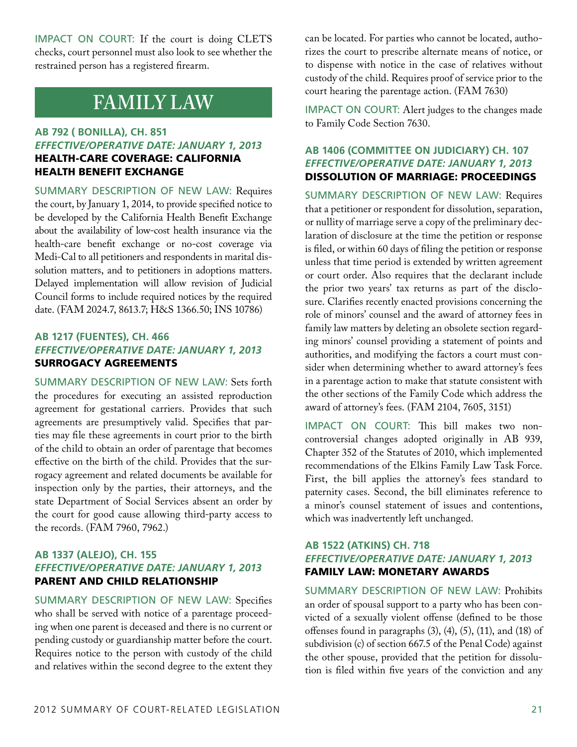IMPACT ON COURT: If the court is doing CLETS checks, court personnel must also look to see whether the restrained person has a registered firearm.

# FAMILY LAW

### AB 792 ( BONILLA), CH. 851
***EFFECTIVE/OPERATIVE DATE: JANUARY 1, 2013***
**HEALTH-CARE COVERAGE: CALIFORNIA HEALTH BENEFIT EXCHANGE**

SUMMARY DESCRIPTION OF NEW LAW: Requires the court, by January 1, 2014, to provide specified notice to be developed by the California Health Benefit Exchange about the availability of low-cost health insurance via the health-care benefit exchange or no-cost coverage via Medi-Cal to all petitioners and respondents in marital dissolution matters, and to petitioners in adoptions matters. Delayed implementation will allow revision of Judicial Council forms to include required notices by the required date. (FAM 2024.7, 8613.7; H&S 1366.50; INS 10786)

### AB 1217 (FUENTES), CH. 466
***EFFECTIVE/OPERATIVE DATE: JANUARY 1, 2013***
**SURROGACY AGREEMENTS**

SUMMARY DESCRIPTION OF NEW LAW: Sets forth the procedures for executing an assisted reproduction agreement for gestational carriers. Provides that such agreements are presumptively valid. Specifies that parties may file these agreements in court prior to the birth of the child to obtain an order of parentage that becomes effective on the birth of the child. Provides that the surrogacy agreement and related documents be available for inspection only by the parties, their attorneys, and the state Department of Social Services absent an order by the court for good cause allowing third-party access to the records. (FAM 7960, 7962.)

### AB 1337 (ALEJO), CH. 155
***EFFECTIVE/OPERATIVE DATE: JANUARY 1, 2013***
**PARENT AND CHILD RELATIONSHIP**

SUMMARY DESCRIPTION OF NEW LAW: Specifies who shall be served with notice of a parentage proceeding when one parent is deceased and there is no current or pending custody or guardianship matter before the court. Requires notice to the person with custody of the child and relatives within the second degree to the extent they can be located. For parties who cannot be located, authorizes the court to prescribe alternate means of notice, or to dispense with notice in the case of relatives without custody of the child. Requires proof of service prior to the court hearing the parentage action. (FAM 7630)

IMPACT ON COURT: Alert judges to the changes made to Family Code Section 7630.

### AB 1406 (COMMITTEE ON JUDICIARY) CH. 107
***EFFECTIVE/OPERATIVE DATE: JANUARY 1, 2013***
**DISSOLUTION OF MARRIAGE: PROCEEDINGS**

SUMMARY DESCRIPTION OF NEW LAW: Requires that a petitioner or respondent for dissolution, separation, or nullity of marriage serve a copy of the preliminary declaration of disclosure at the time the petition or response is filed, or within 60 days of filing the petition or response unless that time period is extended by written agreement or court order. Also requires that the declarant include the prior two years' tax returns as part of the disclosure. Clarifies recently enacted provisions concerning the role of minors' counsel and the award of attorney fees in family law matters by deleting an obsolete section regarding minors' counsel providing a statement of points and authorities, and modifying the factors a court must consider when determining whether to award attorney's fees in a parentage action to make that statute consistent with the other sections of the Family Code which address the award of attorney's fees. (FAM 2104, 7605, 3151)

IMPACT ON COURT: This bill makes two non-controversial changes adopted originally in AB 939, Chapter 352 of the Statutes of 2010, which implemented recommendations of the Elkins Family Law Task Force. First, the bill applies the attorney's fees standard to paternity cases. Second, the bill eliminates reference to a minor's counsel statement of issues and contentions, which was inadvertently left unchanged.

### AB 1522 (ATKINS) CH. 718
***EFFECTIVE/OPERATIVE DATE: JANUARY 1, 2013***
**FAMILY LAW: MONETARY AWARDS**

SUMMARY DESCRIPTION OF NEW LAW: Prohibits an order of spousal support to a party who has been convicted of a sexually violent offense (defined to be those offenses found in paragraphs (3), (4), (5), (11), and (18) of subdivision (c) of section 667.5 of the Penal Code) against the other spouse, provided that the petition for dissolution is filed within five years of the conviction and any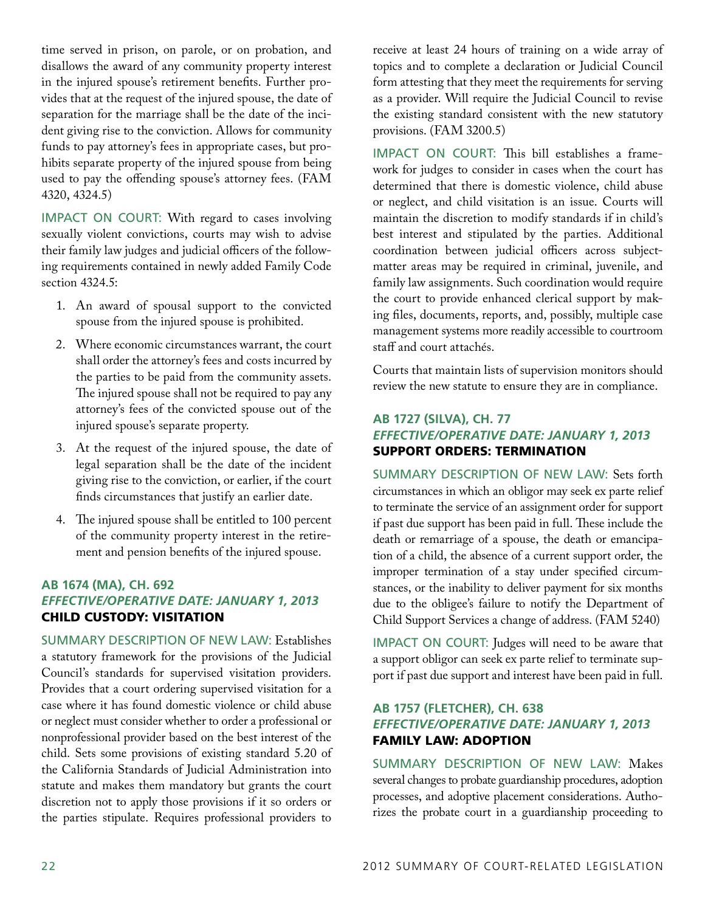time served in prison, on parole, or on probation, and disallows the award of any community property interest in the injured spouse's retirement benefits. Further provides that at the request of the injured spouse, the date of separation for the marriage shall be the date of the incident giving rise to the conviction. Allows for community funds to pay attorney's fees in appropriate cases, but prohibits separate property of the injured spouse from being used to pay the offending spouse's attorney fees. (FAM 4320, 4324.5)

IMPACT ON COURT: With regard to cases involving sexually violent convictions, courts may wish to advise their family law judges and judicial officers of the following requirements contained in newly added Family Code section 4324.5:

1. An award of spousal support to the convicted spouse from the injured spouse is prohibited.
2. Where economic circumstances warrant, the court shall order the attorney's fees and costs incurred by the parties to be paid from the community assets. The injured spouse shall not be required to pay any attorney's fees of the convicted spouse out of the injured spouse's separate property.
3. At the request of the injured spouse, the date of legal separation shall be the date of the incident giving rise to the conviction, or earlier, if the court finds circumstances that justify an earlier date.
4. The injured spouse shall be entitled to 100 percent of the community property interest in the retirement and pension benefits of the injured spouse.

### AB 1674 (MA), CH. 692
### *EFFECTIVE/OPERATIVE DATE: JANUARY 1, 2013*
### CHILD CUSTODY: VISITATION

SUMMARY DESCRIPTION OF NEW LAW: Establishes a statutory framework for the provisions of the Judicial Council's standards for supervised visitation providers. Provides that a court ordering supervised visitation for a case where it has found domestic violence or child abuse or neglect must consider whether to order a professional or nonprofessional provider based on the best interest of the child. Sets some provisions of existing standard 5.20 of the California Standards of Judicial Administration into statute and makes them mandatory but grants the court discretion not to apply those provisions if it so orders or the parties stipulate. Requires professional providers to receive at least 24 hours of training on a wide array of topics and to complete a declaration or Judicial Council form attesting that they meet the requirements for serving as a provider. Will require the Judicial Council to revise the existing standard consistent with the new statutory provisions. (FAM 3200.5)

IMPACT ON COURT: This bill establishes a framework for judges to consider in cases when the court has determined that there is domestic violence, child abuse or neglect, and child visitation is an issue. Courts will maintain the discretion to modify standards if in child's best interest and stipulated by the parties. Additional coordination between judicial officers across subject-matter areas may be required in criminal, juvenile, and family law assignments. Such coordination would require the court to provide enhanced clerical support by making files, documents, reports, and, possibly, multiple case management systems more readily accessible to courtroom staff and court attachés.

Courts that maintain lists of supervision monitors should review the new statute to ensure they are in compliance.

### AB 1727 (SILVA), CH. 77
### *EFFECTIVE/OPERATIVE DATE: JANUARY 1, 2013*
### SUPPORT ORDERS: TERMINATION

SUMMARY DESCRIPTION OF NEW LAW: Sets forth circumstances in which an obligor may seek ex parte relief to terminate the service of an assignment order for support if past due support has been paid in full. These include the death or remarriage of a spouse, the death or emancipation of a child, the absence of a current support order, the improper termination of a stay under specified circumstances, or the inability to deliver payment for six months due to the obligee's failure to notify the Department of Child Support Services a change of address. (FAM 5240)

IMPACT ON COURT: Judges will need to be aware that a support obligor can seek ex parte relief to terminate support if past due support and interest have been paid in full.

### AB 1757 (FLETCHER), CH. 638
### *EFFECTIVE/OPERATIVE DATE: JANUARY 1, 2013*
### FAMILY LAW: ADOPTION

SUMMARY DESCRIPTION OF NEW LAW: Makes several changes to probate guardianship procedures, adoption processes, and adoptive placement considerations. Authorizes the probate court in a guardianship proceeding to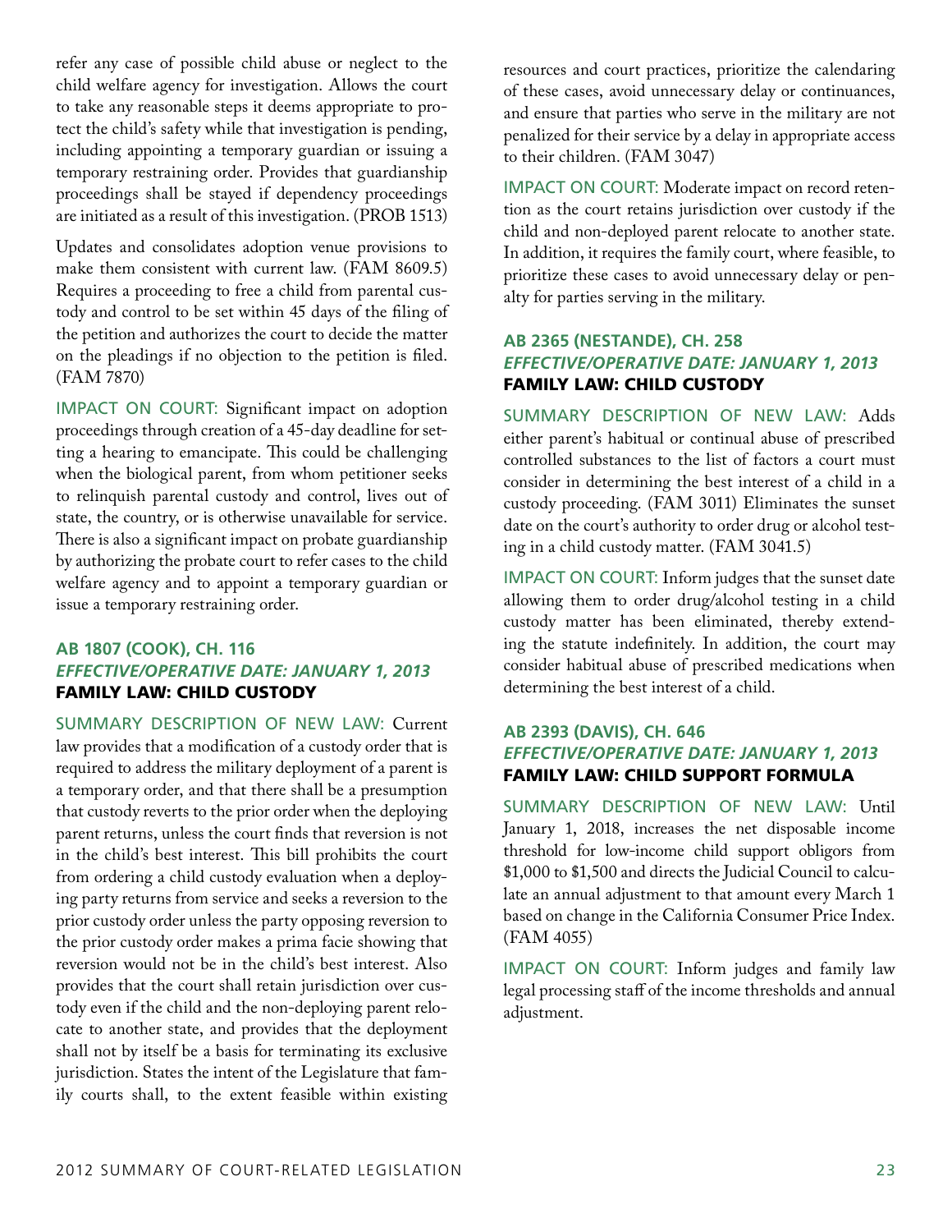refer any case of possible child abuse or neglect to the child welfare agency for investigation. Allows the court to take any reasonable steps it deems appropriate to protect the child's safety while that investigation is pending, including appointing a temporary guardian or issuing a temporary restraining order. Provides that guardianship proceedings shall be stayed if dependency proceedings are initiated as a result of this investigation. (PROB 1513)

Updates and consolidates adoption venue provisions to make them consistent with current law. (FAM 8609.5) Requires a proceeding to free a child from parental custody and control to be set within 45 days of the filing of the petition and authorizes the court to decide the matter on the pleadings if no objection to the petition is filed. (FAM 7870)

IMPACT ON COURT: Significant impact on adoption proceedings through creation of a 45-day deadline for setting a hearing to emancipate. This could be challenging when the biological parent, from whom petitioner seeks to relinquish parental custody and control, lives out of state, the country, or is otherwise unavailable for service. There is also a significant impact on probate guardianship by authorizing the probate court to refer cases to the child welfare agency and to appoint a temporary guardian or issue a temporary restraining order.

### AB 1807 (COOK), CH. 116
***EFFECTIVE/OPERATIVE DATE: JANUARY 1, 2013***
**FAMILY LAW: CHILD CUSTODY**

SUMMARY DESCRIPTION OF NEW LAW: Current law provides that a modification of a custody order that is required to address the military deployment of a parent is a temporary order, and that there shall be a presumption that custody reverts to the prior order when the deploying parent returns, unless the court finds that reversion is not in the child's best interest. This bill prohibits the court from ordering a child custody evaluation when a deploying party returns from service and seeks a reversion to the prior custody order unless the party opposing reversion to the prior custody order makes a prima facie showing that reversion would not be in the child's best interest. Also provides that the court shall retain jurisdiction over custody even if the child and the non-deploying parent relocate to another state, and provides that the deployment shall not by itself be a basis for terminating its exclusive jurisdiction. States the intent of the Legislature that family courts shall, to the extent feasible within existing resources and court practices, prioritize the calendaring of these cases, avoid unnecessary delay or continuances, and ensure that parties who serve in the military are not penalized for their service by a delay in appropriate access to their children. (FAM 3047)

IMPACT ON COURT: Moderate impact on record retention as the court retains jurisdiction over custody if the child and non-deployed parent relocate to another state. In addition, it requires the family court, where feasible, to prioritize these cases to avoid unnecessary delay or penalty for parties serving in the military.

### AB 2365 (NESTANDE), CH. 258
***EFFECTIVE/OPERATIVE DATE: JANUARY 1, 2013***
**FAMILY LAW: CHILD CUSTODY**

SUMMARY DESCRIPTION OF NEW LAW: Adds either parent's habitual or continual abuse of prescribed controlled substances to the list of factors a court must consider in determining the best interest of a child in a custody proceeding. (FAM 3011) Eliminates the sunset date on the court's authority to order drug or alcohol testing in a child custody matter. (FAM 3041.5)

IMPACT ON COURT: Inform judges that the sunset date allowing them to order drug/alcohol testing in a child custody matter has been eliminated, thereby extending the statute indefinitely. In addition, the court may consider habitual abuse of prescribed medications when determining the best interest of a child.

### AB 2393 (DAVIS), CH. 646
***EFFECTIVE/OPERATIVE DATE: JANUARY 1, 2013***
**FAMILY LAW: CHILD SUPPORT FORMULA**

SUMMARY DESCRIPTION OF NEW LAW: Until January 1, 2018, increases the net disposable income threshold for low-income child support obligors from \$1,000 to \$1,500 and directs the Judicial Council to calculate an annual adjustment to that amount every March 1 based on change in the California Consumer Price Index. (FAM 4055)

IMPACT ON COURT: Inform judges and family law legal processing staff of the income thresholds and annual adjustment.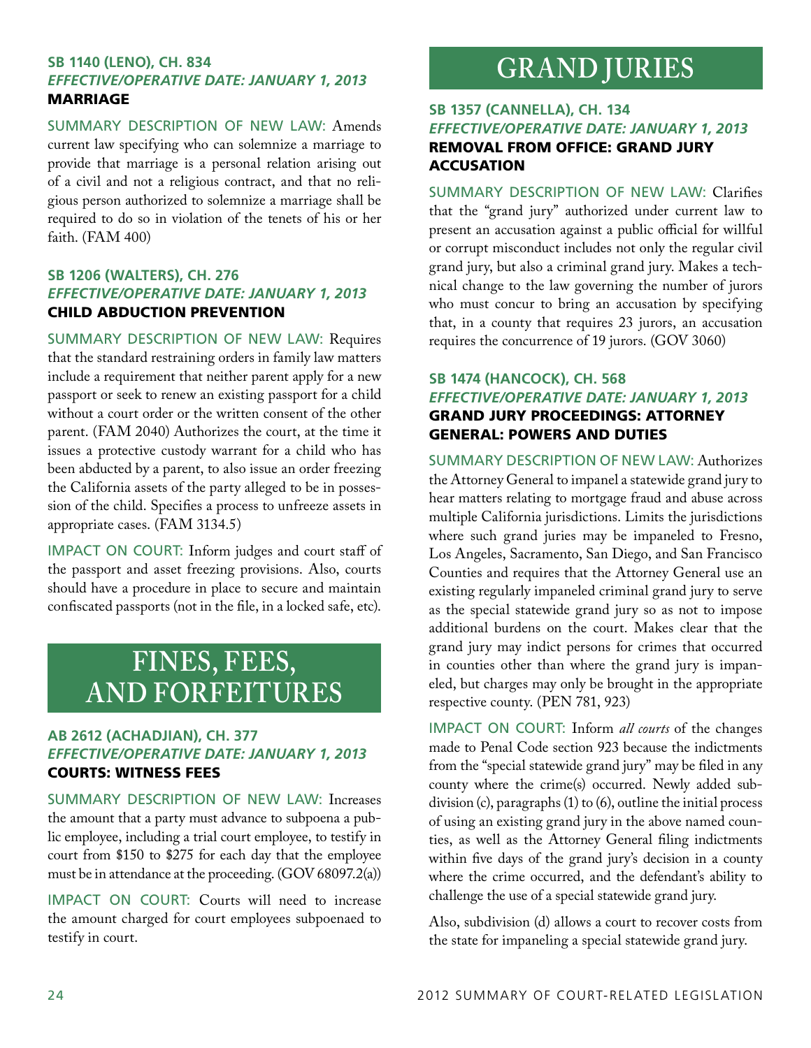### SB 1140 (LENO), CH. 834
***EFFECTIVE/OPERATIVE DATE: JANUARY 1, 2013***
**MARRIAGE**

SUMMARY DESCRIPTION OF NEW LAW: Amends current law specifying who can solemnize a marriage to provide that marriage is a personal relation arising out of a civil and not a religious contract, and that no religious person authorized to solemnize a marriage shall be required to do so in violation of the tenets of his or her faith. (FAM 400)

### SB 1206 (WALTERS), CH. 276
***EFFECTIVE/OPERATIVE DATE: JANUARY 1, 2013***
**CHILD ABDUCTION PREVENTION**

SUMMARY DESCRIPTION OF NEW LAW: Requires that the standard restraining orders in family law matters include a requirement that neither parent apply for a new passport or seek to renew an existing passport for a child without a court order or the written consent of the other parent. (FAM 2040) Authorizes the court, at the time it issues a protective custody warrant for a child who has been abducted by a parent, to also issue an order freezing the California assets of the party alleged to be in possession of the child. Specifies a process to unfreeze assets in appropriate cases. (FAM 3134.5)

IMPACT ON COURT: Inform judges and court staff of the passport and asset freezing provisions. Also, courts should have a procedure in place to secure and maintain confiscated passports (not in the file, in a locked safe, etc).

## FINES, FEES, AND FORFEITURES

### AB 2612 (ACHADJIAN), CH. 377
***EFFECTIVE/OPERATIVE DATE: JANUARY 1, 2013***
**COURTS: WITNESS FEES**

SUMMARY DESCRIPTION OF NEW LAW: Increases the amount that a party must advance to subpoena a public employee, including a trial court employee, to testify in court from $150 to $275 for each day that the employee must be in attendance at the proceeding. (GOV 68097.2(a))

IMPACT ON COURT: Courts will need to increase the amount charged for court employees subpoenaed to testify in court.

## GRAND JURIES

### SB 1357 (CANNELLA), CH. 134
***EFFECTIVE/OPERATIVE DATE: JANUARY 1, 2013***
**REMOVAL FROM OFFICE: GRAND JURY ACCUSATION**

SUMMARY DESCRIPTION OF NEW LAW: Clarifies that the "grand jury" authorized under current law to present an accusation against a public official for willful or corrupt misconduct includes not only the regular civil grand jury, but also a criminal grand jury. Makes a technical change to the law governing the number of jurors who must concur to bring an accusation by specifying that, in a county that requires 23 jurors, an accusation requires the concurrence of 19 jurors. (GOV 3060)

### SB 1474 (HANCOCK), CH. 568
***EFFECTIVE/OPERATIVE DATE: JANUARY 1, 2013***
**GRAND JURY PROCEEDINGS: ATTORNEY GENERAL: POWERS AND DUTIES**

SUMMARY DESCRIPTION OF NEW LAW: Authorizes the Attorney General to impanel a statewide grand jury to hear matters relating to mortgage fraud and abuse across multiple California jurisdictions. Limits the jurisdictions where such grand juries may be impaneled to Fresno, Los Angeles, Sacramento, San Diego, and San Francisco Counties and requires that the Attorney General use an existing regularly impaneled criminal grand jury to serve as the special statewide grand jury so as not to impose additional burdens on the court. Makes clear that the grand jury may indict persons for crimes that occurred in counties other than where the grand jury is impaneled, but charges may only be brought in the appropriate respective county. (PEN 781, 923)

IMPACT ON COURT: Inform *all courts* of the changes made to Penal Code section 923 because the indictments from the "special statewide grand jury" may be filed in any county where the crime(s) occurred. Newly added subdivision (c), paragraphs (1) to (6), outline the initial process of using an existing grand jury in the above named counties, as well as the Attorney General filing indictments within five days of the grand jury's decision in a county where the crime occurred, and the defendant's ability to challenge the use of a special statewide grand jury.

Also, subdivision (d) allows a court to recover costs from the state for impaneling a special statewide grand jury.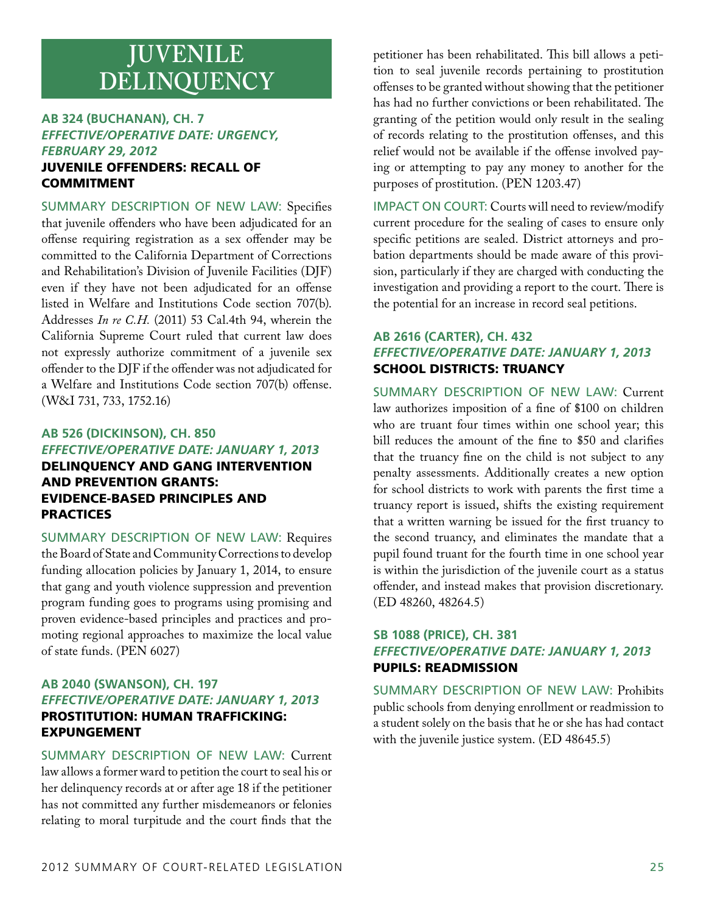# JUVENILE DELINQUENCY

### AB 324 (BUCHANAN), CH. 7
***EFFECTIVE/OPERATIVE DATE: URGENCY, FEBRUARY 29, 2012***
**JUVENILE OFFENDERS: RECALL OF COMMITMENT**

SUMMARY DESCRIPTION OF NEW LAW: Specifies that juvenile offenders who have been adjudicated for an offense requiring registration as a sex offender may be committed to the California Department of Corrections and Rehabilitation's Division of Juvenile Facilities (DJF) even if they have not been adjudicated for an offense listed in Welfare and Institutions Code section 707(b). Addresses *In re C.H.* (2011) 53 Cal.4th 94, wherein the California Supreme Court ruled that current law does not expressly authorize commitment of a juvenile sex offender to the DJF if the offender was not adjudicated for a Welfare and Institutions Code section 707(b) offense. (W&I 731, 733, 1752.16)

### AB 526 (DICKINSON), CH. 850
***EFFECTIVE/OPERATIVE DATE: JANUARY 1, 2013***
**DELINQUENCY AND GANG INTERVENTION AND PREVENTION GRANTS: EVIDENCE-BASED PRINCIPLES AND PRACTICES**

SUMMARY DESCRIPTION OF NEW LAW: Requires the Board of State and Community Corrections to develop funding allocation policies by January 1, 2014, to ensure that gang and youth violence suppression and prevention program funding goes to programs using promising and proven evidence-based principles and practices and promoting regional approaches to maximize the local value of state funds. (PEN 6027)

### AB 2040 (SWANSON), CH. 197
***EFFECTIVE/OPERATIVE DATE: JANUARY 1, 2013***
**PROSTITUTION: HUMAN TRAFFICKING: EXPUNGEMENT**

SUMMARY DESCRIPTION OF NEW LAW: Current law allows a former ward to petition the court to seal his or her delinquency records at or after age 18 if the petitioner has not committed any further misdemeanors or felonies relating to moral turpitude and the court finds that the petitioner has been rehabilitated. This bill allows a petition to seal juvenile records pertaining to prostitution offenses to be granted without showing that the petitioner has had no further convictions or been rehabilitated. The granting of the petition would only result in the sealing of records relating to the prostitution offenses, and this relief would not be available if the offense involved paying or attempting to pay any money to another for the purposes of prostitution. (PEN 1203.47)

IMPACT ON COURT: Courts will need to review/modify current procedure for the sealing of cases to ensure only specific petitions are sealed. District attorneys and probation departments should be made aware of this provision, particularly if they are charged with conducting the investigation and providing a report to the court. There is the potential for an increase in record seal petitions.

### AB 2616 (CARTER), CH. 432
***EFFECTIVE/OPERATIVE DATE: JANUARY 1, 2013***
**SCHOOL DISTRICTS: TRUANCY**

SUMMARY DESCRIPTION OF NEW LAW: Current law authorizes imposition of a fine of $100 on children who are truant four times within one school year; this bill reduces the amount of the fine to $50 and clarifies that the truancy fine on the child is not subject to any penalty assessments. Additionally creates a new option for school districts to work with parents the first time a truancy report is issued, shifts the existing requirement that a written warning be issued for the first truancy to the second truancy, and eliminates the mandate that a pupil found truant for the fourth time in one school year is within the jurisdiction of the juvenile court as a status offender, and instead makes that provision discretionary. (ED 48260, 48264.5)

### SB 1088 (PRICE), CH. 381
***EFFECTIVE/OPERATIVE DATE: JANUARY 1, 2013***
**PUPILS: READMISSION**

SUMMARY DESCRIPTION OF NEW LAW: Prohibits public schools from denying enrollment or readmission to a student solely on the basis that he or she has had contact with the juvenile justice system. (ED 48645.5)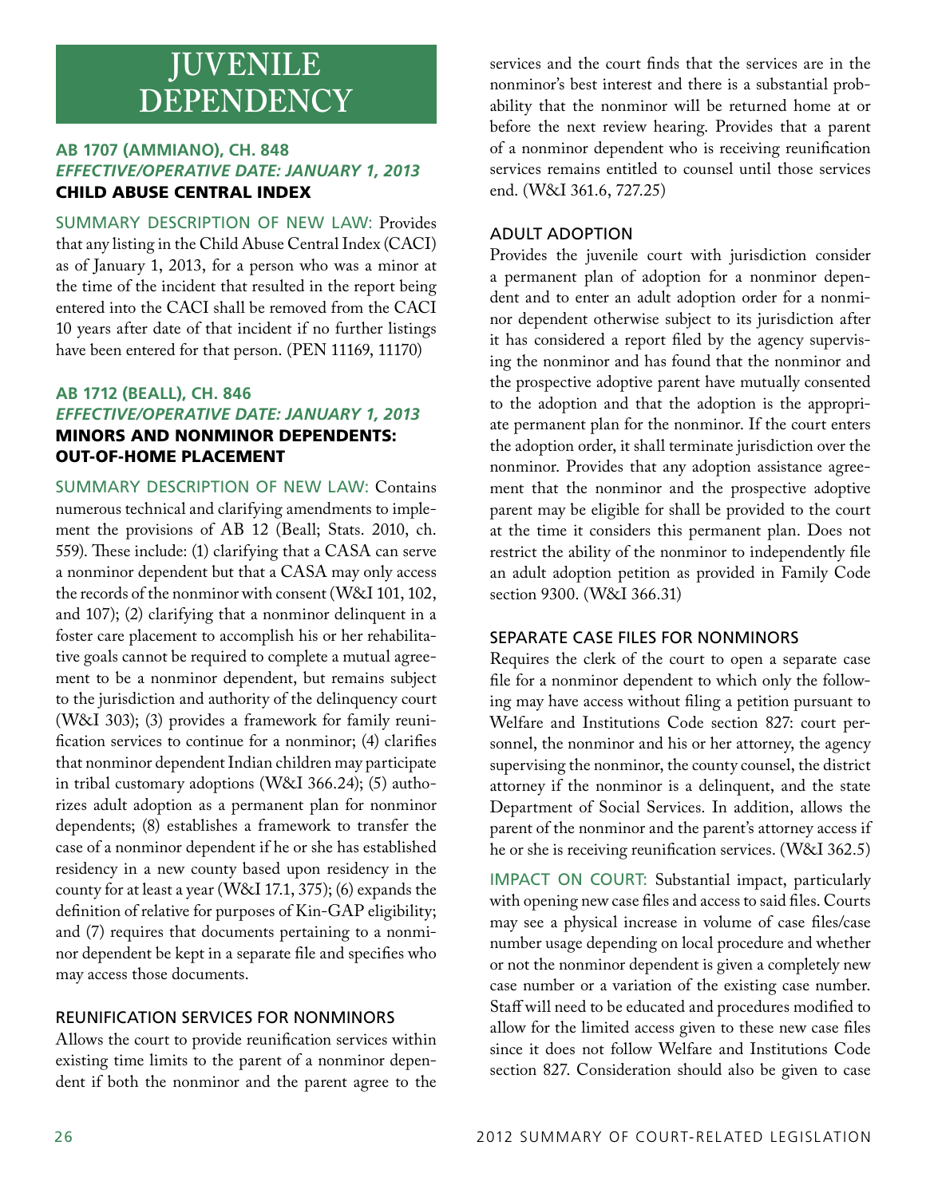# JUVENILE DEPENDENCY

### AB 1707 (AMMIANO), CH. 848
***EFFECTIVE/OPERATIVE DATE: JANUARY 1, 2013***
**CHILD ABUSE CENTRAL INDEX**

SUMMARY DESCRIPTION OF NEW LAW: Provides that any listing in the Child Abuse Central Index (CACI) as of January 1, 2013, for a person who was a minor at the time of the incident that resulted in the report being entered into the CACI shall be removed from the CACI 10 years after date of that incident if no further listings have been entered for that person. (PEN 11169, 11170)

### AB 1712 (BEALL), CH. 846
***EFFECTIVE/OPERATIVE DATE: JANUARY 1, 2013***
**MINORS AND NONMINOR DEPENDENTS: OUT-OF-HOME PLACEMENT**

SUMMARY DESCRIPTION OF NEW LAW: Contains numerous technical and clarifying amendments to implement the provisions of AB 12 (Beall; Stats. 2010, ch. 559). These include: (1) clarifying that a CASA can serve a nonminor dependent but that a CASA may only access the records of the nonminor with consent (W&I 101, 102, and 107); (2) clarifying that a nonminor delinquent in a foster care placement to accomplish his or her rehabilitative goals cannot be required to complete a mutual agreement to be a nonminor dependent, but remains subject to the jurisdiction and authority of the delinquency court (W&I 303); (3) provides a framework for family reunification services to continue for a nonminor; (4) clarifies that nonminor dependent Indian children may participate in tribal customary adoptions (W&I 366.24); (5) authorizes adult adoption as a permanent plan for nonminor dependents; (8) establishes a framework to transfer the case of a nonminor dependent if he or she has established residency in a new county based upon residency in the county for at least a year (W&I 17.1, 375); (6) expands the definition of relative for purposes of Kin-GAP eligibility; and (7) requires that documents pertaining to a nonminor dependent be kept in a separate file and specifies who may access those documents.

#### REUNIFICATION SERVICES FOR NONMINORS

Allows the court to provide reunification services within existing time limits to the parent of a nonminor dependent if both the nonminor and the parent agree to the services and the court finds that the services are in the nonminor's best interest and there is a substantial probability that the nonminor will be returned home at or before the next review hearing. Provides that a parent of a nonminor dependent who is receiving reunification services remains entitled to counsel until those services end. (W&I 361.6, 727.25)

#### ADULT ADOPTION

Provides the juvenile court with jurisdiction consider a permanent plan of adoption for a nonminor dependent and to enter an adult adoption order for a nonminor dependent otherwise subject to its jurisdiction after it has considered a report filed by the agency supervising the nonminor and has found that the nonminor and the prospective adoptive parent have mutually consented to the adoption and that the adoption is the appropriate permanent plan for the nonminor. If the court enters the adoption order, it shall terminate jurisdiction over the nonminor. Provides that any adoption assistance agreement that the nonminor and the prospective adoptive parent may be eligible for shall be provided to the court at the time it considers this permanent plan. Does not restrict the ability of the nonminor to independently file an adult adoption petition as provided in Family Code section 9300. (W&I 366.31)

#### SEPARATE CASE FILES FOR NONMINORS

Requires the clerk of the court to open a separate case file for a nonminor dependent to which only the following may have access without filing a petition pursuant to Welfare and Institutions Code section 827: court personnel, the nonminor and his or her attorney, the agency supervising the nonminor, the county counsel, the district attorney if the nonminor is a delinquent, and the state Department of Social Services. In addition, allows the parent of the nonminor and the parent's attorney access if he or she is receiving reunification services. (W&I 362.5)

IMPACT ON COURT: Substantial impact, particularly with opening new case files and access to said files. Courts may see a physical increase in volume of case files/case number usage depending on local procedure and whether or not the nonminor dependent is given a completely new case number or a variation of the existing case number. Staff will need to be educated and procedures modified to allow for the limited access given to these new case files since it does not follow Welfare and Institutions Code section 827. Consideration should also be given to case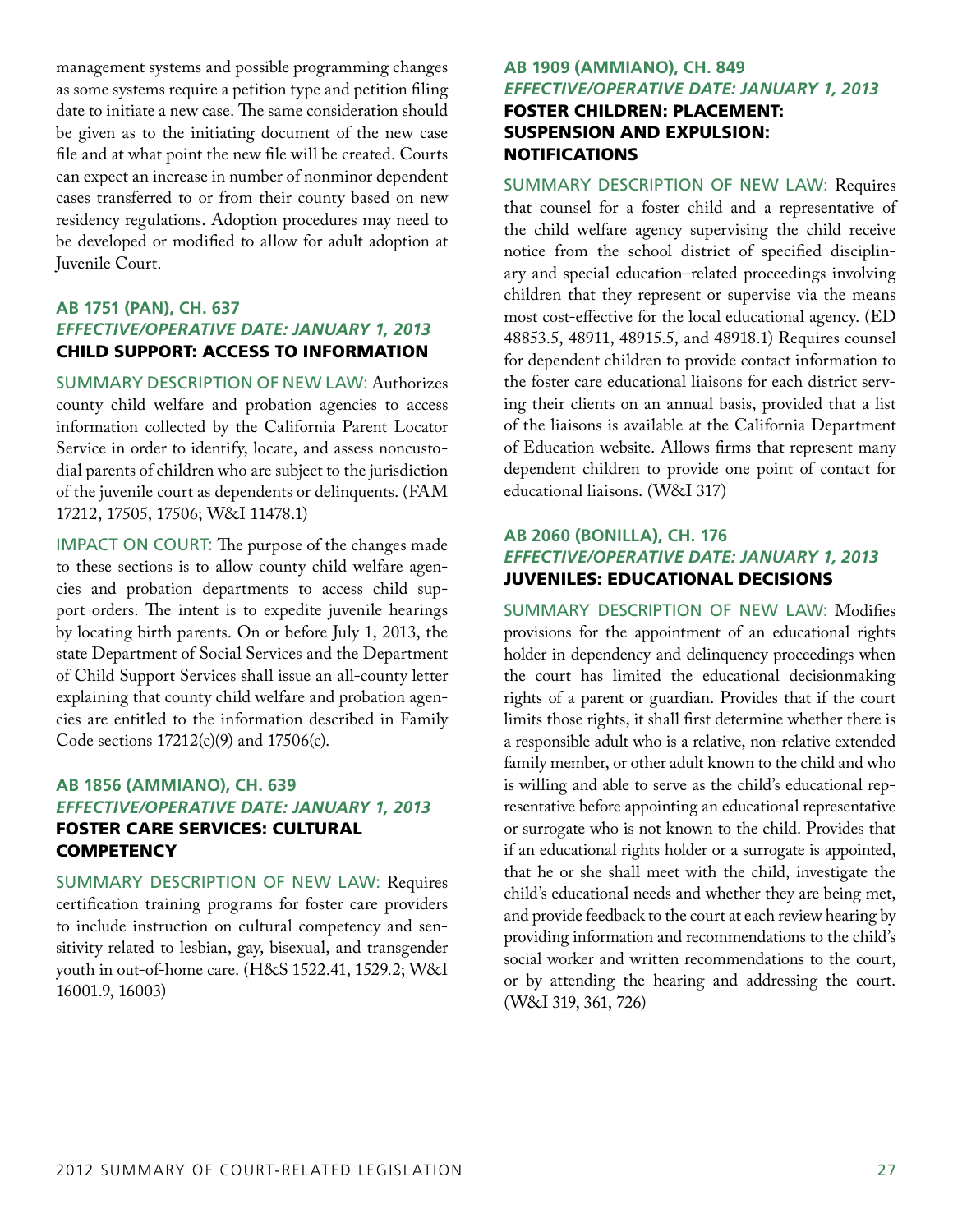management systems and possible programming changes as some systems require a petition type and petition filing date to initiate a new case. The same consideration should be given as to the initiating document of the new case file and at what point the new file will be created. Courts can expect an increase in number of nonminor dependent cases transferred to or from their county based on new residency regulations. Adoption procedures may need to be developed or modified to allow for adult adoption at Juvenile Court.

### AB 1751 (PAN), CH. 637
*EFFECTIVE/OPERATIVE DATE: JANUARY 1, 2013*
**CHILD SUPPORT: ACCESS TO INFORMATION**

SUMMARY DESCRIPTION OF NEW LAW: Authorizes county child welfare and probation agencies to access information collected by the California Parent Locator Service in order to identify, locate, and assess noncustodial parents of children who are subject to the jurisdiction of the juvenile court as dependents or delinquents. (FAM 17212, 17505, 17506; W&I 11478.1)

IMPACT ON COURT: The purpose of the changes made to these sections is to allow county child welfare agencies and probation departments to access child support orders. The intent is to expedite juvenile hearings by locating birth parents. On or before July 1, 2013, the state Department of Social Services and the Department of Child Support Services shall issue an all-county letter explaining that county child welfare and probation agencies are entitled to the information described in Family Code sections 17212(c)(9) and 17506(c).

### AB 1856 (AMMIANO), CH. 639
*EFFECTIVE/OPERATIVE DATE: JANUARY 1, 2013*
**FOSTER CARE SERVICES: CULTURAL COMPETENCY**

SUMMARY DESCRIPTION OF NEW LAW: Requires certification training programs for foster care providers to include instruction on cultural competency and sensitivity related to lesbian, gay, bisexual, and transgender youth in out-of-home care. (H&S 1522.41, 1529.2; W&I 16001.9, 16003)

### AB 1909 (AMMIANO), CH. 849
*EFFECTIVE/OPERATIVE DATE: JANUARY 1, 2013*
**FOSTER CHILDREN: PLACEMENT: SUSPENSION AND EXPULSION: NOTIFICATIONS**

SUMMARY DESCRIPTION OF NEW LAW: Requires that counsel for a foster child and a representative of the child welfare agency supervising the child receive notice from the school district of specified disciplinary and special education–related proceedings involving children that they represent or supervise via the means most cost-effective for the local educational agency. (ED 48853.5, 48911, 48915.5, and 48918.1) Requires counsel for dependent children to provide contact information to the foster care educational liaisons for each district serving their clients on an annual basis, provided that a list of the liaisons is available at the California Department of Education website. Allows firms that represent many dependent children to provide one point of contact for educational liaisons. (W&I 317)

### AB 2060 (BONILLA), CH. 176
*EFFECTIVE/OPERATIVE DATE: JANUARY 1, 2013*
**JUVENILES: EDUCATIONAL DECISIONS**

SUMMARY DESCRIPTION OF NEW LAW: Modifies provisions for the appointment of an educational rights holder in dependency and delinquency proceedings when the court has limited the educational decisionmaking rights of a parent or guardian. Provides that if the court limits those rights, it shall first determine whether there is a responsible adult who is a relative, non-relative extended family member, or other adult known to the child and who is willing and able to serve as the child's educational representative before appointing an educational representative or surrogate who is not known to the child. Provides that if an educational rights holder or a surrogate is appointed, that he or she shall meet with the child, investigate the child's educational needs and whether they are being met, and provide feedback to the court at each review hearing by providing information and recommendations to the child's social worker and written recommendations to the court, or by attending the hearing and addressing the court. (W&I 319, 361, 726)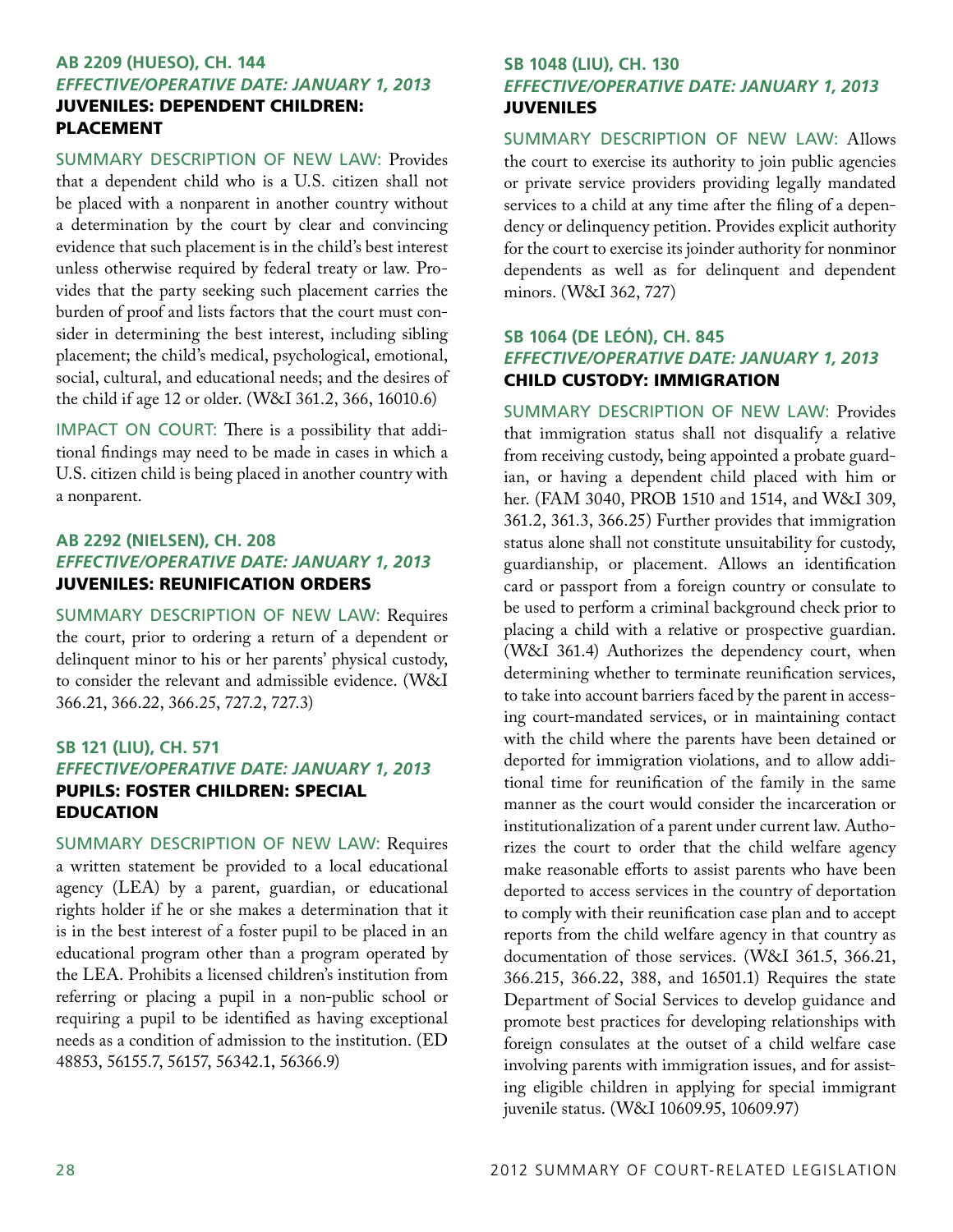### AB 2209 (HUESO), CH. 144
*EFFECTIVE/OPERATIVE DATE: JANUARY 1, 2013*
**JUVENILES: DEPENDENT CHILDREN: PLACEMENT**

SUMMARY DESCRIPTION OF NEW LAW: Provides that a dependent child who is a U.S. citizen shall not be placed with a nonparent in another country without a determination by the court by clear and convincing evidence that such placement is in the child's best interest unless otherwise required by federal treaty or law. Provides that the party seeking such placement carries the burden of proof and lists factors that the court must consider in determining the best interest, including sibling placement; the child's medical, psychological, emotional, social, cultural, and educational needs; and the desires of the child if age 12 or older. (W&I 361.2, 366, 16010.6)

IMPACT ON COURT: There is a possibility that additional findings may need to be made in cases in which a U.S. citizen child is being placed in another country with a nonparent.

### AB 2292 (NIELSEN), CH. 208
*EFFECTIVE/OPERATIVE DATE: JANUARY 1, 2013*
**JUVENILES: REUNIFICATION ORDERS**

SUMMARY DESCRIPTION OF NEW LAW: Requires the court, prior to ordering a return of a dependent or delinquent minor to his or her parents' physical custody, to consider the relevant and admissible evidence. (W&I 366.21, 366.22, 366.25, 727.2, 727.3)

### SB 121 (LIU), CH. 571
*EFFECTIVE/OPERATIVE DATE: JANUARY 1, 2013*
**PUPILS: FOSTER CHILDREN: SPECIAL EDUCATION**

SUMMARY DESCRIPTION OF NEW LAW: Requires a written statement be provided to a local educational agency (LEA) by a parent, guardian, or educational rights holder if he or she makes a determination that it is in the best interest of a foster pupil to be placed in an educational program other than a program operated by the LEA. Prohibits a licensed children's institution from referring or placing a pupil in a non-public school or requiring a pupil to be identified as having exceptional needs as a condition of admission to the institution. (ED 48853, 56155.7, 56157, 56342.1, 56366.9)

### SB 1048 (LIU), CH. 130
*EFFECTIVE/OPERATIVE DATE: JANUARY 1, 2013*
**JUVENILES**

SUMMARY DESCRIPTION OF NEW LAW: Allows the court to exercise its authority to join public agencies or private service providers providing legally mandated services to a child at any time after the filing of a dependency or delinquency petition. Provides explicit authority for the court to exercise its joinder authority for nonminor dependents as well as for delinquent and dependent minors. (W&I 362, 727)

### SB 1064 (DE LEÓN), CH. 845
*EFFECTIVE/OPERATIVE DATE: JANUARY 1, 2013*
**CHILD CUSTODY: IMMIGRATION**

SUMMARY DESCRIPTION OF NEW LAW: Provides that immigration status shall not disqualify a relative from receiving custody, being appointed a probate guardian, or having a dependent child placed with him or her. (FAM 3040, PROB 1510 and 1514, and W&I 309, 361.2, 361.3, 366.25) Further provides that immigration status alone shall not constitute unsuitability for custody, guardianship, or placement. Allows an identification card or passport from a foreign country or consulate to be used to perform a criminal background check prior to placing a child with a relative or prospective guardian. (W&I 361.4) Authorizes the dependency court, when determining whether to terminate reunification services, to take into account barriers faced by the parent in accessing court-mandated services, or in maintaining contact with the child where the parents have been detained or deported for immigration violations, and to allow additional time for reunification of the family in the same manner as the court would consider the incarceration or institutionalization of a parent under current law. Authorizes the court to order that the child welfare agency make reasonable efforts to assist parents who have been deported to access services in the country of deportation to comply with their reunification case plan and to accept reports from the child welfare agency in that country as documentation of those services. (W&I 361.5, 366.21, 366.215, 366.22, 388, and 16501.1) Requires the state Department of Social Services to develop guidance and promote best practices for developing relationships with foreign consulates at the outset of a child welfare case involving parents with immigration issues, and for assisting eligible children in applying for special immigrant juvenile status. (W&I 10609.95, 10609.97)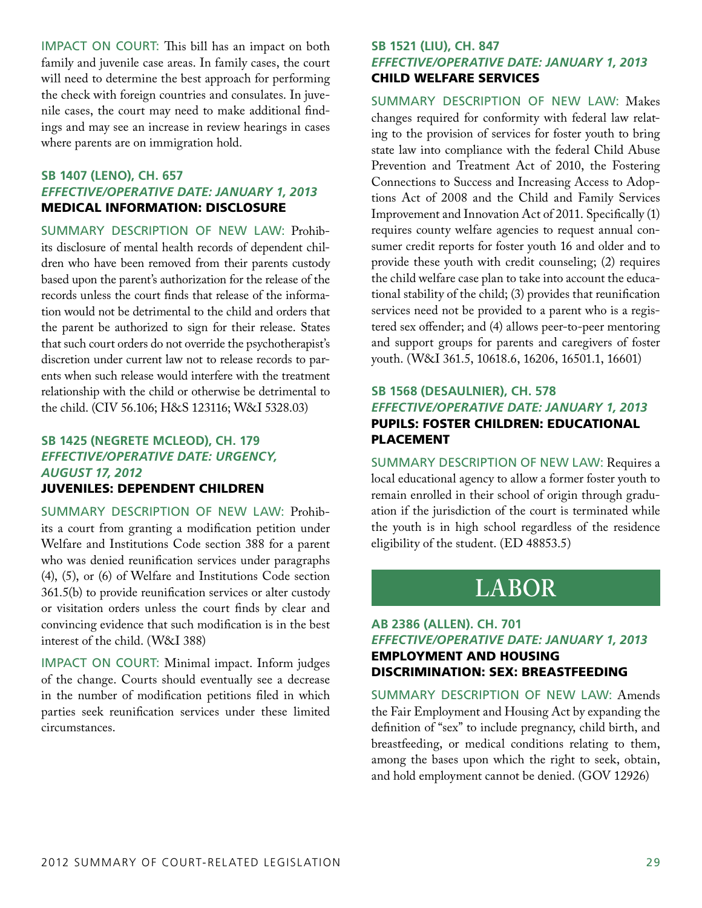IMPACT ON COURT: This bill has an impact on both family and juvenile case areas. In family cases, the court will need to determine the best approach for performing the check with foreign countries and consulates. In juvenile cases, the court may need to make additional findings and may see an increase in review hearings in cases where parents are on immigration hold.

### SB 1407 (LENO), CH. 657
***EFFECTIVE/OPERATIVE DATE: JANUARY 1, 2013***
**MEDICAL INFORMATION: DISCLOSURE**

SUMMARY DESCRIPTION OF NEW LAW: Prohibits disclosure of mental health records of dependent children who have been removed from their parents custody based upon the parent's authorization for the release of the records unless the court finds that release of the information would not be detrimental to the child and orders that the parent be authorized to sign for their release. States that such court orders do not override the psychotherapist's discretion under current law not to release records to parents when such release would interfere with the treatment relationship with the child or otherwise be detrimental to the child. (CIV 56.106; H&S 123116; W&I 5328.03)

### SB 1425 (NEGRETE MCLEOD), CH. 179
***EFFECTIVE/OPERATIVE DATE: URGENCY, AUGUST 17, 2012***
**JUVENILES: DEPENDENT CHILDREN**

SUMMARY DESCRIPTION OF NEW LAW: Prohibits a court from granting a modification petition under Welfare and Institutions Code section 388 for a parent who was denied reunification services under paragraphs (4), (5), or (6) of Welfare and Institutions Code section 361.5(b) to provide reunification services or alter custody or visitation orders unless the court finds by clear and convincing evidence that such modification is in the best interest of the child. (W&I 388)

IMPACT ON COURT: Minimal impact. Inform judges of the change. Courts should eventually see a decrease in the number of modification petitions filed in which parties seek reunification services under these limited circumstances.

### SB 1521 (LIU), CH. 847
***EFFECTIVE/OPERATIVE DATE: JANUARY 1, 2013***
**CHILD WELFARE SERVICES**

SUMMARY DESCRIPTION OF NEW LAW: Makes changes required for conformity with federal law relating to the provision of services for foster youth to bring state law into compliance with the federal Child Abuse Prevention and Treatment Act of 2010, the Fostering Connections to Success and Increasing Access to Adoptions Act of 2008 and the Child and Family Services Improvement and Innovation Act of 2011. Specifically (1) requires county welfare agencies to request annual consumer credit reports for foster youth 16 and older and to provide these youth with credit counseling; (2) requires the child welfare case plan to take into account the educational stability of the child; (3) provides that reunification services need not be provided to a parent who is a registered sex offender; and (4) allows peer-to-peer mentoring and support groups for parents and caregivers of foster youth. (W&I 361.5, 10618.6, 16206, 16501.1, 16601)

### SB 1568 (DESAULNIER), CH. 578
***EFFECTIVE/OPERATIVE DATE: JANUARY 1, 2013***
**PUPILS: FOSTER CHILDREN: EDUCATIONAL PLACEMENT**

SUMMARY DESCRIPTION OF NEW LAW: Requires a local educational agency to allow a former foster youth to remain enrolled in their school of origin through graduation if the jurisdiction of the court is terminated while the youth is in high school regardless of the residence eligibility of the student. (ED 48853.5)

# LABOR

### AB 2386 (ALLEN). CH. 701
***EFFECTIVE/OPERATIVE DATE: JANUARY 1, 2013***
**EMPLOYMENT AND HOUSING DISCRIMINATION: SEX: BREASTFEEDING**

SUMMARY DESCRIPTION OF NEW LAW: Amends the Fair Employment and Housing Act by expanding the definition of "sex" to include pregnancy, child birth, and breastfeeding, or medical conditions relating to them, among the bases upon which the right to seek, obtain, and hold employment cannot be denied. (GOV 12926)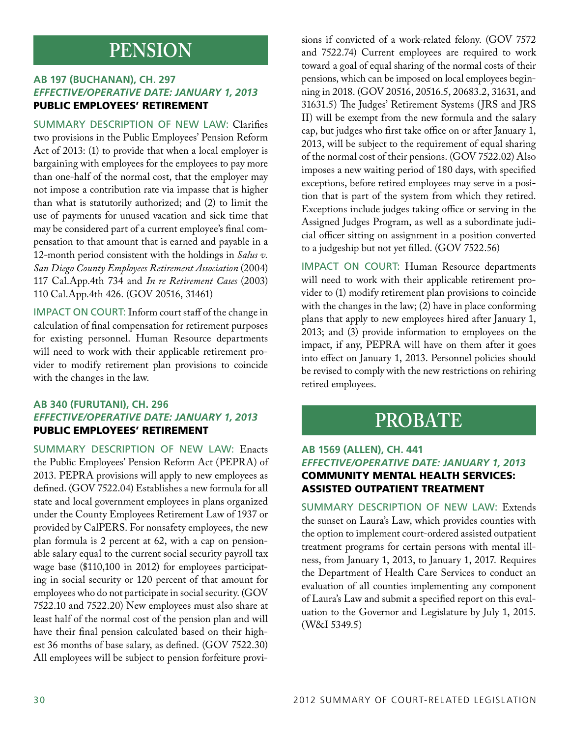# PENSION

### AB 197 (BUCHANAN), CH. 297
### *EFFECTIVE/OPERATIVE DATE: JANUARY 1, 2013*
### PUBLIC EMPLOYEES' RETIREMENT

SUMMARY DESCRIPTION OF NEW LAW: Clarifies two provisions in the Public Employees' Pension Reform Act of 2013: (1) to provide that when a local employer is bargaining with employees for the employees to pay more than one-half of the normal cost, that the employer may not impose a contribution rate via impasse that is higher than what is statutorily authorized; and (2) to limit the use of payments for unused vacation and sick time that may be considered part of a current employee's final compensation to that amount that is earned and payable in a 12-month period consistent with the holdings in *Salus v. San Diego County Employees Retirement Association* (2004) 117 Cal.App.4th 734 and *In re Retirement Cases* (2003) 110 Cal.App.4th 426. (GOV 20516, 31461)

IMPACT ON COURT: Inform court staff of the change in calculation of final compensation for retirement purposes for existing personnel. Human Resource departments will need to work with their applicable retirement provider to modify retirement plan provisions to coincide with the changes in the law.

### AB 340 (FURUTANI), CH. 296
### *EFFECTIVE/OPERATIVE DATE: JANUARY 1, 2013*
### PUBLIC EMPLOYEES' RETIREMENT

SUMMARY DESCRIPTION OF NEW LAW: Enacts the Public Employees' Pension Reform Act (PEPRA) of 2013. PEPRA provisions will apply to new employees as defined. (GOV 7522.04) Establishes a new formula for all state and local government employees in plans organized under the County Employees Retirement Law of 1937 or provided by CalPERS. For nonsafety employees, the new plan formula is 2 percent at 62, with a cap on pensionable salary equal to the current social security payroll tax wage base ($110,100 in 2012) for employees participating in social security or 120 percent of that amount for employees who do not participate in social security. (GOV 7522.10 and 7522.20) New employees must also share at least half of the normal cost of the pension plan and will have their final pension calculated based on their highest 36 months of base salary, as defined. (GOV 7522.30) All employees will be subject to pension forfeiture provisions if convicted of a work-related felony. (GOV 7572 and 7522.74) Current employees are required to work toward a goal of equal sharing of the normal costs of their pensions, which can be imposed on local employees beginning in 2018. (GOV 20516, 20516.5, 20683.2, 31631, and 31631.5) The Judges' Retirement Systems (JRS and JRS II) will be exempt from the new formula and the salary cap, but judges who first take office on or after January 1, 2013, will be subject to the requirement of equal sharing of the normal cost of their pensions. (GOV 7522.02) Also imposes a new waiting period of 180 days, with specified exceptions, before retired employees may serve in a position that is part of the system from which they retired. Exceptions include judges taking office or serving in the Assigned Judges Program, as well as a subordinate judicial officer sitting on assignment in a position converted to a judgeship but not yet filled. (GOV 7522.56)

IMPACT ON COURT: Human Resource departments will need to work with their applicable retirement provider to (1) modify retirement plan provisions to coincide with the changes in the law; (2) have in place conforming plans that apply to new employees hired after January 1, 2013; and (3) provide information to employees on the impact, if any, PEPRA will have on them after it goes into effect on January 1, 2013. Personnel policies should be revised to comply with the new restrictions on rehiring retired employees.

# PROBATE

### AB 1569 (ALLEN), CH. 441
### *EFFECTIVE/OPERATIVE DATE: JANUARY 1, 2013*
### COMMUNITY MENTAL HEALTH SERVICES: ASSISTED OUTPATIENT TREATMENT

SUMMARY DESCRIPTION OF NEW LAW: Extends the sunset on Laura's Law, which provides counties with the option to implement court-ordered assisted outpatient treatment programs for certain persons with mental illness, from January 1, 2013, to January 1, 2017. Requires the Department of Health Care Services to conduct an evaluation of all counties implementing any component of Laura's Law and submit a specified report on this evaluation to the Governor and Legislature by July 1, 2015. (W&I 5349.5)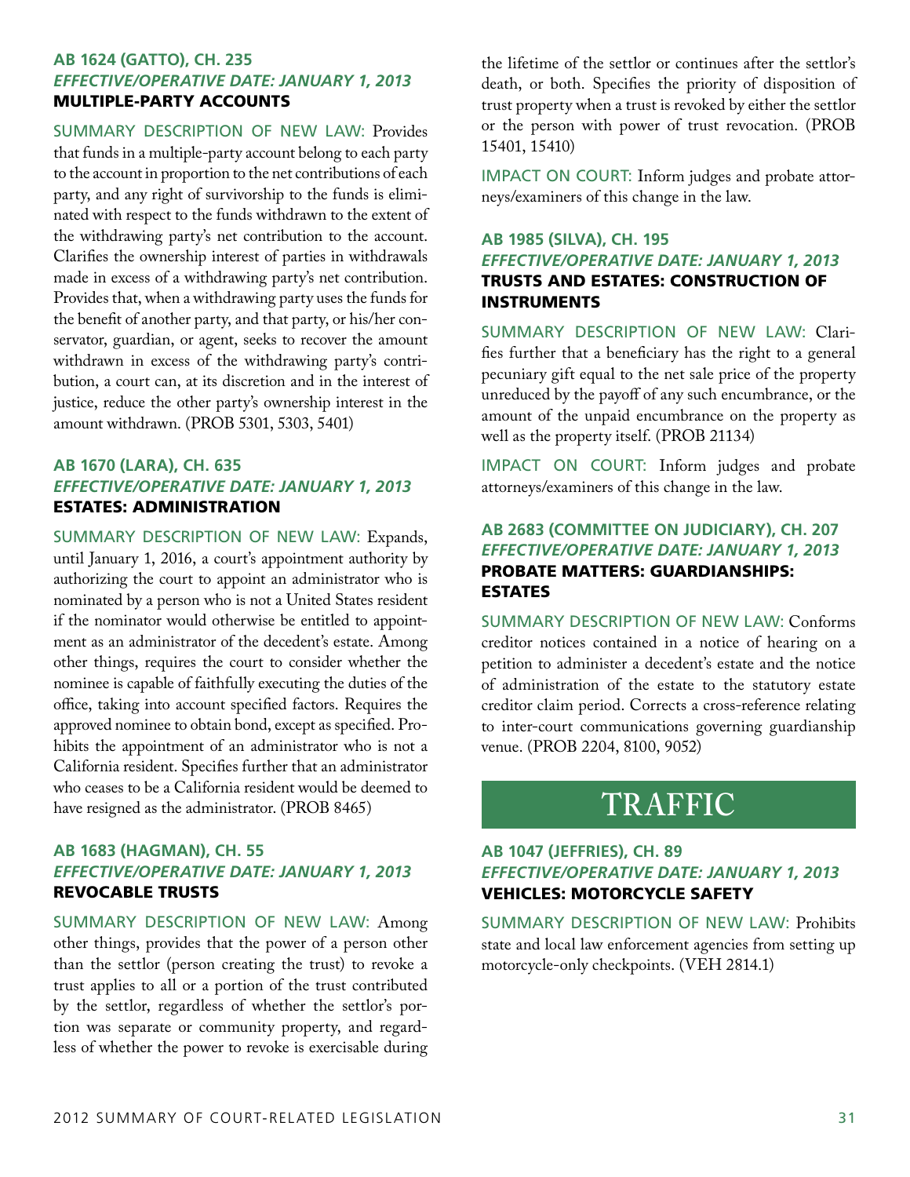### AB 1624 (GATTO), CH. 235
***EFFECTIVE/OPERATIVE DATE: JANUARY 1, 2013***
**MULTIPLE-PARTY ACCOUNTS**

SUMMARY DESCRIPTION OF NEW LAW: Provides that funds in a multiple-party account belong to each party to the account in proportion to the net contributions of each party, and any right of survivorship to the funds is eliminated with respect to the funds withdrawn to the extent of the withdrawing party's net contribution to the account. Clarifies the ownership interest of parties in withdrawals made in excess of a withdrawing party's net contribution. Provides that, when a withdrawing party uses the funds for the benefit of another party, and that party, or his/her conservator, guardian, or agent, seeks to recover the amount withdrawn in excess of the withdrawing party's contribution, a court can, at its discretion and in the interest of justice, reduce the other party's ownership interest in the amount withdrawn. (PROB 5301, 5303, 5401)

### AB 1670 (LARA), CH. 635
***EFFECTIVE/OPERATIVE DATE: JANUARY 1, 2013***
**ESTATES: ADMINISTRATION**

SUMMARY DESCRIPTION OF NEW LAW: Expands, until January 1, 2016, a court's appointment authority by authorizing the court to appoint an administrator who is nominated by a person who is not a United States resident if the nominator would otherwise be entitled to appointment as an administrator of the decedent's estate. Among other things, requires the court to consider whether the nominee is capable of faithfully executing the duties of the office, taking into account specified factors. Requires the approved nominee to obtain bond, except as specified. Prohibits the appointment of an administrator who is not a California resident. Specifies further that an administrator who ceases to be a California resident would be deemed to have resigned as the administrator. (PROB 8465)

### AB 1683 (HAGMAN), CH. 55
***EFFECTIVE/OPERATIVE DATE: JANUARY 1, 2013***
**REVOCABLE TRUSTS**

SUMMARY DESCRIPTION OF NEW LAW: Among other things, provides that the power of a person other than the settlor (person creating the trust) to revoke a trust applies to all or a portion of the trust contributed by the settlor, regardless of whether the settlor's portion was separate or community property, and regardless of whether the power to revoke is exercisable during the lifetime of the settlor or continues after the settlor's death, or both. Specifies the priority of disposition of trust property when a trust is revoked by either the settlor or the person with power of trust revocation. (PROB 15401, 15410)

IMPACT ON COURT: Inform judges and probate attorneys/examiners of this change in the law.

### AB 1985 (SILVA), CH. 195
***EFFECTIVE/OPERATIVE DATE: JANUARY 1, 2013***
**TRUSTS AND ESTATES: CONSTRUCTION OF INSTRUMENTS**

SUMMARY DESCRIPTION OF NEW LAW: Clarifies further that a beneficiary has the right to a general pecuniary gift equal to the net sale price of the property unreduced by the payoff of any such encumbrance, or the amount of the unpaid encumbrance on the property as well as the property itself. (PROB 21134)

IMPACT ON COURT: Inform judges and probate attorneys/examiners of this change in the law.

### AB 2683 (COMMITTEE ON JUDICIARY), CH. 207
***EFFECTIVE/OPERATIVE DATE: JANUARY 1, 2013***
**PROBATE MATTERS: GUARDIANSHIPS: ESTATES**

SUMMARY DESCRIPTION OF NEW LAW: Conforms creditor notices contained in a notice of hearing on a petition to administer a decedent's estate and the notice of administration of the estate to the statutory estate creditor claim period. Corrects a cross-reference relating to inter-court communications governing guardianship venue. (PROB 2204, 8100, 9052)

# TRAFFIC

### AB 1047 (JEFFRIES), CH. 89
***EFFECTIVE/OPERATIVE DATE: JANUARY 1, 2013***
**VEHICLES: MOTORCYCLE SAFETY**

SUMMARY DESCRIPTION OF NEW LAW: Prohibits state and local law enforcement agencies from setting up motorcycle-only checkpoints. (VEH 2814.1)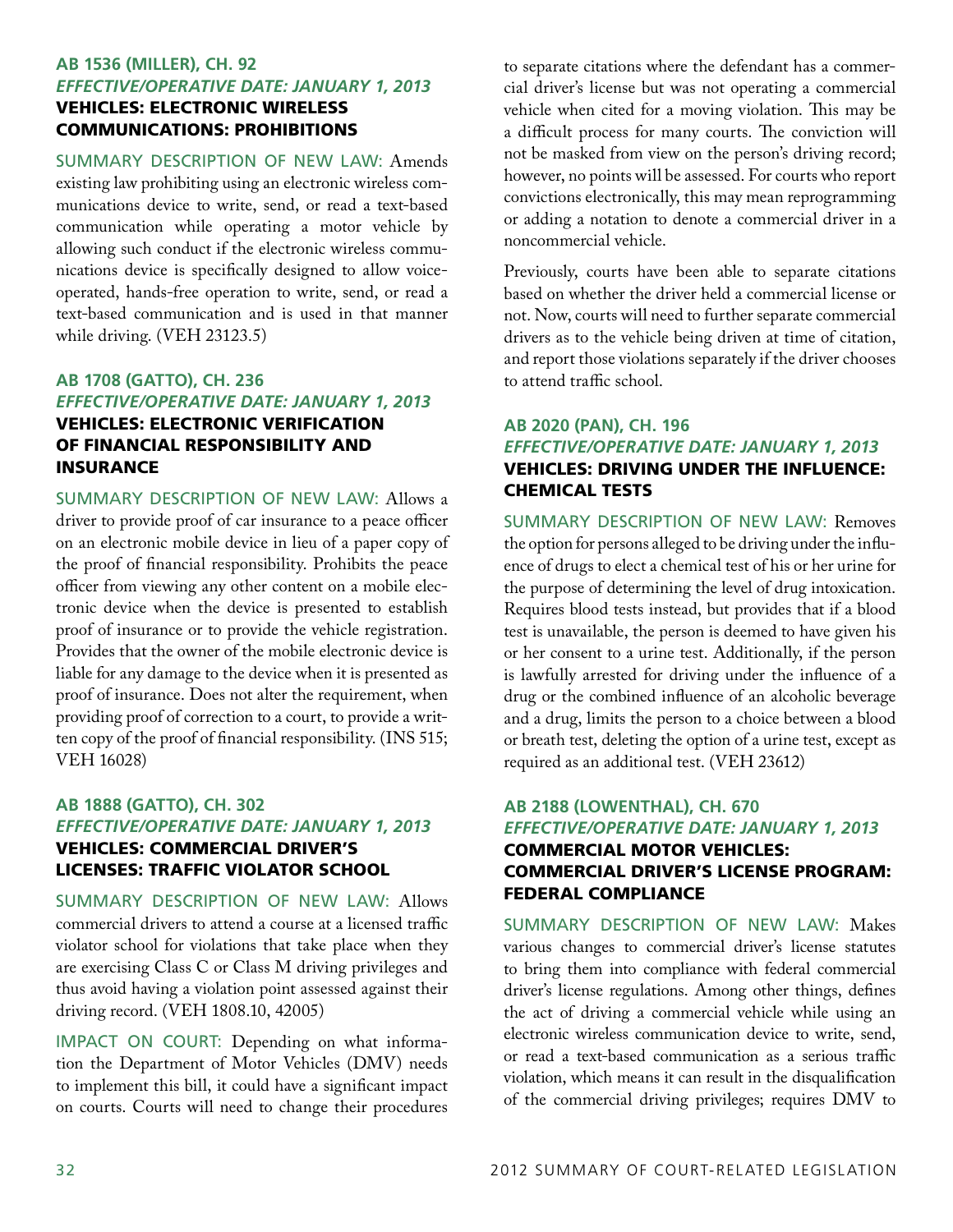## AB 1536 (Miller), Ch. 92

***Effective/Operative Date: January 1, 2013***

### VEHICLES: ELECTRONIC WIRELESS COMMUNICATIONS: PROHIBITIONS

SUMMARY DESCRIPTION OF NEW LAW: Amends existing law prohibiting using an electronic wireless communications device to write, send, or read a text-based communication while operating a motor vehicle by allowing such conduct if the electronic wireless communications device is specifically designed to allow voice-operated, hands-free operation to write, send, or read a text-based communication and is used in that manner while driving. (VEH 23123.5)

## AB 1708 (Gatto), Ch. 236

***Effective/Operative Date: January 1, 2013***

### VEHICLES: ELECTRONIC VERIFICATION OF FINANCIAL RESPONSIBILITY AND INSURANCE

SUMMARY DESCRIPTION OF NEW LAW: Allows a driver to provide proof of car insurance to a peace officer on an electronic mobile device in lieu of a paper copy of the proof of financial responsibility. Prohibits the peace officer from viewing any other content on a mobile electronic device when the device is presented to establish proof of insurance or to provide the vehicle registration. Provides that the owner of the mobile electronic device is liable for any damage to the device when it is presented as proof of insurance. Does not alter the requirement, when providing proof of correction to a court, to provide a written copy of the proof of financial responsibility. (INS 515; VEH 16028)

## AB 1888 (Gatto), Ch. 302

***Effective/Operative Date: January 1, 2013***

### VEHICLES: COMMERCIAL DRIVER'S LICENSES: TRAFFIC VIOLATOR SCHOOL

SUMMARY DESCRIPTION OF NEW LAW: Allows commercial drivers to attend a course at a licensed traffic violator school for violations that take place when they are exercising Class C or Class M driving privileges and thus avoid having a violation point assessed against their driving record. (VEH 1808.10, 42005)

IMPACT ON COURT: Depending on what information the Department of Motor Vehicles (DMV) needs to implement this bill, it could have a significant impact on courts. Courts will need to change their procedures to separate citations where the defendant has a commercial driver's license but was not operating a commercial vehicle when cited for a moving violation. This may be a difficult process for many courts. The conviction will not be masked from view on the person's driving record; however, no points will be assessed. For courts who report convictions electronically, this may mean reprogramming or adding a notation to denote a commercial driver in a noncommercial vehicle.

Previously, courts have been able to separate citations based on whether the driver held a commercial license or not. Now, courts will need to further separate commercial drivers as to the vehicle being driven at time of citation, and report those violations separately if the driver chooses to attend traffic school.

## AB 2020 (Pan), Ch. 196

***Effective/Operative Date: January 1, 2013***

### VEHICLES: DRIVING UNDER THE INFLUENCE: CHEMICAL TESTS

SUMMARY DESCRIPTION OF NEW LAW: Removes the option for persons alleged to be driving under the influence of drugs to elect a chemical test of his or her urine for the purpose of determining the level of drug intoxication. Requires blood tests instead, but provides that if a blood test is unavailable, the person is deemed to have given his or her consent to a urine test. Additionally, if the person is lawfully arrested for driving under the influence of a drug or the combined influence of an alcoholic beverage and a drug, limits the person to a choice between a blood or breath test, deleting the option of a urine test, except as required as an additional test. (VEH 23612)

## AB 2188 (Lowenthal), Ch. 670

***Effective/Operative Date: January 1, 2013***

### COMMERCIAL MOTOR VEHICLES: COMMERCIAL DRIVER'S LICENSE PROGRAM: FEDERAL COMPLIANCE

SUMMARY DESCRIPTION OF NEW LAW: Makes various changes to commercial driver's license statutes to bring them into compliance with federal commercial driver's license regulations. Among other things, defines the act of driving a commercial vehicle while using an electronic wireless communication device to write, send, or read a text-based communication as a serious traffic violation, which means it can result in the disqualification of the commercial driving privileges; requires DMV to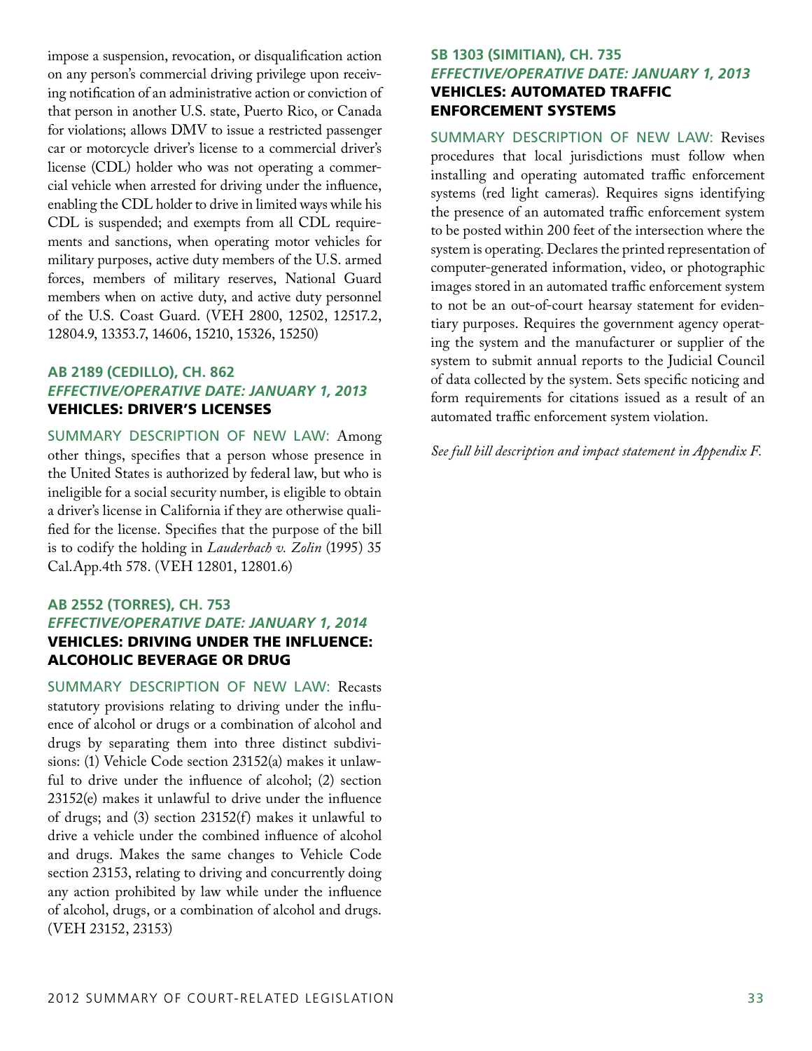impose a suspension, revocation, or disqualification action on any person's commercial driving privilege upon receiving notification of an administrative action or conviction of that person in another U.S. state, Puerto Rico, or Canada for violations; allows DMV to issue a restricted passenger car or motorcycle driver's license to a commercial driver's license (CDL) holder who was not operating a commercial vehicle when arrested for driving under the influence, enabling the CDL holder to drive in limited ways while his CDL is suspended; and exempts from all CDL requirements and sanctions, when operating motor vehicles for military purposes, active duty members of the U.S. armed forces, members of military reserves, National Guard members when on active duty, and active duty personnel of the U.S. Coast Guard. (VEH 2800, 12502, 12517.2, 12804.9, 13353.7, 14606, 15210, 15326, 15250)

### AB 2189 (Cedillo), Ch. 862
***Effective/Operative Date: January 1, 2013***
**VEHICLES: DRIVER'S LICENSES**

SUMMARY DESCRIPTION OF NEW LAW: Among other things, specifies that a person whose presence in the United States is authorized by federal law, but who is ineligible for a social security number, is eligible to obtain a driver's license in California if they are otherwise qualified for the license. Specifies that the purpose of the bill is to codify the holding in *Lauderbach v. Zolin* (1995) 35 Cal.App.4th 578. (VEH 12801, 12801.6)

### AB 2552 (Torres), Ch. 753
***Effective/Operative Date: January 1, 2014***
**VEHICLES: DRIVING UNDER THE INFLUENCE: ALCOHOLIC BEVERAGE OR DRUG**

SUMMARY DESCRIPTION OF NEW LAW: Recasts statutory provisions relating to driving under the influence of alcohol or drugs or a combination of alcohol and drugs by separating them into three distinct subdivisions: (1) Vehicle Code section 23152(a) makes it unlawful to drive under the influence of alcohol; (2) section 23152(e) makes it unlawful to drive under the influence of drugs; and (3) section 23152(f) makes it unlawful to drive a vehicle under the combined influence of alcohol and drugs. Makes the same changes to Vehicle Code section 23153, relating to driving and concurrently doing any action prohibited by law while under the influence of alcohol, drugs, or a combination of alcohol and drugs. (VEH 23152, 23153)

### SB 1303 (Simitian), Ch. 735
***Effective/Operative Date: January 1, 2013***
**VEHICLES: AUTOMATED TRAFFIC ENFORCEMENT SYSTEMS**

SUMMARY DESCRIPTION OF NEW LAW: Revises procedures that local jurisdictions must follow when installing and operating automated traffic enforcement systems (red light cameras). Requires signs identifying the presence of an automated traffic enforcement system to be posted within 200 feet of the intersection where the system is operating. Declares the printed representation of computer-generated information, video, or photographic images stored in an automated traffic enforcement system to not be an out-of-court hearsay statement for evidentiary purposes. Requires the government agency operating the system and the manufacturer or supplier of the system to submit annual reports to the Judicial Council of data collected by the system. Sets specific noticing and form requirements for citations issued as a result of an automated traffic enforcement system violation.

*See full bill description and impact statement in Appendix F.*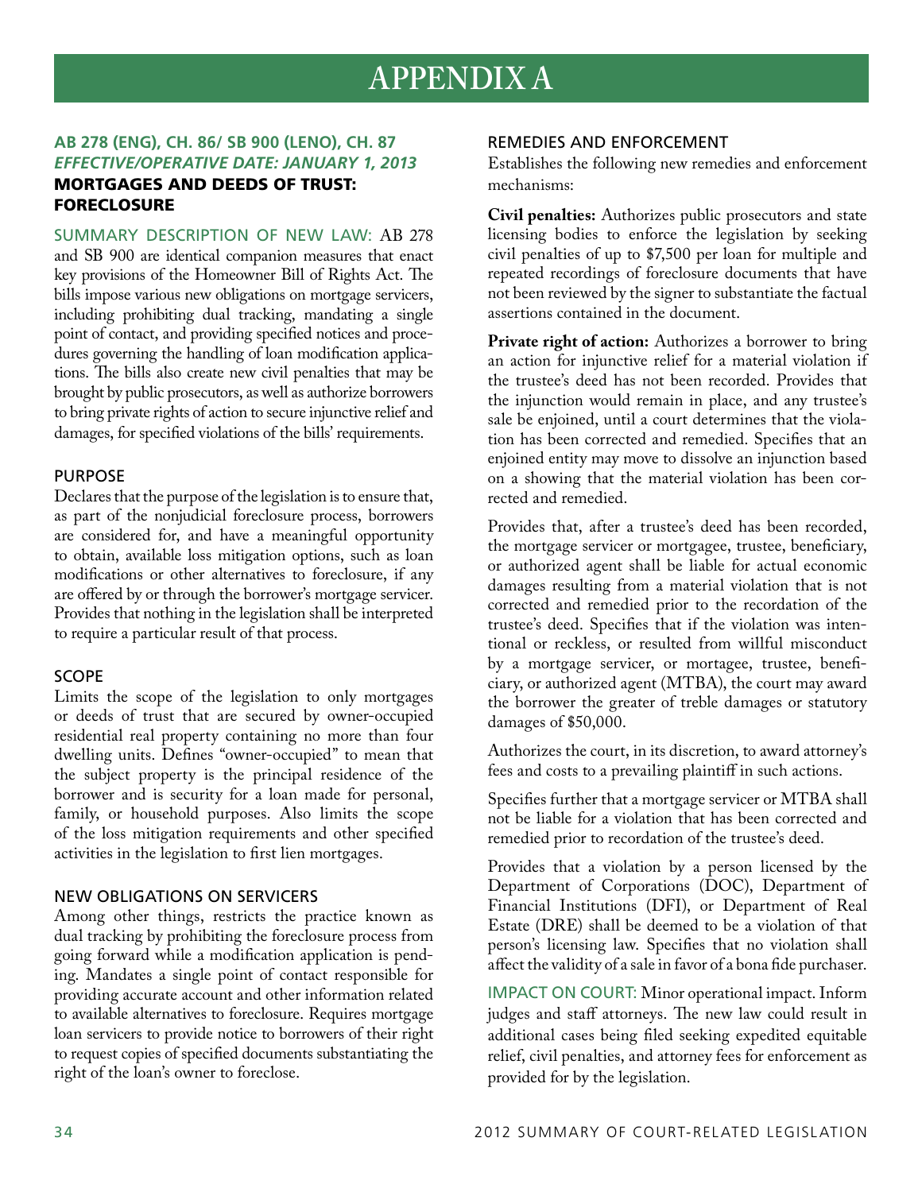# APPENDIX A

## AB 278 (ENG), CH. 86/ SB 900 (LENO), CH. 87

***EFFECTIVE/OPERATIVE DATE: JANUARY 1, 2013***

**MORTGAGES AND DEEDS OF TRUST: FORECLOSURE**

SUMMARY DESCRIPTION OF NEW LAW: AB 278 and SB 900 are identical companion measures that enact key provisions of the Homeowner Bill of Rights Act. The bills impose various new obligations on mortgage servicers, including prohibiting dual tracking, mandating a single point of contact, and providing specified notices and procedures governing the handling of loan modification applications. The bills also create new civil penalties that may be brought by public prosecutors, as well as authorize borrowers to bring private rights of action to secure injunctive relief and damages, for specified violations of the bills' requirements.

### PURPOSE

Declares that the purpose of the legislation is to ensure that, as part of the nonjudicial foreclosure process, borrowers are considered for, and have a meaningful opportunity to obtain, available loss mitigation options, such as loan modifications or other alternatives to foreclosure, if any are offered by or through the borrower's mortgage servicer. Provides that nothing in the legislation shall be interpreted to require a particular result of that process.

### SCOPE

Limits the scope of the legislation to only mortgages or deeds of trust that are secured by owner-occupied residential real property containing no more than four dwelling units. Defines "owner-occupied" to mean that the subject property is the principal residence of the borrower and is security for a loan made for personal, family, or household purposes. Also limits the scope of the loss mitigation requirements and other specified activities in the legislation to first lien mortgages.

### NEW OBLIGATIONS ON SERVICERS

Among other things, restricts the practice known as dual tracking by prohibiting the foreclosure process from going forward while a modification application is pending. Mandates a single point of contact responsible for providing accurate account and other information related to available alternatives to foreclosure. Requires mortgage loan servicers to provide notice to borrowers of their right to request copies of specified documents substantiating the right of the loan's owner to foreclose.

### REMEDIES AND ENFORCEMENT

Establishes the following new remedies and enforcement mechanisms:

**Civil penalties:** Authorizes public prosecutors and state licensing bodies to enforce the legislation by seeking civil penalties of up to $7,500 per loan for multiple and repeated recordings of foreclosure documents that have not been reviewed by the signer to substantiate the factual assertions contained in the document.

**Private right of action:** Authorizes a borrower to bring an action for injunctive relief for a material violation if the trustee's deed has not been recorded. Provides that the injunction would remain in place, and any trustee's sale be enjoined, until a court determines that the violation has been corrected and remedied. Specifies that an enjoined entity may move to dissolve an injunction based on a showing that the material violation has been corrected and remedied.

Provides that, after a trustee's deed has been recorded, the mortgage servicer or mortgagee, trustee, beneficiary, or authorized agent shall be liable for actual economic damages resulting from a material violation that is not corrected and remedied prior to the recordation of the trustee's deed. Specifies that if the violation was intentional or reckless, or resulted from willful misconduct by a mortgage servicer, or mortagee, trustee, beneficiary, or authorized agent (MTBA), the court may award the borrower the greater of treble damages or statutory damages of $50,000.

Authorizes the court, in its discretion, to award attorney's fees and costs to a prevailing plaintiff in such actions.

Specifies further that a mortgage servicer or MTBA shall not be liable for a violation that has been corrected and remedied prior to recordation of the trustee's deed.

Provides that a violation by a person licensed by the Department of Corporations (DOC), Department of Financial Institutions (DFI), or Department of Real Estate (DRE) shall be deemed to be a violation of that person's licensing law. Specifies that no violation shall affect the validity of a sale in favor of a bona fide purchaser.

IMPACT ON COURT: Minor operational impact. Inform judges and staff attorneys. The new law could result in additional cases being filed seeking expedited equitable relief, civil penalties, and attorney fees for enforcement as provided for by the legislation.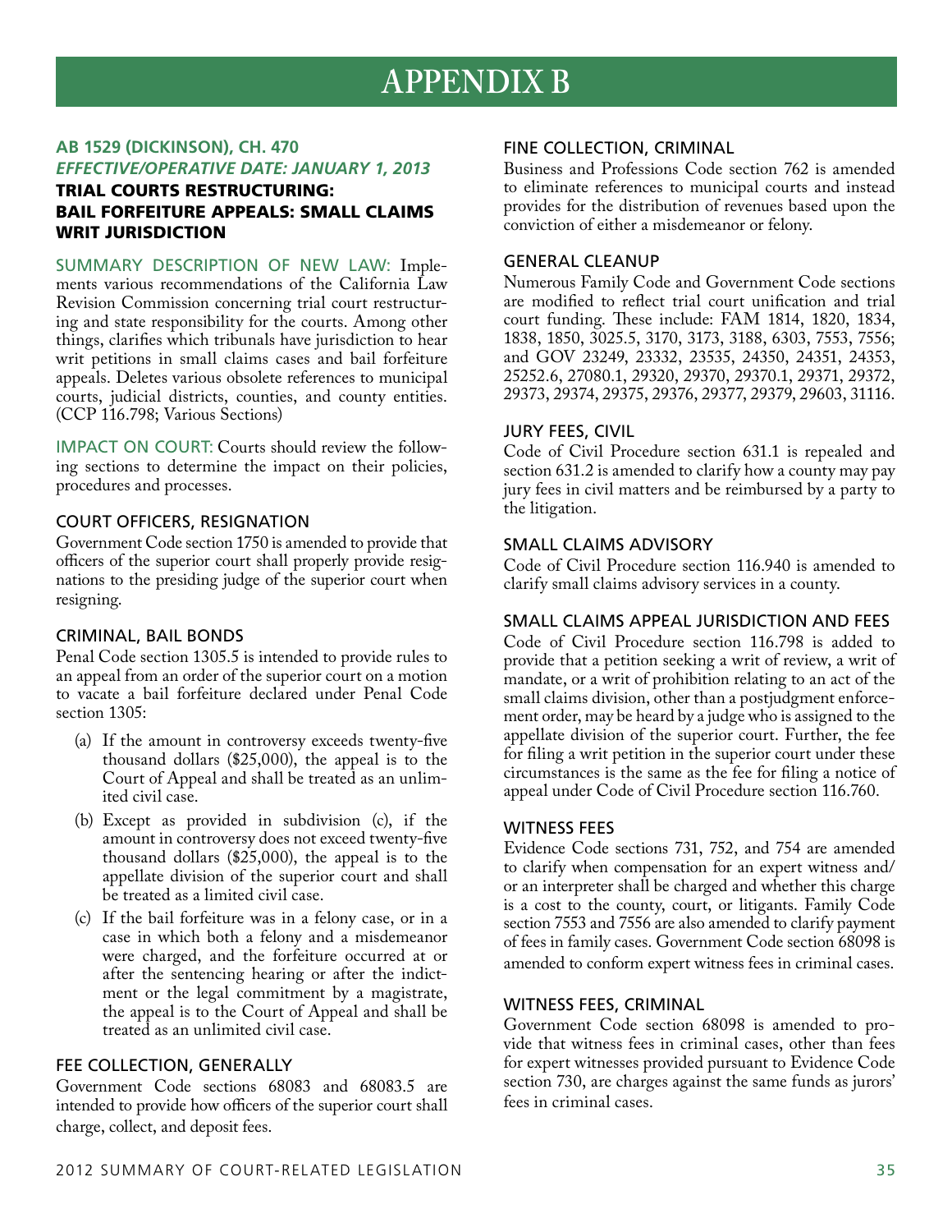# APPENDIX B

## AB 1529 (DICKINSON), CH. 470

***EFFECTIVE/OPERATIVE DATE: JANUARY 1, 2013***

### TRIAL COURTS RESTRUCTURING: BAIL FORFEITURE APPEALS: SMALL CLAIMS WRIT JURISDICTION

SUMMARY DESCRIPTION OF NEW LAW: Implements various recommendations of the California Law Revision Commission concerning trial court restructuring and state responsibility for the courts. Among other things, clarifies which tribunals have jurisdiction to hear writ petitions in small claims cases and bail forfeiture appeals. Deletes various obsolete references to municipal courts, judicial districts, counties, and county entities. (CCP 116.798; Various Sections)

IMPACT ON COURT: Courts should review the following sections to determine the impact on their policies, procedures and processes.

#### COURT OFFICERS, RESIGNATION

Government Code section 1750 is amended to provide that officers of the superior court shall properly provide resignations to the presiding judge of the superior court when resigning.

#### CRIMINAL, BAIL BONDS

Penal Code section 1305.5 is intended to provide rules to an appeal from an order of the superior court on a motion to vacate a bail forfeiture declared under Penal Code section 1305:

(a) If the amount in controversy exceeds twenty-five thousand dollars ($25,000), the appeal is to the Court of Appeal and shall be treated as an unlimited civil case.

(b) Except as provided in subdivision (c), if the amount in controversy does not exceed twenty-five thousand dollars ($25,000), the appeal is to the appellate division of the superior court and shall be treated as a limited civil case.

(c) If the bail forfeiture was in a felony case, or in a case in which both a felony and a misdemeanor were charged, and the forfeiture occurred at or after the sentencing hearing or after the indictment or the legal commitment by a magistrate, the appeal is to the Court of Appeal and shall be treated as an unlimited civil case.

#### FEE COLLECTION, GENERALLY

Government Code sections 68083 and 68083.5 are intended to provide how officers of the superior court shall charge, collect, and deposit fees.

#### FINE COLLECTION, CRIMINAL

Business and Professions Code section 762 is amended to eliminate references to municipal courts and instead provides for the distribution of revenues based upon the conviction of either a misdemeanor or felony.

#### GENERAL CLEANUP

Numerous Family Code and Government Code sections are modified to reflect trial court unification and trial court funding. These include: FAM 1814, 1820, 1834, 1838, 1850, 3025.5, 3170, 3173, 3188, 6303, 7553, 7556; and GOV 23249, 23332, 23535, 24350, 24351, 24353, 25252.6, 27080.1, 29320, 29370, 29370.1, 29371, 29372, 29373, 29374, 29375, 29376, 29377, 29379, 29603, 31116.

#### JURY FEES, CIVIL

Code of Civil Procedure section 631.1 is repealed and section 631.2 is amended to clarify how a county may pay jury fees in civil matters and be reimbursed by a party to the litigation.

#### SMALL CLAIMS ADVISORY

Code of Civil Procedure section 116.940 is amended to clarify small claims advisory services in a county.

#### SMALL CLAIMS APPEAL JURISDICTION AND FEES

Code of Civil Procedure section 116.798 is added to provide that a petition seeking a writ of review, a writ of mandate, or a writ of prohibition relating to an act of the small claims division, other than a postjudgment enforcement order, may be heard by a judge who is assigned to the appellate division of the superior court. Further, the fee for filing a writ petition in the superior court under these circumstances is the same as the fee for filing a notice of appeal under Code of Civil Procedure section 116.760.

#### WITNESS FEES

Evidence Code sections 731, 752, and 754 are amended to clarify when compensation for an expert witness and/or an interpreter shall be charged and whether this charge is a cost to the county, court, or litigants. Family Code section 7553 and 7556 are also amended to clarify payment of fees in family cases. Government Code section 68098 is amended to conform expert witness fees in criminal cases.

#### WITNESS FEES, CRIMINAL

Government Code section 68098 is amended to provide that witness fees in criminal cases, other than fees for expert witnesses provided pursuant to Evidence Code section 730, are charges against the same funds as jurors' fees in criminal cases.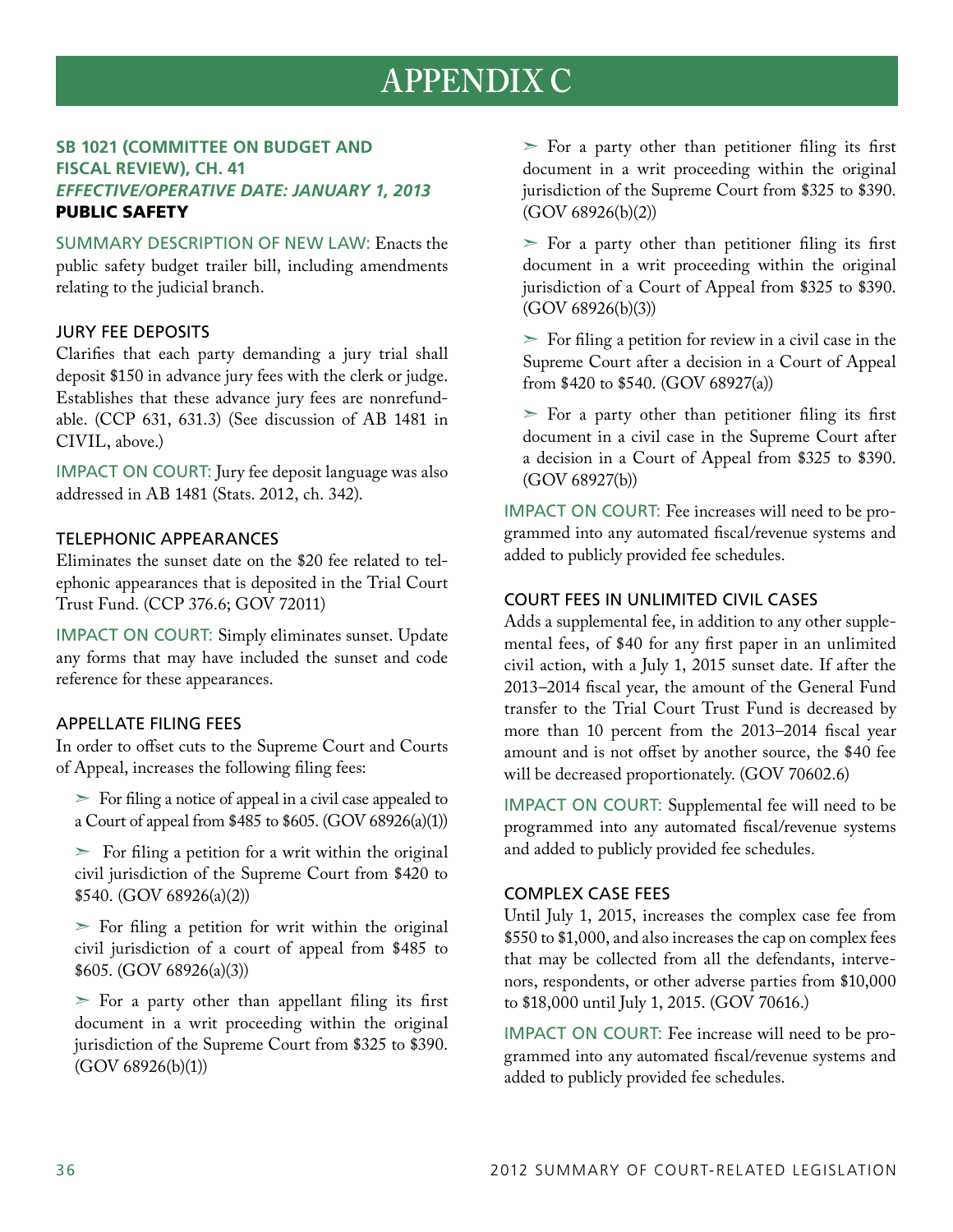# APPENDIX C

## SB 1021 (COMMITTEE ON BUDGET AND FISCAL REVIEW), CH. 41
### *EFFECTIVE/OPERATIVE DATE: JANUARY 1, 2013*
### PUBLIC SAFETY

SUMMARY DESCRIPTION OF NEW LAW: Enacts the public safety budget trailer bill, including amendments relating to the judicial branch.

#### JURY FEE DEPOSITS

Clarifies that each party demanding a jury trial shall deposit $150 in advance jury fees with the clerk or judge. Establishes that these advance jury fees are nonrefundable. (CCP 631, 631.3) (See discussion of AB 1481 in CIVIL, above.)

IMPACT ON COURT: Jury fee deposit language was also addressed in AB 1481 (Stats. 2012, ch. 342).

#### TELEPHONIC APPEARANCES

Eliminates the sunset date on the $20 fee related to telephonic appearances that is deposited in the Trial Court Trust Fund. (CCP 376.6; GOV 72011)

IMPACT ON COURT: Simply eliminates sunset. Update any forms that may have included the sunset and code reference for these appearances.

#### APPELLATE FILING FEES

In order to offset cuts to the Supreme Court and Courts of Appeal, increases the following filing fees:

- For filing a notice of appeal in a civil case appealed to a Court of appeal from $485 to $605. (GOV 68926(a)(1))
- For filing a petition for a writ within the original civil jurisdiction of the Supreme Court from $420 to $540. (GOV 68926(a)(2))
- For filing a petition for writ within the original civil jurisdiction of a court of appeal from $485 to $605. (GOV 68926(a)(3))
- For a party other than appellant filing its first document in a writ proceeding within the original jurisdiction of the Supreme Court from $325 to $390. (GOV 68926(b)(1))
- For a party other than petitioner filing its first document in a writ proceeding within the original jurisdiction of the Supreme Court from $325 to $390. (GOV 68926(b)(2))
- For a party other than petitioner filing its first document in a writ proceeding within the original jurisdiction of a Court of Appeal from $325 to $390. (GOV 68926(b)(3))
- For filing a petition for review in a civil case in the Supreme Court after a decision in a Court of Appeal from $420 to $540. (GOV 68927(a))
- For a party other than petitioner filing its first document in a civil case in the Supreme Court after a decision in a Court of Appeal from $325 to $390. (GOV 68927(b))

IMPACT ON COURT: Fee increases will need to be programmed into any automated fiscal/revenue systems and added to publicly provided fee schedules.

#### COURT FEES IN UNLIMITED CIVIL CASES

Adds a supplemental fee, in addition to any other supplemental fees, of $40 for any first paper in an unlimited civil action, with a July 1, 2015 sunset date. If after the 2013–2014 fiscal year, the amount of the General Fund transfer to the Trial Court Trust Fund is decreased by more than 10 percent from the 2013–2014 fiscal year amount and is not offset by another source, the $40 fee will be decreased proportionately. (GOV 70602.6)

IMPACT ON COURT: Supplemental fee will need to be programmed into any automated fiscal/revenue systems and added to publicly provided fee schedules.

#### COMPLEX CASE FEES

Until July 1, 2015, increases the complex case fee from $550 to $1,000, and also increases the cap on complex fees that may be collected from all the defendants, intervenors, respondents, or other adverse parties from $10,000 to $18,000 until July 1, 2015. (GOV 70616.)

IMPACT ON COURT: Fee increase will need to be programmed into any automated fiscal/revenue systems and added to publicly provided fee schedules.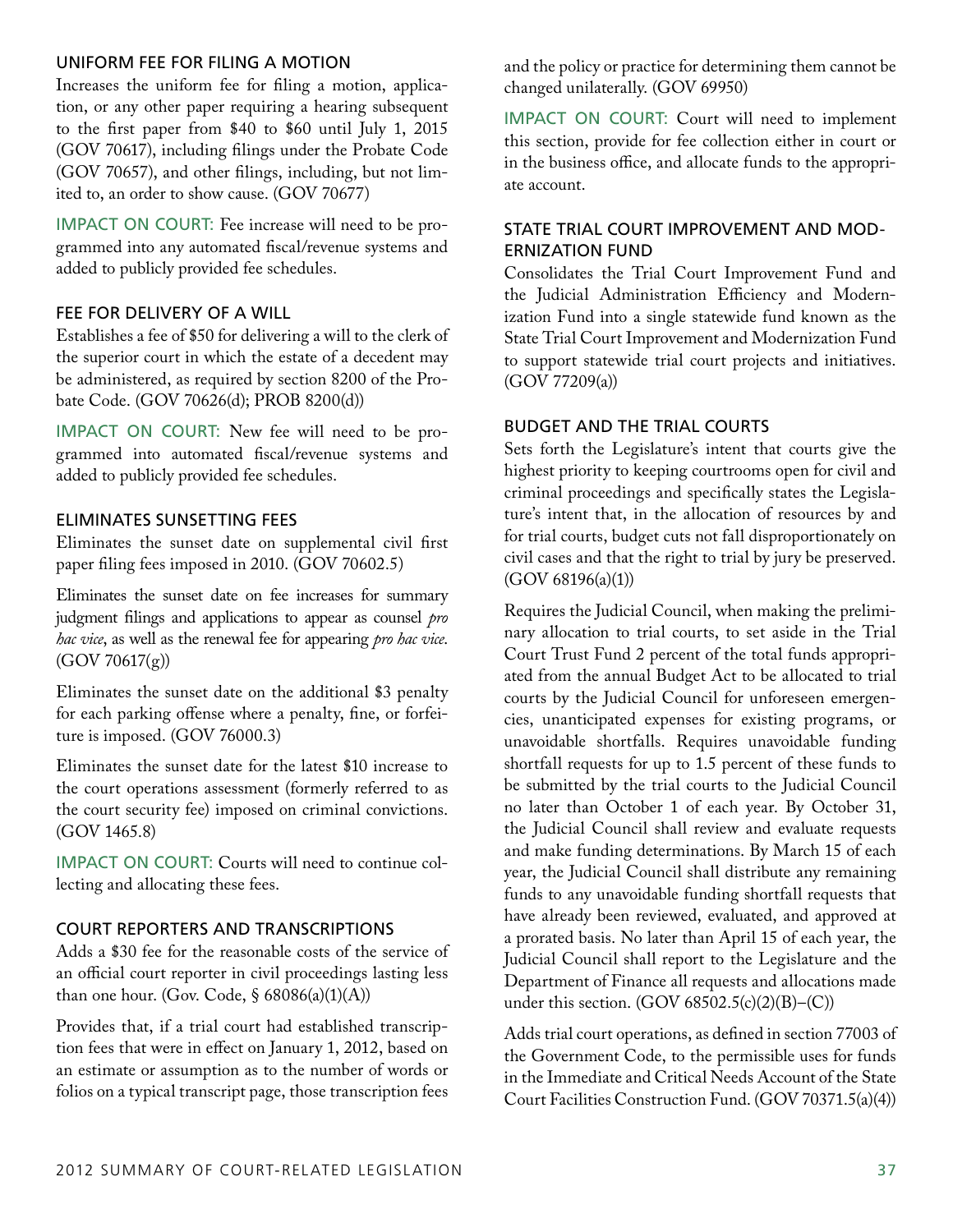### UNIFORM FEE FOR FILING A MOTION

Increases the uniform fee for filing a motion, application, or any other paper requiring a hearing subsequent to the first paper from $40 to $60 until July 1, 2015 (GOV 70617), including filings under the Probate Code (GOV 70657), and other filings, including, but not limited to, an order to show cause. (GOV 70677)

IMPACT ON COURT: Fee increase will need to be programmed into any automated fiscal/revenue systems and added to publicly provided fee schedules.

### FEE FOR DELIVERY OF A WILL

Establishes a fee of $50 for delivering a will to the clerk of the superior court in which the estate of a decedent may be administered, as required by section 8200 of the Probate Code. (GOV 70626(d); PROB 8200(d))

IMPACT ON COURT: New fee will need to be programmed into automated fiscal/revenue systems and added to publicly provided fee schedules.

### ELIMINATES SUNSETTING FEES

Eliminates the sunset date on supplemental civil first paper filing fees imposed in 2010. (GOV 70602.5)

Eliminates the sunset date on fee increases for summary judgment filings and applications to appear as counsel *pro hac vice*, as well as the renewal fee for appearing *pro hac vice*. (GOV 70617(g))

Eliminates the sunset date on the additional $3 penalty for each parking offense where a penalty, fine, or forfeiture is imposed. (GOV 76000.3)

Eliminates the sunset date for the latest $10 increase to the court operations assessment (formerly referred to as the court security fee) imposed on criminal convictions. (GOV 1465.8)

IMPACT ON COURT: Courts will need to continue collecting and allocating these fees.

### COURT REPORTERS AND TRANSCRIPTIONS

Adds a $30 fee for the reasonable costs of the service of an official court reporter in civil proceedings lasting less than one hour. (Gov. Code, § 68086(a)(1)(A))

Provides that, if a trial court had established transcription fees that were in effect on January 1, 2012, based on an estimate or assumption as to the number of words or folios on a typical transcript page, those transcription fees and the policy or practice for determining them cannot be changed unilaterally. (GOV 69950)

IMPACT ON COURT: Court will need to implement this section, provide for fee collection either in court or in the business office, and allocate funds to the appropriate account.

### STATE TRIAL COURT IMPROVEMENT AND MODERNIZATION FUND

Consolidates the Trial Court Improvement Fund and the Judicial Administration Efficiency and Modernization Fund into a single statewide fund known as the State Trial Court Improvement and Modernization Fund to support statewide trial court projects and initiatives. (GOV 77209(a))

### BUDGET AND THE TRIAL COURTS

Sets forth the Legislature's intent that courts give the highest priority to keeping courtrooms open for civil and criminal proceedings and specifically states the Legislature's intent that, in the allocation of resources by and for trial courts, budget cuts not fall disproportionately on civil cases and that the right to trial by jury be preserved. (GOV 68196(a)(1))

Requires the Judicial Council, when making the preliminary allocation to trial courts, to set aside in the Trial Court Trust Fund 2 percent of the total funds appropriated from the annual Budget Act to be allocated to trial courts by the Judicial Council for unforeseen emergencies, unanticipated expenses for existing programs, or unavoidable shortfalls. Requires unavoidable funding shortfall requests for up to 1.5 percent of these funds to be submitted by the trial courts to the Judicial Council no later than October 1 of each year. By October 31, the Judicial Council shall review and evaluate requests and make funding determinations. By March 15 of each year, the Judicial Council shall distribute any remaining funds to any unavoidable funding shortfall requests that have already been reviewed, evaluated, and approved at a prorated basis. No later than April 15 of each year, the Judicial Council shall report to the Legislature and the Department of Finance all requests and allocations made under this section. (GOV 68502.5(c)(2)(B)–(C))

Adds trial court operations, as defined in section 77003 of the Government Code, to the permissible uses for funds in the Immediate and Critical Needs Account of the State Court Facilities Construction Fund. (GOV 70371.5(a)(4))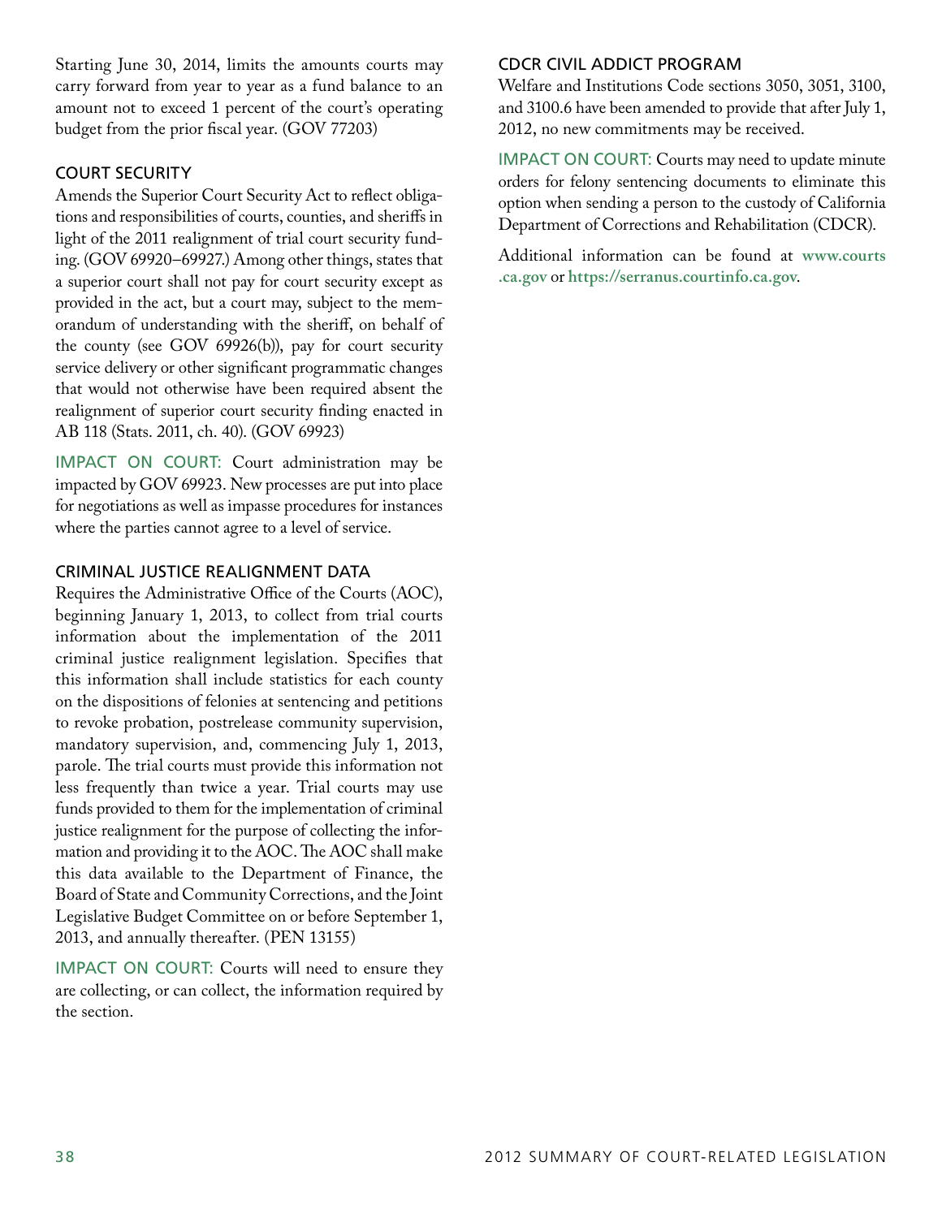Starting June 30, 2014, limits the amounts courts may carry forward from year to year as a fund balance to an amount not to exceed 1 percent of the court's operating budget from the prior fiscal year. (GOV 77203)

### COURT SECURITY

Amends the Superior Court Security Act to reflect obligations and responsibilities of courts, counties, and sheriffs in light of the 2011 realignment of trial court security funding. (GOV 69920–69927.) Among other things, states that a superior court shall not pay for court security except as provided in the act, but a court may, subject to the memorandum of understanding with the sheriff, on behalf of the county (see GOV 69926(b)), pay for court security service delivery or other significant programmatic changes that would not otherwise have been required absent the realignment of superior court security finding enacted in AB 118 (Stats. 2011, ch. 40). (GOV 69923)

IMPACT ON COURT: Court administration may be impacted by GOV 69923. New processes are put into place for negotiations as well as impasse procedures for instances where the parties cannot agree to a level of service.

### CRIMINAL JUSTICE REALIGNMENT DATA

Requires the Administrative Office of the Courts (AOC), beginning January 1, 2013, to collect from trial courts information about the implementation of the 2011 criminal justice realignment legislation. Specifies that this information shall include statistics for each county on the dispositions of felonies at sentencing and petitions to revoke probation, postrelease community supervision, mandatory supervision, and, commencing July 1, 2013, parole. The trial courts must provide this information not less frequently than twice a year. Trial courts may use funds provided to them for the implementation of criminal justice realignment for the purpose of collecting the information and providing it to the AOC. The AOC shall make this data available to the Department of Finance, the Board of State and Community Corrections, and the Joint Legislative Budget Committee on or before September 1, 2013, and annually thereafter. (PEN 13155)

IMPACT ON COURT: Courts will need to ensure they are collecting, or can collect, the information required by the section.

### CDCR CIVIL ADDICT PROGRAM

Welfare and Institutions Code sections 3050, 3051, 3100, and 3100.6 have been amended to provide that after July 1, 2012, no new commitments may be received.

IMPACT ON COURT: Courts may need to update minute orders for felony sentencing documents to eliminate this option when sending a person to the custody of California Department of Corrections and Rehabilitation (CDCR).

Additional information can be found at **www.courts.ca.gov** or **https://serranus.courtinfo.ca.gov**.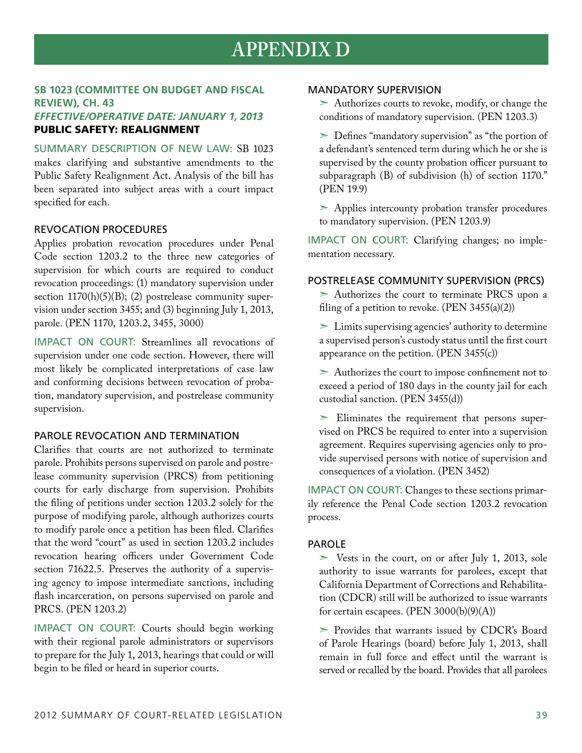# APPENDIX D

## SB 1023 (COMMITTEE ON BUDGET AND FISCAL REVIEW), CH. 43
### *EFFECTIVE/OPERATIVE DATE: JANUARY 1, 2013*
### PUBLIC SAFETY: REALIGNMENT

SUMMARY DESCRIPTION OF NEW LAW: SB 1023 makes clarifying and substantive amendments to the Public Safety Realignment Act. Analysis of the bill has been separated into subject areas with a court impact specified for each.

#### REVOCATION PROCEDURES

Applies probation revocation procedures under Penal Code section 1203.2 to the three new categories of supervision for which courts are required to conduct revocation proceedings: (1) mandatory supervision under section 1170(h)(5)(B); (2) postrelease community supervision under section 3455; and (3) beginning July 1, 2013, parole. (PEN 1170, 1203.2, 3455, 3000)

IMPACT ON COURT: Streamlines all revocations of supervision under one code section. However, there will most likely be complicated interpretations of case law and conforming decisions between revocation of probation, mandatory supervision, and postrelease community supervision.

#### PAROLE REVOCATION AND TERMINATION

Clarifies that courts are not authorized to terminate parole. Prohibits persons supervised on parole and postrelease community supervision (PRCS) from petitioning courts for early discharge from supervision. Prohibits the filing of petitions under section 1203.2 solely for the purpose of modifying parole, although authorizes courts to modify parole once a petition has been filed. Clarifies that the word "court" as used in section 1203.2 includes revocation hearing officers under Government Code section 71622.5. Preserves the authority of a supervising agency to impose intermediate sanctions, including flash incarceration, on persons supervised on parole and PRCS. (PEN 1203.2)

IMPACT ON COURT: Courts should begin working with their regional parole administrators or supervisors to prepare for the July 1, 2013, hearings that could or will begin to be filed or heard in superior courts.

#### MANDATORY SUPERVISION

- Authorizes courts to revoke, modify, or change the conditions of mandatory supervision. (PEN 1203.3)
- Defines "mandatory supervision" as "the portion of a defendant's sentenced term during which he or she is supervised by the county probation officer pursuant to subparagraph (B) of subdivision (h) of section 1170." (PEN 19.9)
- Applies intercounty probation transfer procedures to mandatory supervision. (PEN 1203.9)

IMPACT ON COURT: Clarifying changes; no implementation necessary.

#### POSTRELEASE COMMUNITY SUPERVISION (PRCS)

- Authorizes the court to terminate PRCS upon a filing of a petition to revoke. (PEN 3455(a)(2))
- Limits supervising agencies' authority to determine a supervised person's custody status until the first court appearance on the petition. (PEN 3455(c))
- Authorizes the court to impose confinement not to exceed a period of 180 days in the county jail for each custodial sanction. (PEN 3455(d))
- Eliminates the requirement that persons supervised on PRCS be required to enter into a supervision agreement. Requires supervising agencies only to provide supervised persons with notice of supervision and consequences of a violation. (PEN 3452)

IMPACT ON COURT: Changes to these sections primarily reference the Penal Code section 1203.2 revocation process.

#### PAROLE

- Vests in the court, on or after July 1, 2013, sole authority to issue warrants for parolees, except that California Department of Corrections and Rehabilitation (CDCR) still will be authorized to issue warrants for certain escapees. (PEN 3000(b)(9)(A))
- Provides that warrants issued by CDCR's Board of Parole Hearings (board) before July 1, 2013, shall remain in full force and effect until the warrant is served or recalled by the board. Provides that all parolees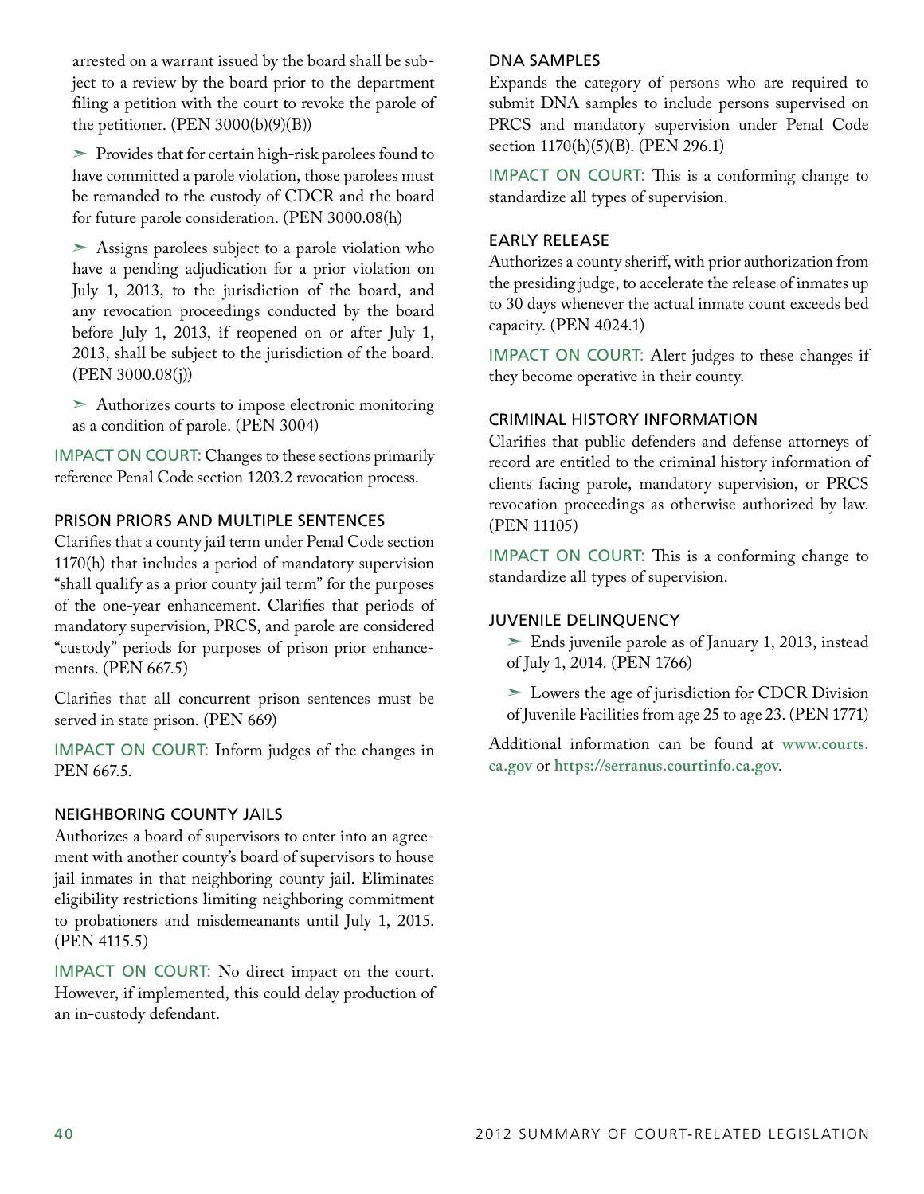arrested on a warrant issued by the board shall be subject to a review by the board prior to the department filing a petition with the court to revoke the parole of the petitioner. (PEN 3000(b)(9)(B))

- Provides that for certain high-risk parolees found to have committed a parole violation, those parolees must be remanded to the custody of CDCR and the board for future parole consideration. (PEN 3000.08(h)
- Assigns parolees subject to a parole violation who have a pending adjudication for a prior violation on July 1, 2013, to the jurisdiction of the board, and any revocation proceedings conducted by the board before July 1, 2013, if reopened on or after July 1, 2013, shall be subject to the jurisdiction of the board. (PEN 3000.08(j))
- Authorizes courts to impose electronic monitoring as a condition of parole. (PEN 3004)

IMPACT ON COURT: Changes to these sections primarily reference Penal Code section 1203.2 revocation process.

### PRISON PRIORS AND MULTIPLE SENTENCES

Clarifies that a county jail term under Penal Code section 1170(h) that includes a period of mandatory supervision "shall qualify as a prior county jail term" for the purposes of the one-year enhancement. Clarifies that periods of mandatory supervision, PRCS, and parole are considered "custody" periods for purposes of prison prior enhancements. (PEN 667.5)

Clarifies that all concurrent prison sentences must be served in state prison. (PEN 669)

IMPACT ON COURT: Inform judges of the changes in PEN 667.5.

### NEIGHBORING COUNTY JAILS

Authorizes a board of supervisors to enter into an agreement with another county's board of supervisors to house jail inmates in that neighboring county jail. Eliminates eligibility restrictions limiting neighboring commitment to probationers and misdemeanants until July 1, 2015. (PEN 4115.5)

IMPACT ON COURT: No direct impact on the court. However, if implemented, this could delay production of an in-custody defendant.

### DNA SAMPLES

Expands the category of persons who are required to submit DNA samples to include persons supervised on PRCS and mandatory supervision under Penal Code section 1170(h)(5)(B). (PEN 296.1)

IMPACT ON COURT: This is a conforming change to standardize all types of supervision.

### EARLY RELEASE

Authorizes a county sheriff, with prior authorization from the presiding judge, to accelerate the release of inmates up to 30 days whenever the actual inmate count exceeds bed capacity. (PEN 4024.1)

IMPACT ON COURT: Alert judges to these changes if they become operative in their county.

### CRIMINAL HISTORY INFORMATION

Clarifies that public defenders and defense attorneys of record are entitled to the criminal history information of clients facing parole, mandatory supervision, or PRCS revocation proceedings as otherwise authorized by law. (PEN 11105)

IMPACT ON COURT: This is a conforming change to standardize all types of supervision.

### JUVENILE DELINQUENCY

- Ends juvenile parole as of January 1, 2013, instead of July 1, 2014. (PEN 1766)
- Lowers the age of jurisdiction for CDCR Division of Juvenile Facilities from age 25 to age 23. (PEN 1771)

Additional information can be found at **www.courts.ca.gov** or **https://serranus.courtinfo.ca.gov**.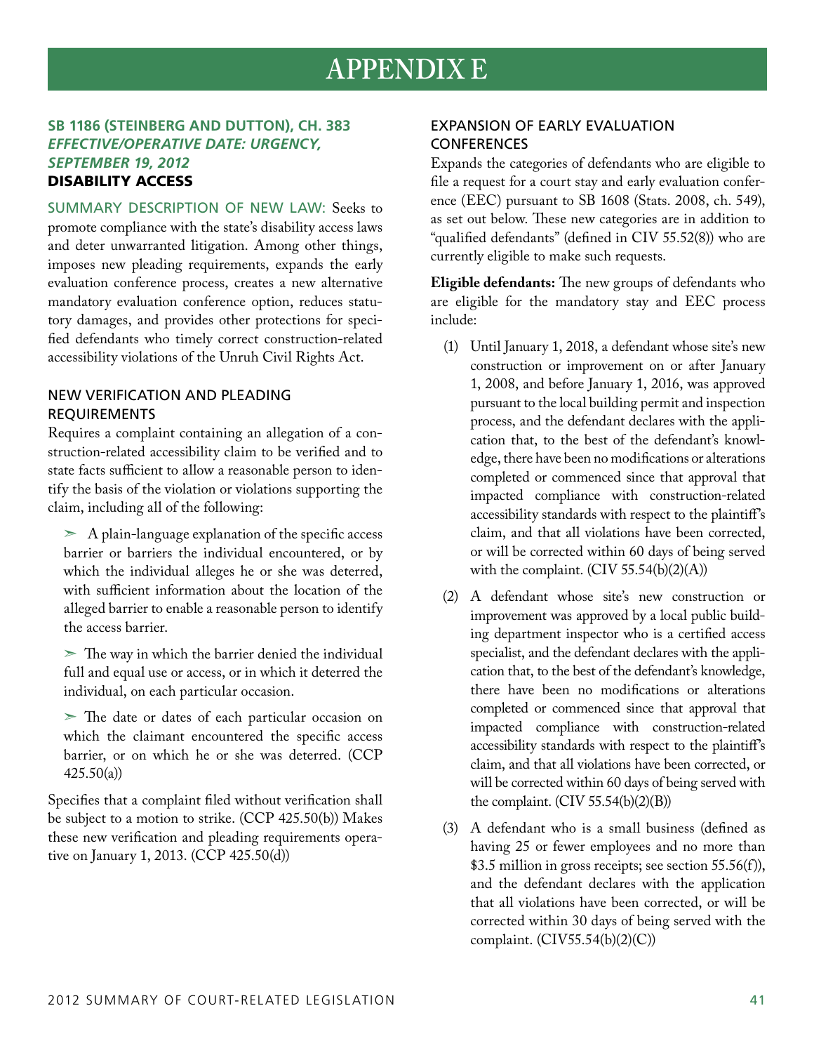# APPENDIX E

### SB 1186 (STEINBERG AND DUTTON), CH. 383
### *EFFECTIVE/OPERATIVE DATE: URGENCY, SEPTEMBER 19, 2012*
### DISABILITY ACCESS

SUMMARY DESCRIPTION OF NEW LAW: Seeks to promote compliance with the state's disability access laws and deter unwarranted litigation. Among other things, imposes new pleading requirements, expands the early evaluation conference process, creates a new alternative mandatory evaluation conference option, reduces statutory damages, and provides other protections for specified defendants who timely correct construction-related accessibility violations of the Unruh Civil Rights Act.

#### NEW VERIFICATION AND PLEADING REQUIREMENTS

Requires a complaint containing an allegation of a construction-related accessibility claim to be verified and to state facts sufficient to allow a reasonable person to identify the basis of the violation or violations supporting the claim, including all of the following:

- A plain-language explanation of the specific access barrier or barriers the individual encountered, or by which the individual alleges he or she was deterred, with sufficient information about the location of the alleged barrier to enable a reasonable person to identify the access barrier.
- The way in which the barrier denied the individual full and equal use or access, or in which it deterred the individual, on each particular occasion.
- The date or dates of each particular occasion on which the claimant encountered the specific access barrier, or on which he or she was deterred. (CCP 425.50(a))

Specifies that a complaint filed without verification shall be subject to a motion to strike. (CCP 425.50(b)) Makes these new verification and pleading requirements operative on January 1, 2013. (CCP 425.50(d))

#### EXPANSION OF EARLY EVALUATION CONFERENCES

Expands the categories of defendants who are eligible to file a request for a court stay and early evaluation conference (EEC) pursuant to SB 1608 (Stats. 2008, ch. 549), as set out below. These new categories are in addition to "qualified defendants" (defined in CIV 55.52(8)) who are currently eligible to make such requests.

**Eligible defendants:** The new groups of defendants who are eligible for the mandatory stay and EEC process include:

1. Until January 1, 2018, a defendant whose site's new construction or improvement on or after January 1, 2008, and before January 1, 2016, was approved pursuant to the local building permit and inspection process, and the defendant declares with the application that, to the best of the defendant's knowledge, there have been no modifications or alterations completed or commenced since that approval that impacted compliance with construction-related accessibility standards with respect to the plaintiff's claim, and that all violations have been corrected, or will be corrected within 60 days of being served with the complaint. (CIV 55.54(b)(2)(A))
2. A defendant whose site's new construction or improvement was approved by a local public building department inspector who is a certified access specialist, and the defendant declares with the application that, to the best of the defendant's knowledge, there have been no modifications or alterations completed or commenced since that approval that impacted compliance with construction-related accessibility standards with respect to the plaintiff's claim, and that all violations have been corrected, or will be corrected within 60 days of being served with the complaint. (CIV 55.54(b)(2)(B))
3. A defendant who is a small business (defined as having 25 or fewer employees and no more than \$3.5 million in gross receipts; see section 55.56(f)), and the defendant declares with the application that all violations have been corrected, or will be corrected within 30 days of being served with the complaint. (CIV55.54(b)(2)(C))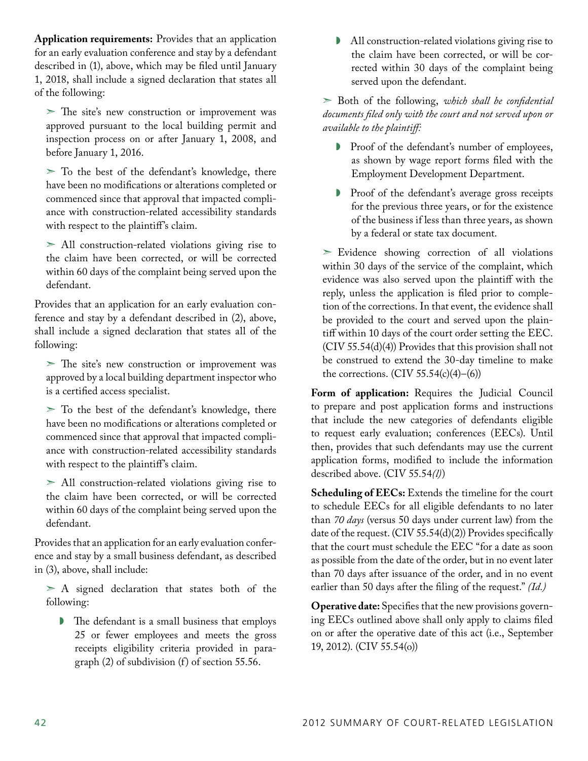**Application requirements:** Provides that an application for an early evaluation conference and stay by a defendant described in (1), above, which may be filed until January 1, 2018, shall include a signed declaration that states all of the following:

- The site's new construction or improvement was approved pursuant to the local building permit and inspection process on or after January 1, 2008, and before January 1, 2016.
- To the best of the defendant's knowledge, there have been no modifications or alterations completed or commenced since that approval that impacted compliance with construction-related accessibility standards with respect to the plaintiff's claim.
- All construction-related violations giving rise to the claim have been corrected, or will be corrected within 60 days of the complaint being served upon the defendant.

Provides that an application for an early evaluation conference and stay by a defendant described in (2), above, shall include a signed declaration that states all of the following:

- The site's new construction or improvement was approved by a local building department inspector who is a certified access specialist.
- To the best of the defendant's knowledge, there have been no modifications or alterations completed or commenced since that approval that impacted compliance with construction-related accessibility standards with respect to the plaintiff's claim.
- All construction-related violations giving rise to the claim have been corrected, or will be corrected within 60 days of the complaint being served upon the defendant.

Provides that an application for an early evaluation conference and stay by a small business defendant, as described in (3), above, shall include:

- A signed declaration that states both of the following:
  - The defendant is a small business that employs 25 or fewer employees and meets the gross receipts eligibility criteria provided in paragraph (2) of subdivision (f) of section 55.56.
  - All construction-related violations giving rise to the claim have been corrected, or will be corrected within 30 days of the complaint being served upon the defendant.
- Both of the following, *which shall be confidential documents filed only with the court and not served upon or available to the plaintiff:*
  - Proof of the defendant's number of employees, as shown by wage report forms filed with the Employment Development Department.
  - Proof of the defendant's average gross receipts for the previous three years, or for the existence of the business if less than three years, as shown by a federal or state tax document.
- Evidence showing correction of all violations within 30 days of the service of the complaint, which evidence was also served upon the plaintiff with the reply, unless the application is filed prior to completion of the corrections. In that event, the evidence shall be provided to the court and served upon the plaintiff within 10 days of the court order setting the EEC. (CIV 55.54(d)(4)) Provides that this provision shall not be construed to extend the 30-day timeline to make the corrections. (CIV 55.54(c)(4)–(6))

**Form of application:** Requires the Judicial Council to prepare and post application forms and instructions that include the new categories of defendants eligible to request early evaluation; conferences (EECs). Until then, provides that such defendants may use the current application forms, modified to include the information described above. (CIV 55.54*(l)*)

**Scheduling of EECs:** Extends the timeline for the court to schedule EECs for all eligible defendants to no later than *70 days* (versus 50 days under current law) from the date of the request. (CIV 55.54(d)(2)) Provides specifically that the court must schedule the EEC "for a date as soon as possible from the date of the order, but in no event later than 70 days after issuance of the order, and in no event earlier than 50 days after the filing of the request." *(Id.)*

**Operative date:** Specifies that the new provisions governing EECs outlined above shall only apply to claims filed on or after the operative date of this act (i.e., September 19, 2012). (CIV 55.54(o))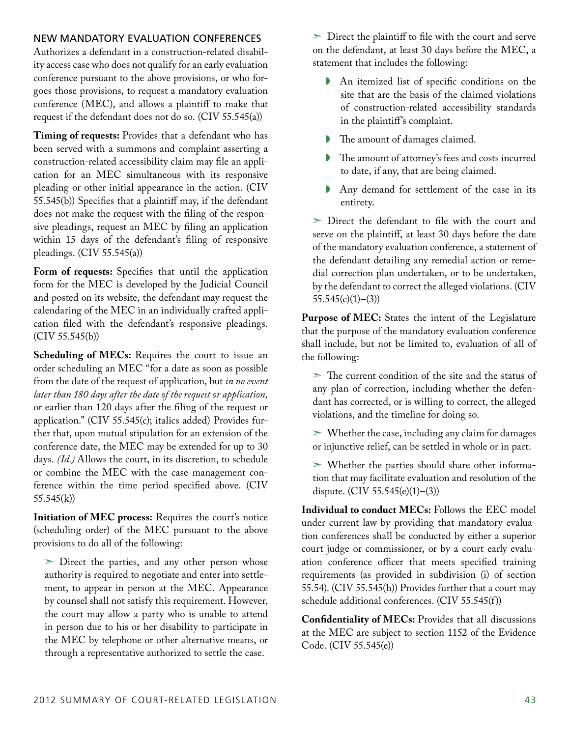## NEW MANDATORY EVALUATION CONFERENCES

Authorizes a defendant in a construction-related disability access case who does not qualify for an early evaluation conference pursuant to the above provisions, or who forgoes those provisions, to request a mandatory evaluation conference (MEC), and allows a plaintiff to make that request if the defendant does not do so. (CIV 55.545(a))

**Timing of requests:** Provides that a defendant who has been served with a summons and complaint asserting a construction-related accessibility claim may file an application for an MEC simultaneous with its responsive pleading or other initial appearance in the action. (CIV 55.545(b)) Specifies that a plaintiff may, if the defendant does not make the request with the filing of the responsive pleadings, request an MEC by filing an application within 15 days of the defendant's filing of responsive pleadings. (CIV 55.545(a))

**Form of requests:** Specifies that until the application form for the MEC is developed by the Judicial Council and posted on its website, the defendant may request the calendaring of the MEC in an individually crafted application filed with the defendant's responsive pleadings. (CIV 55.545(b))

**Scheduling of MECs:** Requires the court to issue an order scheduling an MEC "for a date as soon as possible from the date of the request of application, but *in no event later than 180 days after the date of the request or application,* or earlier than 120 days after the filing of the request or application." (CIV 55.545(c); italics added) Provides further that, upon mutual stipulation for an extension of the conference date, the MEC may be extended for up to 30 days. *(Id.)* Allows the court, in its discretion, to schedule or combine the MEC with the case management conference within the time period specified above. (CIV 55.545(k))

**Initiation of MEC process:** Requires the court's notice (scheduling order) of the MEC pursuant to the above provisions to do all of the following:

- Direct the parties, and any other person whose authority is required to negotiate and enter into settlement, to appear in person at the MEC. Appearance by counsel shall not satisfy this requirement. However, the court may allow a party who is unable to attend in person due to his or her disability to participate in the MEC by telephone or other alternative means, or through a representative authorized to settle the case.
- Direct the plaintiff to file with the court and serve on the defendant, at least 30 days before the MEC, a statement that includes the following:
  - An itemized list of specific conditions on the site that are the basis of the claimed violations of construction-related accessibility standards in the plaintiff's complaint.
  - The amount of damages claimed.
  - The amount of attorney's fees and costs incurred to date, if any, that are being claimed.
  - Any demand for settlement of the case in its entirety.
- Direct the defendant to file with the court and serve on the plaintiff, at least 30 days before the date of the mandatory evaluation conference, a statement of the defendant detailing any remedial action or remedial correction plan undertaken, or to be undertaken, by the defendant to correct the alleged violations. (CIV 55.545(c)(1)–(3))

**Purpose of MEC:** States the intent of the Legislature that the purpose of the mandatory evaluation conference shall include, but not be limited to, evaluation of all of the following:

- The current condition of the site and the status of any plan of correction, including whether the defendant has corrected, or is willing to correct, the alleged violations, and the timeline for doing so.
- Whether the case, including any claim for damages or injunctive relief, can be settled in whole or in part.
- Whether the parties should share other information that may facilitate evaluation and resolution of the dispute. (CIV 55.545(e)(1)–(3))

**Individual to conduct MECs:** Follows the EEC model under current law by providing that mandatory evaluation conferences shall be conducted by either a superior court judge or commissioner, or by a court early evaluation conference officer that meets specified training requirements (as provided in subdivision (i) of section 55.54). (CIV 55.545(h)) Provides further that a court may schedule additional conferences. (CIV 55.545(f))

**Confidentiality of MECs:** Provides that all discussions at the MEC are subject to section 1152 of the Evidence Code. (CIV 55.545(e))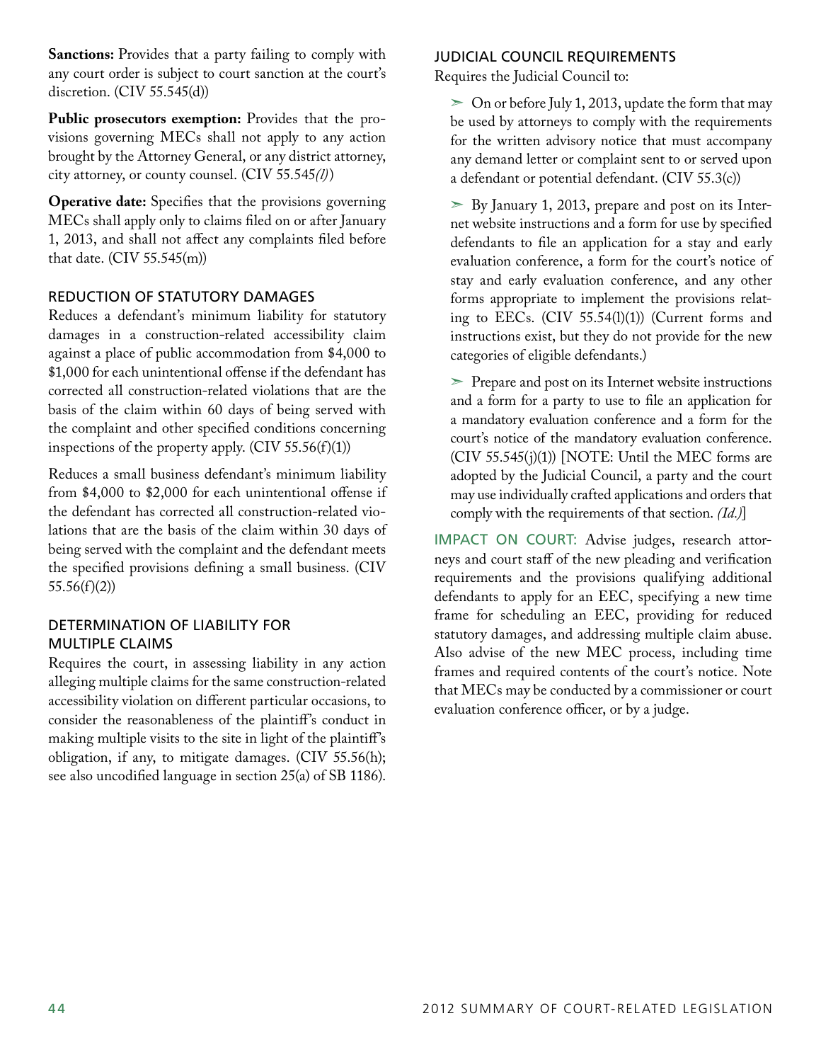**Sanctions:** Provides that a party failing to comply with any court order is subject to court sanction at the court's discretion. (CIV 55.545(d))

**Public prosecutors exemption:** Provides that the provisions governing MECs shall not apply to any action brought by the Attorney General, or any district attorney, city attorney, or county counsel. (CIV 55.545*(l)*)

**Operative date:** Specifies that the provisions governing MECs shall apply only to claims filed on or after January 1, 2013, and shall not affect any complaints filed before that date. (CIV 55.545(m))

### REDUCTION OF STATUTORY DAMAGES

Reduces a defendant's minimum liability for statutory damages in a construction-related accessibility claim against a place of public accommodation from $4,000 to $1,000 for each unintentional offense if the defendant has corrected all construction-related violations that are the basis of the claim within 60 days of being served with the complaint and other specified conditions concerning inspections of the property apply. (CIV 55.56(f)(1))

Reduces a small business defendant's minimum liability from $4,000 to $2,000 for each unintentional offense if the defendant has corrected all construction-related violations that are the basis of the claim within 30 days of being served with the complaint and the defendant meets the specified provisions defining a small business. (CIV 55.56(f)(2))

### DETERMINATION OF LIABILITY FOR MULTIPLE CLAIMS

Requires the court, in assessing liability in any action alleging multiple claims for the same construction-related accessibility violation on different particular occasions, to consider the reasonableness of the plaintiff's conduct in making multiple visits to the site in light of the plaintiff's obligation, if any, to mitigate damages. (CIV 55.56(h); see also uncodified language in section 25(a) of SB 1186).

### JUDICIAL COUNCIL REQUIREMENTS

Requires the Judicial Council to:

- On or before July 1, 2013, update the form that may be used by attorneys to comply with the requirements for the written advisory notice that must accompany any demand letter or complaint sent to or served upon a defendant or potential defendant. (CIV 55.3(c))
- By January 1, 2013, prepare and post on its Internet website instructions and a form for use by specified defendants to file an application for a stay and early evaluation conference, a form for the court's notice of stay and early evaluation conference, and any other forms appropriate to implement the provisions relating to EECs. (CIV 55.54(l)(1)) (Current forms and instructions exist, but they do not provide for the new categories of eligible defendants.)
- Prepare and post on its Internet website instructions and a form for a party to use to file an application for a mandatory evaluation conference and a form for the court's notice of the mandatory evaluation conference. (CIV 55.545(j)(1)) [NOTE: Until the MEC forms are adopted by the Judicial Council, a party and the court may use individually crafted applications and orders that comply with the requirements of that section. *(Id.)*]

IMPACT ON COURT: Advise judges, research attorneys and court staff of the new pleading and verification requirements and the provisions qualifying additional defendants to apply for an EEC, specifying a new time frame for scheduling an EEC, providing for reduced statutory damages, and addressing multiple claim abuse. Also advise of the new MEC process, including time frames and required contents of the court's notice. Note that MECs may be conducted by a commissioner or court evaluation conference officer, or by a judge.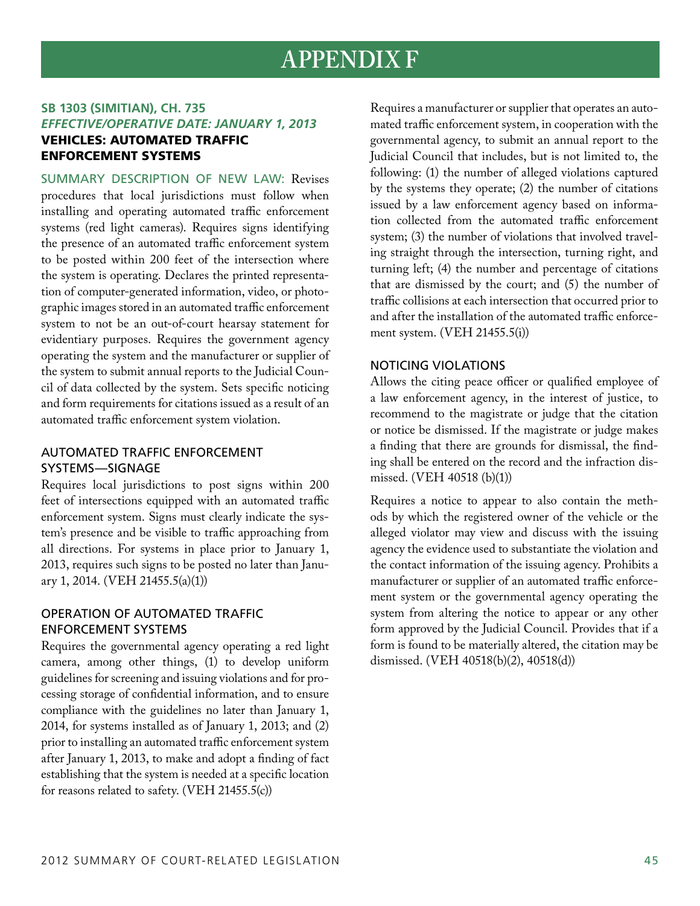# APPENDIX F

### SB 1303 (SIMITIAN), CH. 735
### *EFFECTIVE/OPERATIVE DATE: JANUARY 1, 2013*
### VEHICLES: AUTOMATED TRAFFIC ENFORCEMENT SYSTEMS

SUMMARY DESCRIPTION OF NEW LAW: Revises procedures that local jurisdictions must follow when installing and operating automated traffic enforcement systems (red light cameras). Requires signs identifying the presence of an automated traffic enforcement system to be posted within 200 feet of the intersection where the system is operating. Declares the printed representation of computer-generated information, video, or photographic images stored in an automated traffic enforcement system to not be an out-of-court hearsay statement for evidentiary purposes. Requires the government agency operating the system and the manufacturer or supplier of the system to submit annual reports to the Judicial Council of data collected by the system. Sets specific noticing and form requirements for citations issued as a result of an automated traffic enforcement system violation.

#### AUTOMATED TRAFFIC ENFORCEMENT SYSTEMS—SIGNAGE

Requires local jurisdictions to post signs within 200 feet of intersections equipped with an automated traffic enforcement system. Signs must clearly indicate the system's presence and be visible to traffic approaching from all directions. For systems in place prior to January 1, 2013, requires such signs to be posted no later than January 1, 2014. (VEH 21455.5(a)(1))

#### OPERATION OF AUTOMATED TRAFFIC ENFORCEMENT SYSTEMS

Requires the governmental agency operating a red light camera, among other things, (1) to develop uniform guidelines for screening and issuing violations and for processing storage of confidential information, and to ensure compliance with the guidelines no later than January 1, 2014, for systems installed as of January 1, 2013; and (2) prior to installing an automated traffic enforcement system after January 1, 2013, to make and adopt a finding of fact establishing that the system is needed at a specific location for reasons related to safety. (VEH 21455.5(c))

Requires a manufacturer or supplier that operates an automated traffic enforcement system, in cooperation with the governmental agency, to submit an annual report to the Judicial Council that includes, but is not limited to, the following: (1) the number of alleged violations captured by the systems they operate; (2) the number of citations issued by a law enforcement agency based on information collected from the automated traffic enforcement system; (3) the number of violations that involved traveling straight through the intersection, turning right, and turning left; (4) the number and percentage of citations that are dismissed by the court; and (5) the number of traffic collisions at each intersection that occurred prior to and after the installation of the automated traffic enforcement system. (VEH 21455.5(i))

#### NOTICING VIOLATIONS

Allows the citing peace officer or qualified employee of a law enforcement agency, in the interest of justice, to recommend to the magistrate or judge that the citation or notice be dismissed. If the magistrate or judge makes a finding that there are grounds for dismissal, the finding shall be entered on the record and the infraction dismissed. (VEH 40518 (b)(1))

Requires a notice to appear to also contain the methods by which the registered owner of the vehicle or the alleged violator may view and discuss with the issuing agency the evidence used to substantiate the violation and the contact information of the issuing agency. Prohibits a manufacturer or supplier of an automated traffic enforcement system or the governmental agency operating the system from altering the notice to appear or any other form approved by the Judicial Council. Provides that if a form is found to be materially altered, the citation may be dismissed. (VEH 40518(b)(2), 40518(d))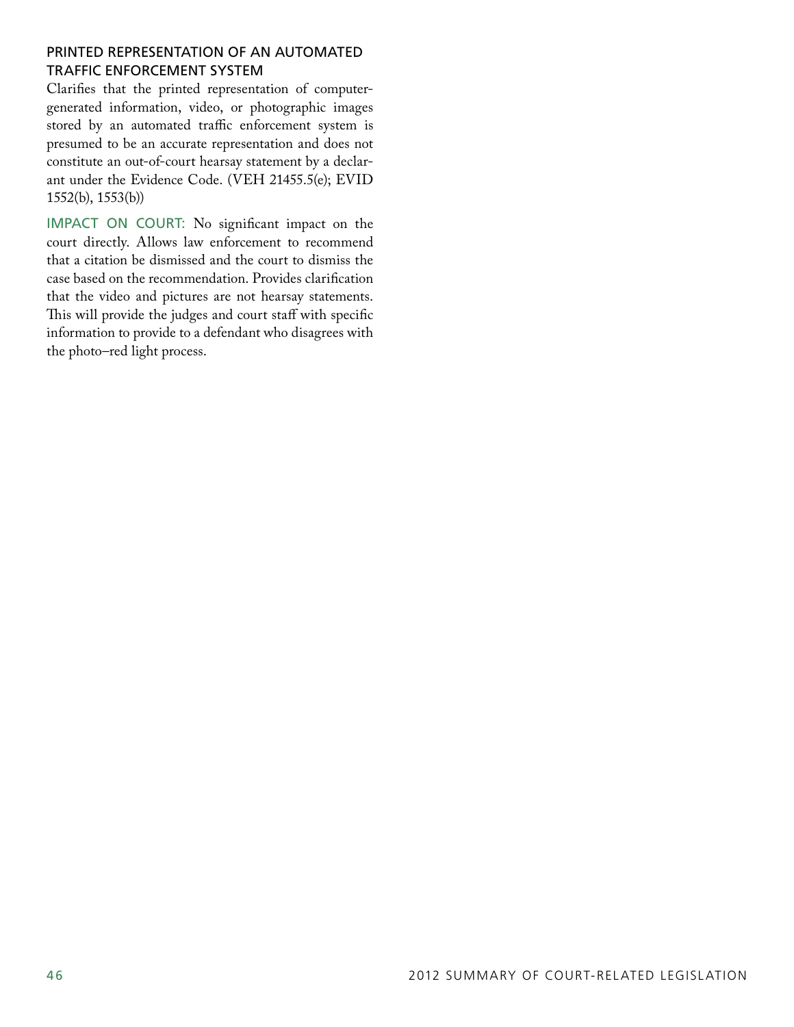### PRINTED REPRESENTATION OF AN AUTOMATED TRAFFIC ENFORCEMENT SYSTEM

Clarifies that the printed representation of computer-generated information, video, or photographic images stored by an automated traffic enforcement system is presumed to be an accurate representation and does not constitute an out-of-court hearsay statement by a declarant under the Evidence Code. (VEH 21455.5(e); EVID 1552(b), 1553(b))

IMPACT ON COURT: No significant impact on the court directly. Allows law enforcement to recommend that a citation be dismissed and the court to dismiss the case based on the recommendation. Provides clarification that the video and pictures are not hearsay statements. This will provide the judges and court staff with specific information to provide to a defendant who disagrees with the photo–red light process.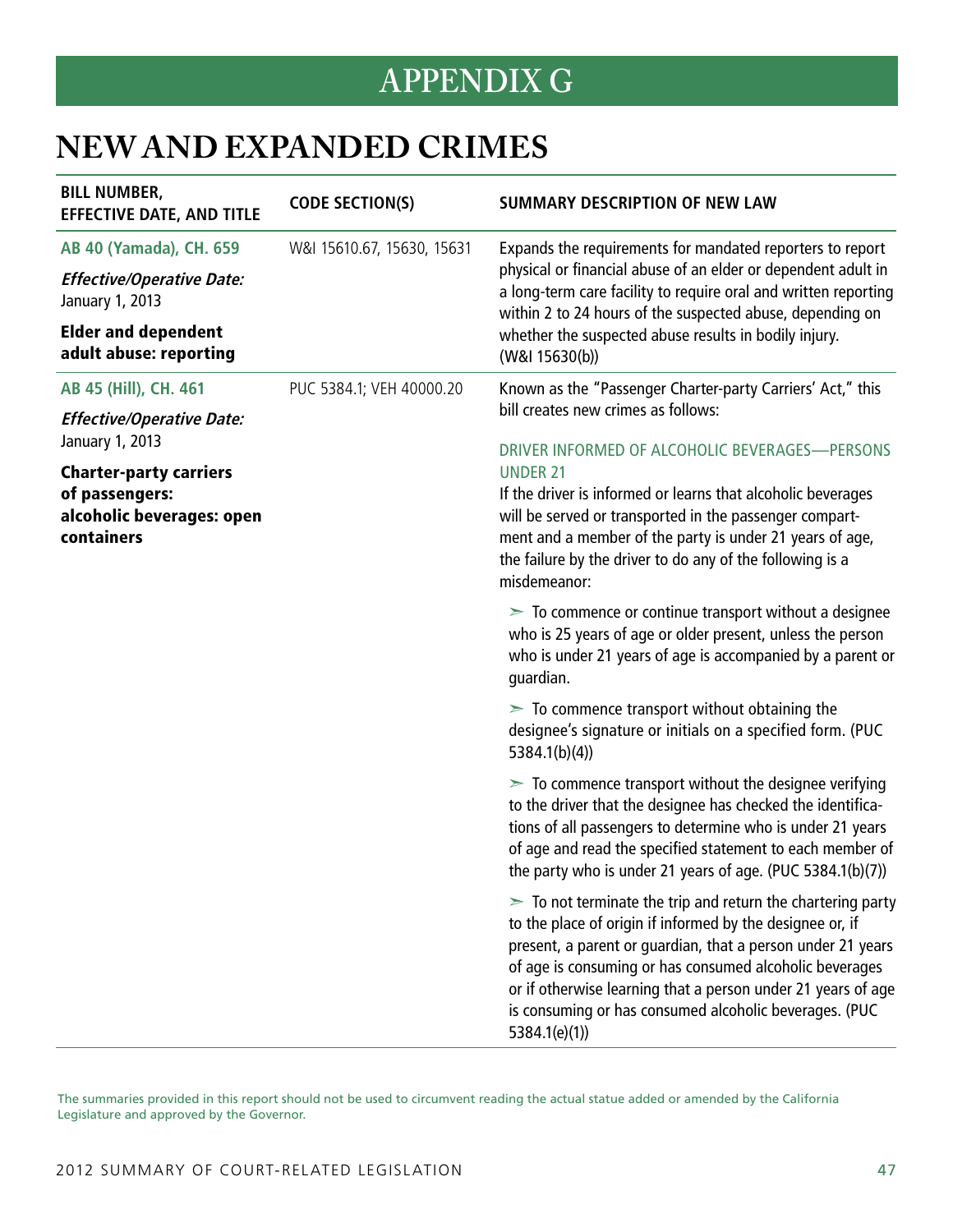# APPENDIX G

# NEW AND EXPANDED CRIMES

| BILL NUMBER, EFFECTIVE DATE, AND TITLE | CODE SECTION(S) | SUMMARY DESCRIPTION OF NEW LAW |
|---|---|---|
| **AB 40 (Yamada), CH. 659**<br>***Effective/Operative Date:*** January 1, 2013<br>**Elder and dependent adult abuse: reporting** | W&I 15610.67, 15630, 15631 | Expands the requirements for mandated reporters to report physical or financial abuse of an elder or dependent adult in a long-term care facility to require oral and written reporting within 2 to 24 hours of the suspected abuse, depending on whether the suspected abuse results in bodily injury. (W&I 15630(b)) |
| **AB 45 (Hill), CH. 461**<br>***Effective/Operative Date:*** January 1, 2013<br>**Charter-party carriers of passengers: alcoholic beverages: open containers** | PUC 5384.1; VEH 40000.20 | Known as the "Passenger Charter-party Carriers' Act," this bill creates new crimes as follows:<br><br>DRIVER INFORMED OF ALCOHOLIC BEVERAGES—PERSONS UNDER 21<br>If the driver is informed or learns that alcoholic beverages will be served or transported in the passenger compartment and a member of the party is under 21 years of age, the failure by the driver to do any of the following is a misdemeanor:<br><br>➢ To commence or continue transport without a designee who is 25 years of age or older present, unless the person who is under 21 years of age is accompanied by a parent or guardian.<br><br>➢ To commence transport without obtaining the designee's signature or initials on a specified form. (PUC 5384.1(b)(4))<br><br>➢ To commence transport without the designee verifying to the driver that the designee has checked the identifications of all passengers to determine who is under 21 years of age and read the specified statement to each member of the party who is under 21 years of age. (PUC 5384.1(b)(7))<br><br>➢ To not terminate the trip and return the chartering party to the place of origin if informed by the designee or, if present, a parent or guardian, that a person under 21 years of age is consuming or has consumed alcoholic beverages or if otherwise learning that a person under 21 years of age is consuming or has consumed alcoholic beverages. (PUC 5384.1(e)(1)) |

The summaries provided in this report should not be used to circumvent reading the actual statue added or amended by the California Legislature and approved by the Governor.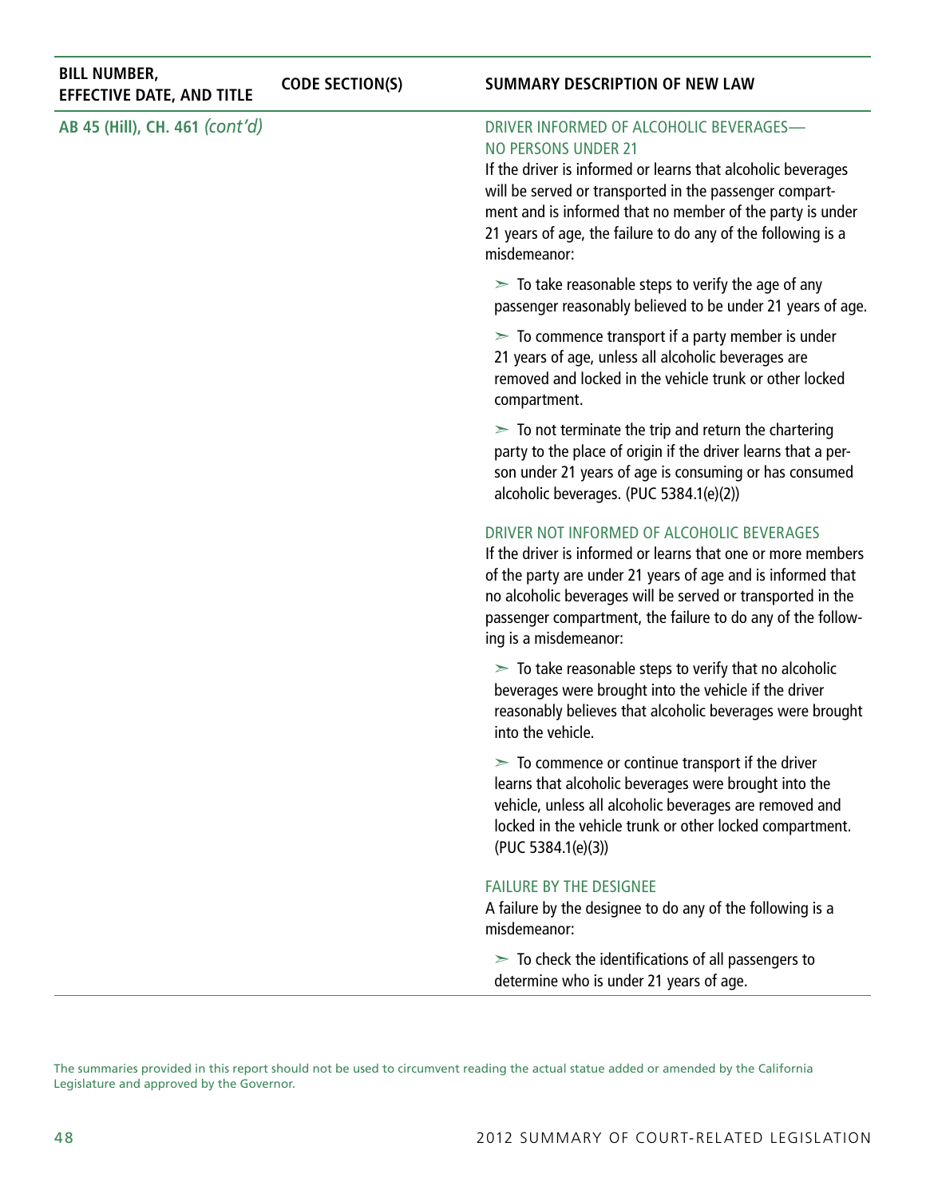| BILL NUMBER, EFFECTIVE DATE, AND TITLE | CODE SECTION(S) | SUMMARY DESCRIPTION OF NEW LAW |
|---|---|---|
| **AB 45 (Hill), CH. 461** *(cont'd)* | | DRIVER INFORMED OF ALCOHOLIC BEVERAGES—NO PERSONS UNDER 21<br>If the driver is informed or learns that alcoholic beverages will be served or transported in the passenger compartment and is informed that no member of the party is under 21 years of age, the failure to do any of the following is a misdemeanor:<br>➢ To take reasonable steps to verify the age of any passenger reasonably believed to be under 21 years of age.<br>➢ To commence transport if a party member is under 21 years of age, unless all alcoholic beverages are removed and locked in the vehicle trunk or other locked compartment.<br>➢ To not terminate the trip and return the chartering party to the place of origin if the driver learns that a person under 21 years of age is consuming or has consumed alcoholic beverages. (PUC 5384.1(e)(2))<br><br>DRIVER NOT INFORMED OF ALCOHOLIC BEVERAGES<br>If the driver is informed or learns that one or more members of the party are under 21 years of age and is informed that no alcoholic beverages will be served or transported in the passenger compartment, the failure to do any of the following is a misdemeanor:<br>➢ To take reasonable steps to verify that no alcoholic beverages were brought into the vehicle if the driver reasonably believes that alcoholic beverages were brought into the vehicle.<br>➢ To commence or continue transport if the driver learns that alcoholic beverages were brought into the vehicle, unless all alcoholic beverages are removed and locked in the vehicle trunk or other locked compartment. (PUC 5384.1(e)(3))<br><br>FAILURE BY THE DESIGNEE<br>A failure by the designee to do any of the following is a misdemeanor:<br>➢ To check the identifications of all passengers to determine who is under 21 years of age. |

The summaries provided in this report should not be used to circumvent reading the actual statue added or amended by the California Legislature and approved by the Governor.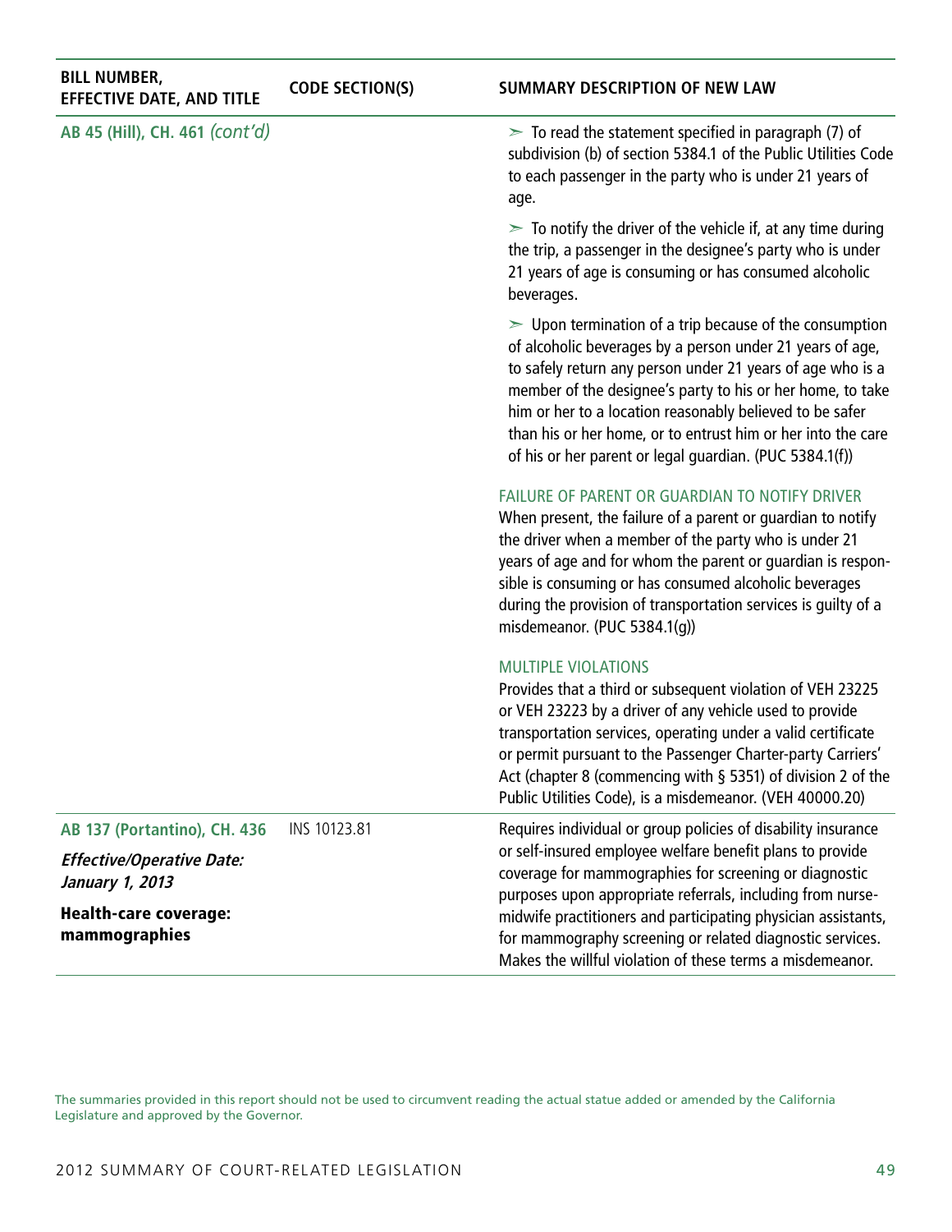| BILL NUMBER, EFFECTIVE DATE, AND TITLE | CODE SECTION(S) | SUMMARY DESCRIPTION OF NEW LAW |
|---|---|---|
| **AB 45 (Hill), CH. 461** *(cont'd)* | | ➢ To read the statement specified in paragraph (7) of subdivision (b) of section 5384.1 of the Public Utilities Code to each passenger in the party who is under 21 years of age.<br><br>➢ To notify the driver of the vehicle if, at any time during the trip, a passenger in the designee's party who is under 21 years of age is consuming or has consumed alcoholic beverages.<br><br>➢ Upon termination of a trip because of the consumption of alcoholic beverages by a person under 21 years of age, to safely return any person under 21 years of age who is a member of the designee's party to his or her home, to take him or her to a location reasonably believed to be safer than his or her home, or to entrust him or her into the care of his or her parent or legal guardian. (PUC 5384.1(f))<br><br>FAILURE OF PARENT OR GUARDIAN TO NOTIFY DRIVER<br>When present, the failure of a parent or guardian to notify the driver when a member of the party who is under 21 years of age and for whom the parent or guardian is responsible is consuming or has consumed alcoholic beverages during the provision of transportation services is guilty of a misdemeanor. (PUC 5384.1(g))<br><br>MULTIPLE VIOLATIONS<br>Provides that a third or subsequent violation of VEH 23225 or VEH 23223 by a driver of any vehicle used to provide transportation services, operating under a valid certificate or permit pursuant to the Passenger Charter-party Carriers' Act (chapter 8 (commencing with § 5351) of division 2 of the Public Utilities Code), is a misdemeanor. (VEH 40000.20) |
| **AB 137 (Portantino), CH. 436**<br><br>***Effective/Operative Date: January 1, 2013***<br><br>**Health-care coverage: mammographies** | INS 10123.81 | Requires individual or group policies of disability insurance or self-insured employee welfare benefit plans to provide coverage for mammographies for screening or diagnostic purposes upon appropriate referrals, including from nurse-midwife practitioners and participating physician assistants, for mammography screening or related diagnostic services. Makes the willful violation of these terms a misdemeanor. |

The summaries provided in this report should not be used to circumvent reading the actual statue added or amended by the California Legislature and approved by the Governor.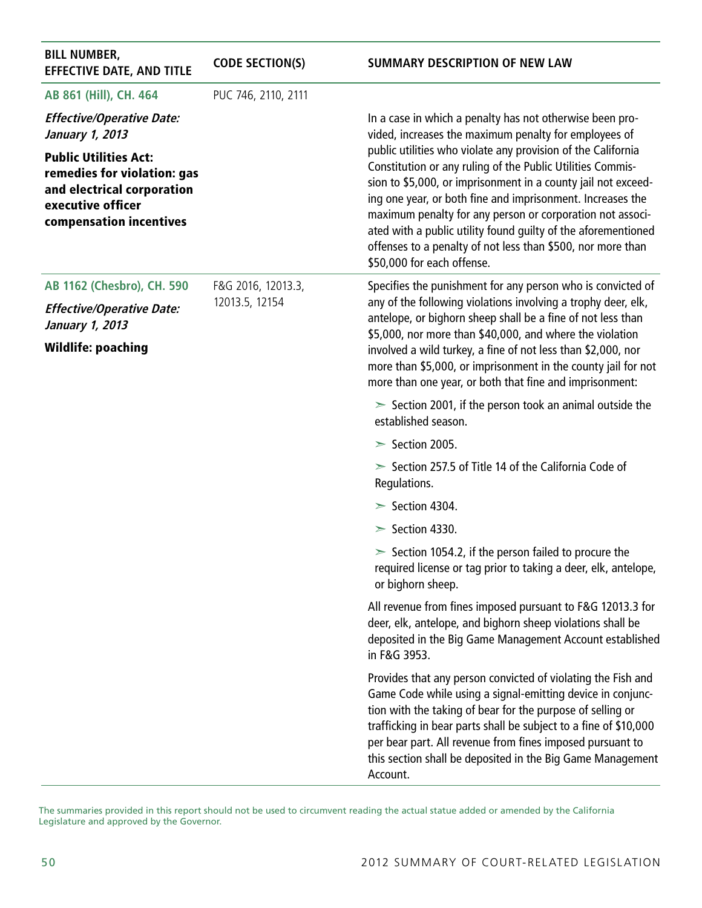| BILL NUMBER, EFFECTIVE DATE, AND TITLE | CODE SECTION(S) | SUMMARY DESCRIPTION OF NEW LAW |
|---|---|---|
| **AB 861 (Hill), CH. 464**<br>***Effective/Operative Date: January 1, 2013***<br>**Public Utilities Act: remedies for violation: gas and electrical corporation executive officer compensation incentives** | PUC 746, 2110, 2111 | In a case in which a penalty has not otherwise been provided, increases the maximum penalty for employees of public utilities who violate any provision of the California Constitution or any ruling of the Public Utilities Commission to $5,000, or imprisonment in a county jail not exceeding one year, or both fine and imprisonment. Increases the maximum penalty for any person or corporation not associated with a public utility found guilty of the aforementioned offenses to a penalty of not less than $500, nor more than $50,000 for each offense. |
| **AB 1162 (Chesbro), CH. 590**<br>***Effective/Operative Date: January 1, 2013***<br>**Wildlife: poaching** | F&G 2016, 12013.3, 12013.5, 12154 | Specifies the punishment for any person who is convicted of any of the following violations involving a trophy deer, elk, antelope, or bighorn sheep shall be a fine of not less than $5,000, nor more than $40,000, and where the violation involved a wild turkey, a fine of not less than $2,000, nor more than $5,000, or imprisonment in the county jail for not more than one year, or both that fine and imprisonment:<br>➢ Section 2001, if the person took an animal outside the established season.<br>➢ Section 2005.<br>➢ Section 257.5 of Title 14 of the California Code of Regulations.<br>➢ Section 4304.<br>➢ Section 4330.<br>➢ Section 1054.2, if the person failed to procure the required license or tag prior to taking a deer, elk, antelope, or bighorn sheep.<br>All revenue from fines imposed pursuant to F&G 12013.3 for deer, elk, antelope, and bighorn sheep violations shall be deposited in the Big Game Management Account established in F&G 3953.<br>Provides that any person convicted of violating the Fish and Game Code while using a signal-emitting device in conjunction with the taking of bear for the purpose of selling or trafficking in bear parts shall be subject to a fine of $10,000 per bear part. All revenue from fines imposed pursuant to this section shall be deposited in the Big Game Management Account. |

The summaries provided in this report should not be used to circumvent reading the actual statue added or amended by the California Legislature and approved by the Governor.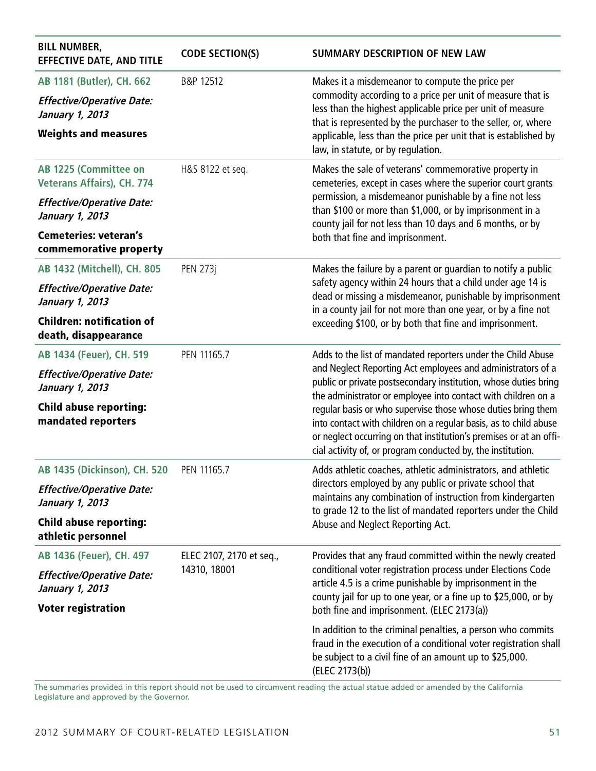| BILL NUMBER, EFFECTIVE DATE, AND TITLE | CODE SECTION(S) | SUMMARY DESCRIPTION OF NEW LAW |
|---|---|---|
| **AB 1181 (Butler), CH. 662**<br>***Effective/Operative Date: January 1, 2013***<br>**Weights and measures** | B&P 12512 | Makes it a misdemeanor to compute the price per commodity according to a price per unit of measure that is less than the highest applicable price per unit of measure that is represented by the purchaser to the seller, or, where applicable, less than the price per unit that is established by law, in statute, or by regulation. |
| **AB 1225 (Committee on Veterans Affairs), CH. 774**<br>***Effective/Operative Date: January 1, 2013***<br>**Cemeteries: veteran's commemorative property** | H&S 8122 et seq. | Makes the sale of veterans' commemorative property in cemeteries, except in cases where the superior court grants permission, a misdemeanor punishable by a fine not less than $100 or more than $1,000, or by imprisonment in a county jail for not less than 10 days and 6 months, or by both that fine and imprisonment. |
| **AB 1432 (Mitchell), CH. 805**<br>***Effective/Operative Date: January 1, 2013***<br>**Children: notification of death, disappearance** | PEN 273j | Makes the failure by a parent or guardian to notify a public safety agency within 24 hours that a child under age 14 is dead or missing a misdemeanor, punishable by imprisonment in a county jail for not more than one year, or by a fine not exceeding $100, or by both that fine and imprisonment. |
| **AB 1434 (Feuer), CH. 519**<br>***Effective/Operative Date: January 1, 2013***<br>**Child abuse reporting: mandated reporters** | PEN 11165.7 | Adds to the list of mandated reporters under the Child Abuse and Neglect Reporting Act employees and administrators of a public or private postsecondary institution, whose duties bring the administrator or employee into contact with children on a regular basis or who supervise those whose duties bring them into contact with children on a regular basis, as to child abuse or neglect occurring on that institution's premises or at an official activity of, or program conducted by, the institution. |
| **AB 1435 (Dickinson), CH. 520**<br>***Effective/Operative Date: January 1, 2013***<br>**Child abuse reporting: athletic personnel** | PEN 11165.7 | Adds athletic coaches, athletic administrators, and athletic directors employed by any public or private school that maintains any combination of instruction from kindergarten to grade 12 to the list of mandated reporters under the Child Abuse and Neglect Reporting Act. |
| **AB 1436 (Feuer), CH. 497**<br>***Effective/Operative Date: January 1, 2013***<br>**Voter registration** | ELEC 2107, 2170 et seq., 14310, 18001 | Provides that any fraud committed within the newly created conditional voter registration process under Elections Code article 4.5 is a crime punishable by imprisonment in the county jail for up to one year, or a fine up to $25,000, or by both fine and imprisonment. (ELEC 2173(a))<br><br>In addition to the criminal penalties, a person who commits fraud in the execution of a conditional voter registration shall be subject to a civil fine of an amount up to $25,000. (ELEC 2173(b)) |

The summaries provided in this report should not be used to circumvent reading the actual statue added or amended by the California Legislature and approved by the Governor.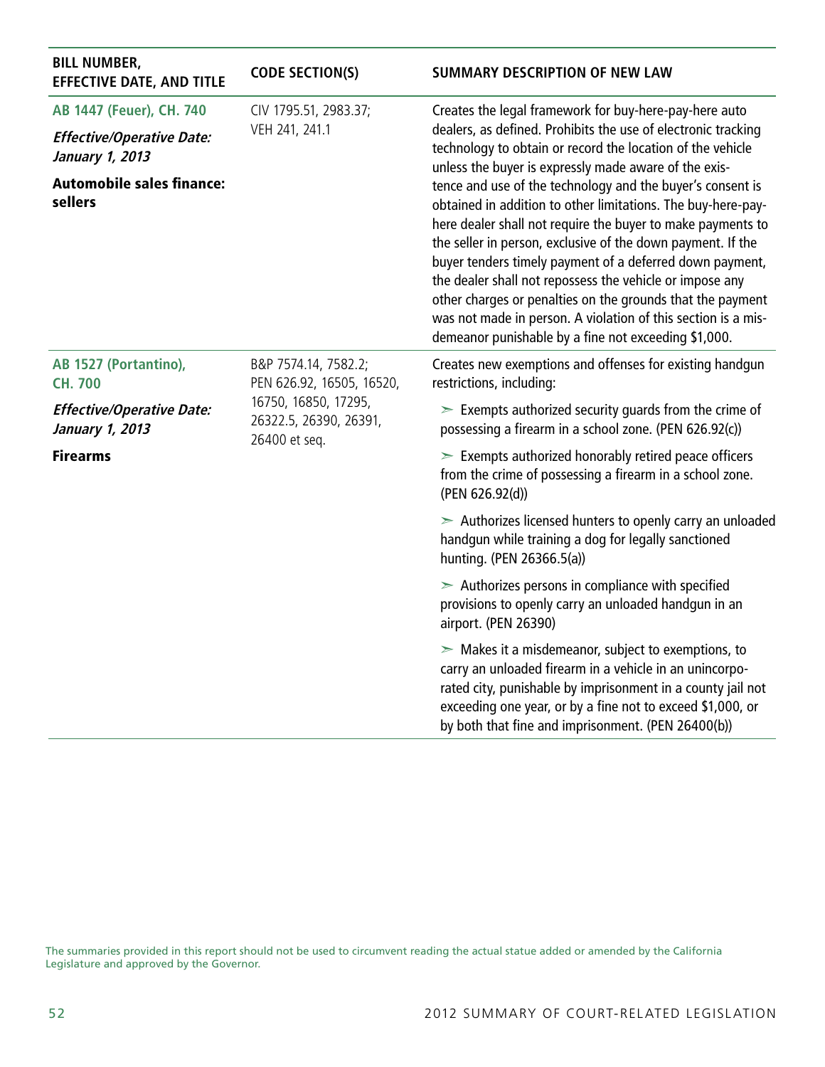| BILL NUMBER, EFFECTIVE DATE, AND TITLE | CODE SECTION(S) | SUMMARY DESCRIPTION OF NEW LAW |
|---|---|---|
| **AB 1447 (Feuer), CH. 740**<br>***Effective/Operative Date: January 1, 2013***<br>**Automobile sales finance: sellers** | CIV 1795.51, 2983.37; VEH 241, 241.1 | Creates the legal framework for buy-here-pay-here auto dealers, as defined. Prohibits the use of electronic tracking technology to obtain or record the location of the vehicle unless the buyer is expressly made aware of the existence and use of the technology and the buyer's consent is obtained in addition to other limitations. The buy-here-pay-here dealer shall not require the buyer to make payments to the seller in person, exclusive of the down payment. If the buyer tenders timely payment of a deferred down payment, the dealer shall not repossess the vehicle or impose any other charges or penalties on the grounds that the payment was not made in person. A violation of this section is a misdemeanor punishable by a fine not exceeding $1,000. |
| **AB 1527 (Portantino), CH. 700**<br>***Effective/Operative Date: January 1, 2013***<br>**Firearms** | B&P 7574.14, 7582.2; PEN 626.92, 16505, 16520, 16750, 16850, 17295, 26322.5, 26390, 26391, 26400 et seq. | Creates new exemptions and offenses for existing handgun restrictions, including:<br>➢ Exempts authorized security guards from the crime of possessing a firearm in a school zone. (PEN 626.92(c))<br>➢ Exempts authorized honorably retired peace officers from the crime of possessing a firearm in a school zone. (PEN 626.92(d))<br>➢ Authorizes licensed hunters to openly carry an unloaded handgun while training a dog for legally sanctioned hunting. (PEN 26366.5(a))<br>➢ Authorizes persons in compliance with specified provisions to openly carry an unloaded handgun in an airport. (PEN 26390)<br>➢ Makes it a misdemeanor, subject to exemptions, to carry an unloaded firearm in a vehicle in an unincorporated city, punishable by imprisonment in a county jail not exceeding one year, or by a fine not to exceed $1,000, or by both that fine and imprisonment. (PEN 26400(b)) |

The summaries provided in this report should not be used to circumvent reading the actual statue added or amended by the California Legislature and approved by the Governor.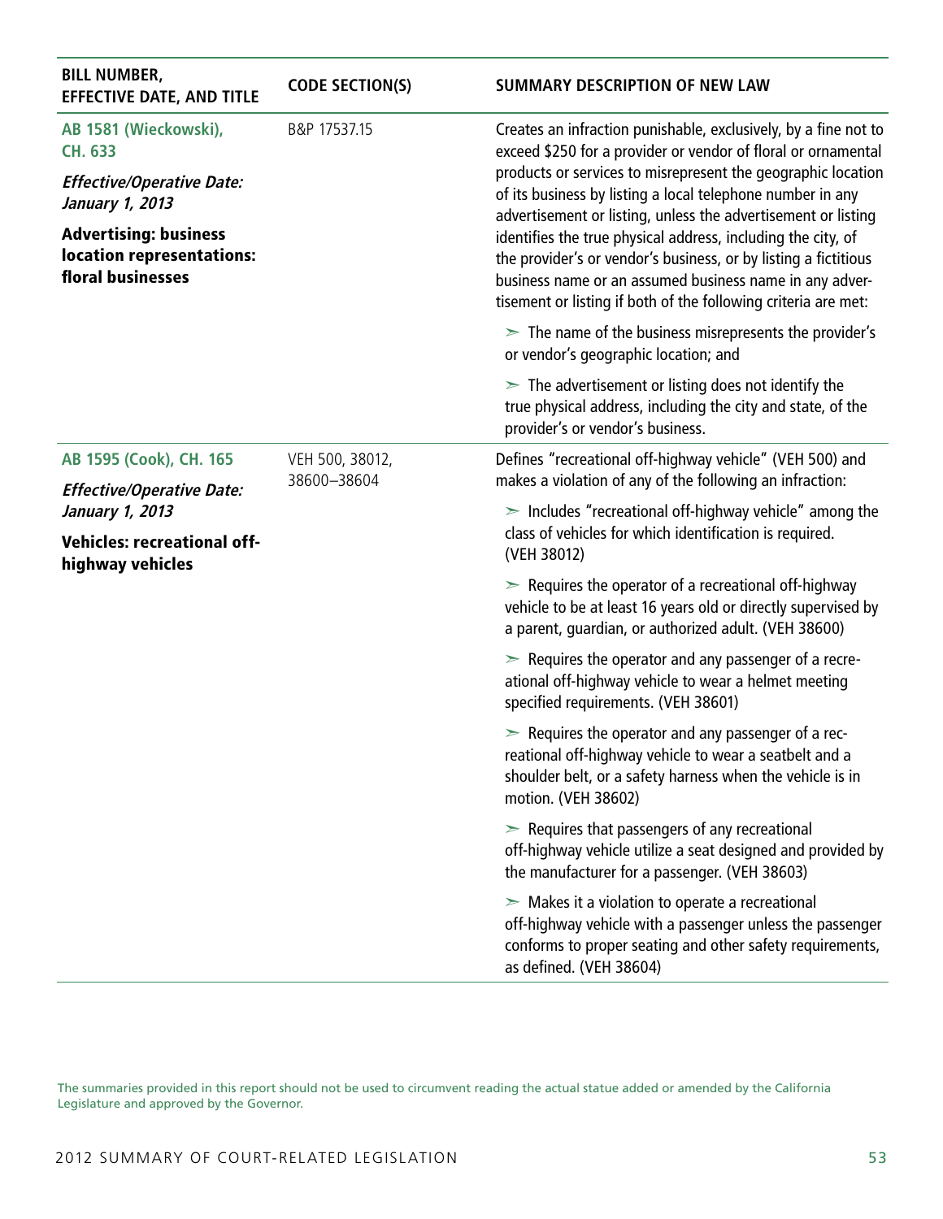| BILL NUMBER, EFFECTIVE DATE, AND TITLE | CODE SECTION(S) | SUMMARY DESCRIPTION OF NEW LAW |
|---|---|---|
| **AB 1581 (Wieckowski), CH. 633**<br><br>***Effective/Operative Date: January 1, 2013***<br><br>**Advertising: business location representations: floral businesses** | B&P 17537.15 | Creates an infraction punishable, exclusively, by a fine not to exceed $250 for a provider or vendor of floral or ornamental products or services to misrepresent the geographic location of its business by listing a local telephone number in any advertisement or listing, unless the advertisement or listing identifies the true physical address, including the city, of the provider's or vendor's business, or by listing a fictitious business name or an assumed business name in any advertisement or listing if both of the following criteria are met:<br><br>➢ The name of the business misrepresents the provider's or vendor's geographic location; and<br><br>➢ The advertisement or listing does not identify the true physical address, including the city and state, of the provider's or vendor's business. |
| **AB 1595 (Cook), CH. 165**<br><br>***Effective/Operative Date: January 1, 2013***<br><br>**Vehicles: recreational off-highway vehicles** | VEH 500, 38012, 38600–38604 | Defines "recreational off-highway vehicle" (VEH 500) and makes a violation of any of the following an infraction:<br><br>➢ Includes "recreational off-highway vehicle" among the class of vehicles for which identification is required. (VEH 38012)<br><br>➢ Requires the operator of a recreational off-highway vehicle to be at least 16 years old or directly supervised by a parent, guardian, or authorized adult. (VEH 38600)<br><br>➢ Requires the operator and any passenger of a recreational off-highway vehicle to wear a helmet meeting specified requirements. (VEH 38601)<br><br>➢ Requires the operator and any passenger of a recreational off-highway vehicle to wear a seatbelt and a shoulder belt, or a safety harness when the vehicle is in motion. (VEH 38602)<br><br>➢ Requires that passengers of any recreational off-highway vehicle utilize a seat designed and provided by the manufacturer for a passenger. (VEH 38603)<br><br>➢ Makes it a violation to operate a recreational off-highway vehicle with a passenger unless the passenger conforms to proper seating and other safety requirements, as defined. (VEH 38604) |

The summaries provided in this report should not be used to circumvent reading the actual statue added or amended by the California Legislature and approved by the Governor.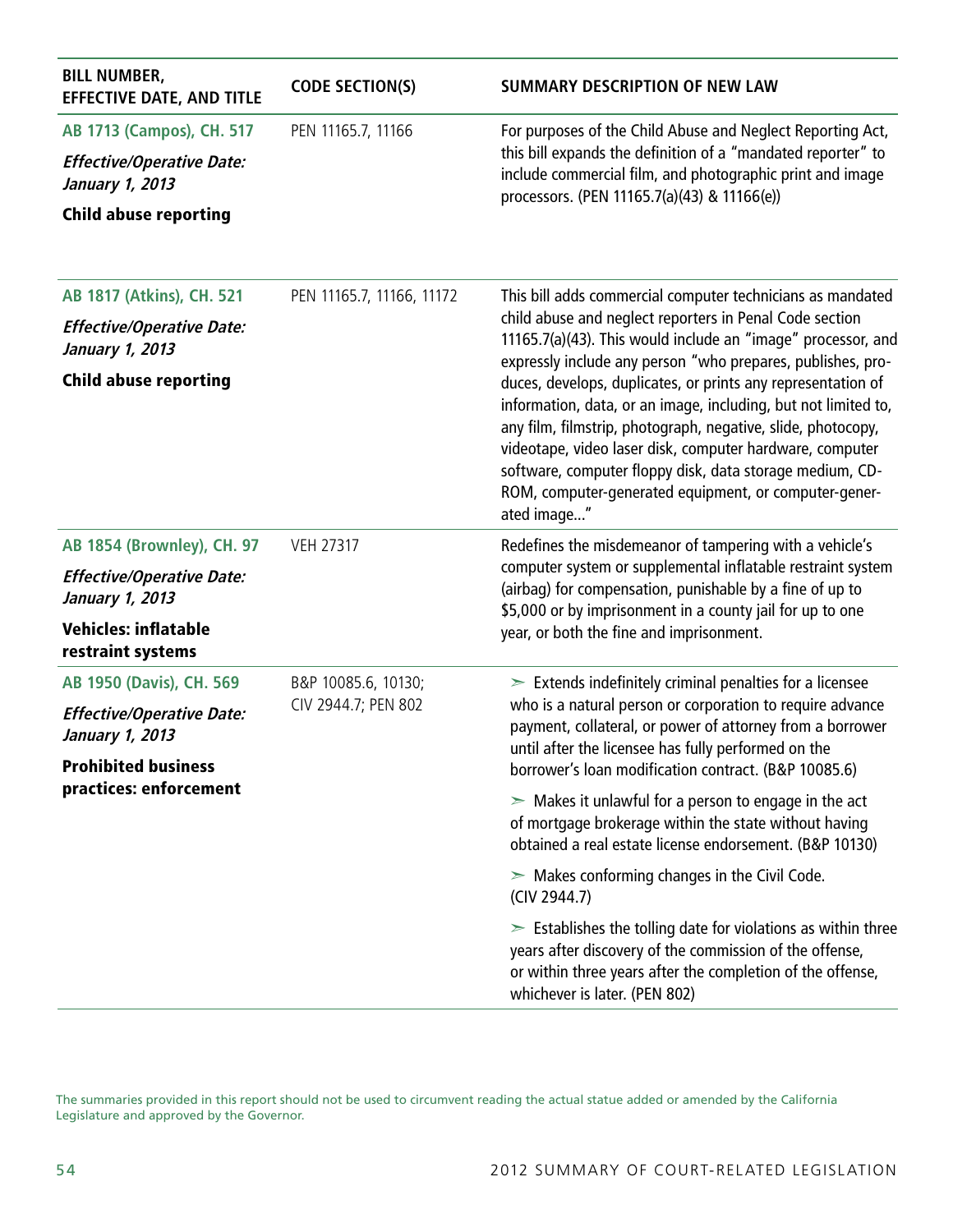| BILL NUMBER, EFFECTIVE DATE, AND TITLE | CODE SECTION(S) | SUMMARY DESCRIPTION OF NEW LAW |
|---|---|---|
| **AB 1713 (Campos), CH. 517**<br>*Effective/Operative Date: January 1, 2013*<br>**Child abuse reporting** | PEN 11165.7, 11166 | For purposes of the Child Abuse and Neglect Reporting Act, this bill expands the definition of a "mandated reporter" to include commercial film, and photographic print and image processors. (PEN 11165.7(a)(43) & 11166(e)) |
| **AB 1817 (Atkins), CH. 521**<br>*Effective/Operative Date: January 1, 2013*<br>**Child abuse reporting** | PEN 11165.7, 11166, 11172 | This bill adds commercial computer technicians as mandated child abuse and neglect reporters in Penal Code section 11165.7(a)(43). This would include an "image" processor, and expressly include any person "who prepares, publishes, produces, develops, duplicates, or prints any representation of information, data, or an image, including, but not limited to, any film, filmstrip, photograph, negative, slide, photocopy, videotape, video laser disk, computer hardware, computer software, computer floppy disk, data storage medium, CD-ROM, computer-generated equipment, or computer-generated image..." |
| **AB 1854 (Brownley), CH. 97**<br>*Effective/Operative Date: January 1, 2013*<br>**Vehicles: inflatable restraint systems** | VEH 27317 | Redefines the misdemeanor of tampering with a vehicle's computer system or supplemental inflatable restraint system (airbag) for compensation, punishable by a fine of up to $5,000 or by imprisonment in a county jail for up to one year, or both the fine and imprisonment. |
| **AB 1950 (Davis), CH. 569**<br>*Effective/Operative Date: January 1, 2013*<br>**Prohibited business practices: enforcement** | B&P 10085.6, 10130; CIV 2944.7; PEN 802 | ➢ Extends indefinitely criminal penalties for a licensee who is a natural person or corporation to require advance payment, collateral, or power of attorney from a borrower until after the licensee has fully performed on the borrower's loan modification contract. (B&P 10085.6)<br>➢ Makes it unlawful for a person to engage in the act of mortgage brokerage within the state without having obtained a real estate license endorsement. (B&P 10130)<br>➢ Makes conforming changes in the Civil Code. (CIV 2944.7)<br>➢ Establishes the tolling date for violations as within three years after discovery of the commission of the offense, or within three years after the completion of the offense, whichever is later. (PEN 802) |

The summaries provided in this report should not be used to circumvent reading the actual statue added or amended by the California Legislature and approved by the Governor.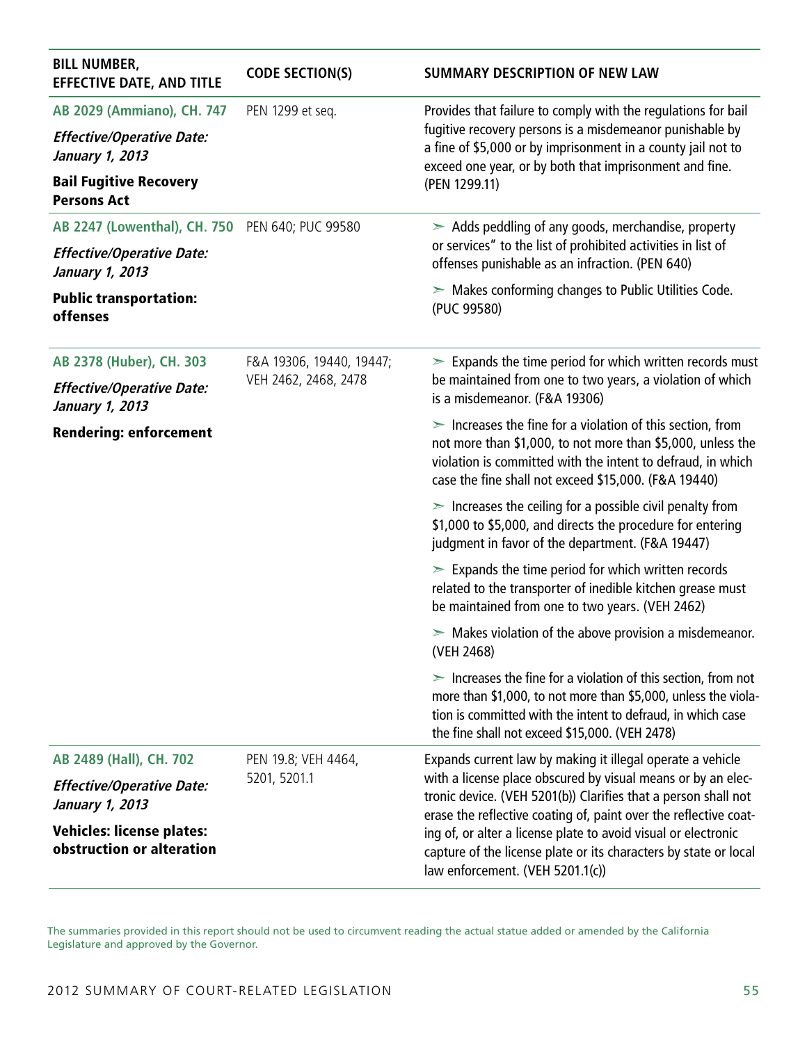| BILL NUMBER, EFFECTIVE DATE, AND TITLE | CODE SECTION(S) | SUMMARY DESCRIPTION OF NEW LAW |
|---|---|---|
| **AB 2029 (Ammiano), CH. 747**<br>***Effective/Operative Date: January 1, 2013***<br>**Bail Fugitive Recovery Persons Act** | PEN 1299 et seq. | Provides that failure to comply with the regulations for bail fugitive recovery persons is a misdemeanor punishable by a fine of $5,000 or by imprisonment in a county jail not to exceed one year, or by both that imprisonment and fine. (PEN 1299.11) |
| **AB 2247 (Lowenthal), CH. 750**<br>***Effective/Operative Date: January 1, 2013***<br>**Public transportation: offenses** | PEN 640; PUC 99580 | ➢ Adds peddling of any goods, merchandise, property or services" to the list of prohibited activities in list of offenses punishable as an infraction. (PEN 640)<br>➢ Makes conforming changes to Public Utilities Code. (PUC 99580) |
| **AB 2378 (Huber), CH. 303**<br>***Effective/Operative Date: January 1, 2013***<br>**Rendering: enforcement** | F&A 19306, 19440, 19447; VEH 2462, 2468, 2478 | ➢ Expands the time period for which written records must be maintained from one to two years, a violation of which is a misdemeanor. (F&A 19306)<br>➢ Increases the fine for a violation of this section, from not more than $1,000, to not more than $5,000, unless the violation is committed with the intent to defraud, in which case the fine shall not exceed $15,000. (F&A 19440)<br>➢ Increases the ceiling for a possible civil penalty from $1,000 to $5,000, and directs the procedure for entering judgment in favor of the department. (F&A 19447)<br>➢ Expands the time period for which written records related to the transporter of inedible kitchen grease must be maintained from one to two years. (VEH 2462)<br>➢ Makes violation of the above provision a misdemeanor. (VEH 2468)<br>➢ Increases the fine for a violation of this section, from not more than $1,000, to not more than $5,000, unless the violation is committed with the intent to defraud, in which case the fine shall not exceed $15,000. (VEH 2478) |
| **AB 2489 (Hall), CH. 702**<br>***Effective/Operative Date: January 1, 2013***<br>**Vehicles: license plates: obstruction or alteration** | PEN 19.8; VEH 4464, 5201, 5201.1 | Expands current law by making it illegal operate a vehicle with a license place obscured by visual means or by an electronic device. (VEH 5201(b)) Clarifies that a person shall not erase the reflective coating of, paint over the reflective coating of, or alter a license plate to avoid visual or electronic capture of the license plate or its characters by state or local law enforcement. (VEH 5201.1(c)) |

The summaries provided in this report should not be used to circumvent reading the actual statue added or amended by the California Legislature and approved by the Governor.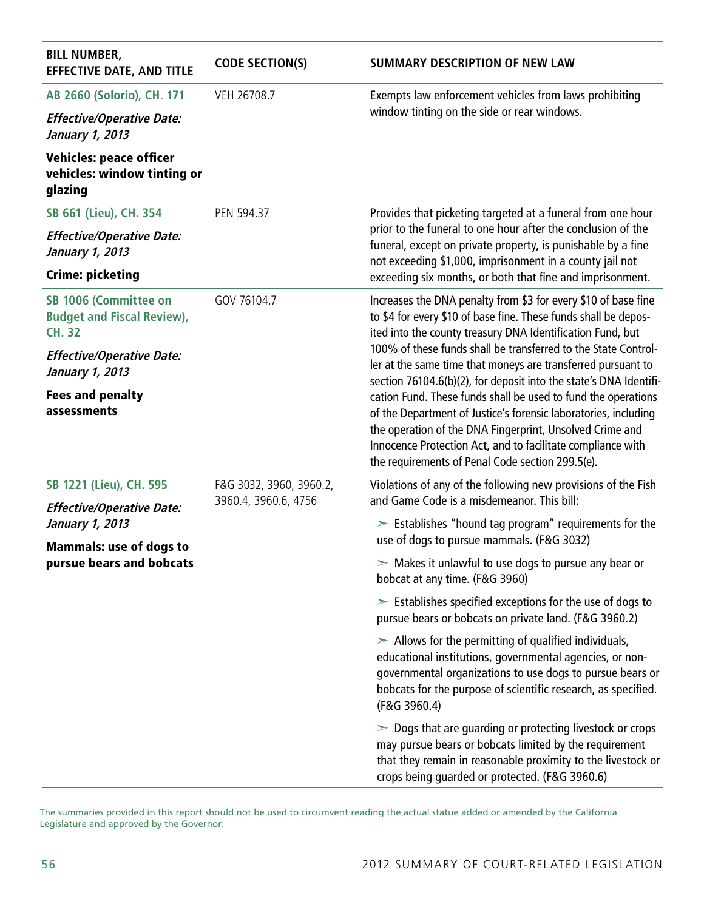| BILL NUMBER, EFFECTIVE DATE, AND TITLE | CODE SECTION(S) | SUMMARY DESCRIPTION OF NEW LAW |
|---|---|---|
| **AB 2660 (Solorio), CH. 171**<br><br>***Effective/Operative Date: January 1, 2013***<br><br>**Vehicles: peace officer vehicles: window tinting or glazing** | VEH 26708.7 | Exempts law enforcement vehicles from laws prohibiting window tinting on the side or rear windows. |
| **SB 661 (Lieu), CH. 354**<br><br>***Effective/Operative Date: January 1, 2013***<br><br>**Crime: picketing** | PEN 594.37 | Provides that picketing targeted at a funeral from one hour prior to the funeral to one hour after the conclusion of the funeral, except on private property, is punishable by a fine not exceeding $1,000, imprisonment in a county jail not exceeding six months, or both that fine and imprisonment. |
| **SB 1006 (Committee on Budget and Fiscal Review), CH. 32**<br><br>***Effective/Operative Date: January 1, 2013***<br><br>**Fees and penalty assessments** | GOV 76104.7 | Increases the DNA penalty from $3 for every $10 of base fine to $4 for every $10 of base fine. These funds shall be deposited into the county treasury DNA Identification Fund, but 100% of these funds shall be transferred to the State Controller at the same time that moneys are transferred pursuant to section 76104.6(b)(2), for deposit into the state's DNA Identification Fund. These funds shall be used to fund the operations of the Department of Justice's forensic laboratories, including the operation of the DNA Fingerprint, Unsolved Crime and Innocence Protection Act, and to facilitate compliance with the requirements of Penal Code section 299.5(e). |
| **SB 1221 (Lieu), CH. 595**<br><br>***Effective/Operative Date: January 1, 2013***<br><br>**Mammals: use of dogs to pursue bears and bobcats** | F&G 3032, 3960, 3960.2, 3960.4, 3960.6, 4756 | Violations of any of the following new provisions of the Fish and Game Code is a misdemeanor. This bill:<br><br>➢ Establishes "hound tag program" requirements for the use of dogs to pursue mammals. (F&G 3032)<br><br>➢ Makes it unlawful to use dogs to pursue any bear or bobcat at any time. (F&G 3960)<br><br>➢ Establishes specified exceptions for the use of dogs to pursue bears or bobcats on private land. (F&G 3960.2)<br><br>➢ Allows for the permitting of qualified individuals, educational institutions, governmental agencies, or non-governmental organizations to use dogs to pursue bears or bobcats for the purpose of scientific research, as specified. (F&G 3960.4)<br><br>➢ Dogs that are guarding or protecting livestock or crops may pursue bears or bobcats limited by the requirement that they remain in reasonable proximity to the livestock or crops being guarded or protected. (F&G 3960.6) |

The summaries provided in this report should not be used to circumvent reading the actual statue added or amended by the California Legislature and approved by the Governor.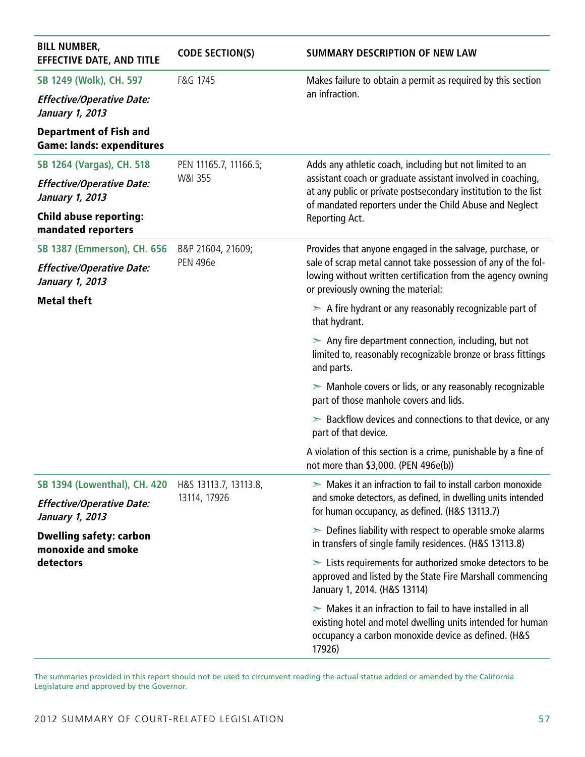| BILL NUMBER, EFFECTIVE DATE, AND TITLE | CODE SECTION(S) | SUMMARY DESCRIPTION OF NEW LAW |
|---|---|---|
| **SB 1249 (Wolk), CH. 597**<br>***Effective/Operative Date: January 1, 2013***<br>**Department of Fish and Game: lands: expenditures** | F&G 1745 | Makes failure to obtain a permit as required by this section an infraction. |
| **SB 1264 (Vargas), CH. 518**<br>***Effective/Operative Date: January 1, 2013***<br>**Child abuse reporting: mandated reporters** | PEN 11165.7, 11166.5; W&I 355 | Adds any athletic coach, including but not limited to an assistant coach or graduate assistant involved in coaching, at any public or private postsecondary institution to the list of mandated reporters under the Child Abuse and Neglect Reporting Act. |
| **SB 1387 (Emmerson), CH. 656**<br>***Effective/Operative Date: January 1, 2013***<br>**Metal theft** | B&P 21604, 21609; PEN 496e | Provides that anyone engaged in the salvage, purchase, or sale of scrap metal cannot take possession of any of the following without written certification from the agency owning or previously owning the material:<br>➢ A fire hydrant or any reasonably recognizable part of that hydrant.<br>➢ Any fire department connection, including, but not limited to, reasonably recognizable bronze or brass fittings and parts.<br>➢ Manhole covers or lids, or any reasonably recognizable part of those manhole covers and lids.<br>➢ Backflow devices and connections to that device, or any part of that device.<br>A violation of this section is a crime, punishable by a fine of not more than $3,000. (PEN 496e(b)) |
| **SB 1394 (Lowenthal), CH. 420**<br>***Effective/Operative Date: January 1, 2013***<br>**Dwelling safety: carbon monoxide and smoke detectors** | H&S 13113.7, 13113.8, 13114, 17926 | ➢ Makes it an infraction to fail to install carbon monoxide and smoke detectors, as defined, in dwelling units intended for human occupancy, as defined. (H&S 13113.7)<br>➢ Defines liability with respect to operable smoke alarms in transfers of single family residences. (H&S 13113.8)<br>➢ Lists requirements for authorized smoke detectors to be approved and listed by the State Fire Marshall commencing January 1, 2014. (H&S 13114)<br>➢ Makes it an infraction to fail to have installed in all existing hotel and motel dwelling units intended for human occupancy a carbon monoxide device as defined. (H&S 17926) |

The summaries provided in this report should not be used to circumvent reading the actual statue added or amended by the California Legislature and approved by the Governor.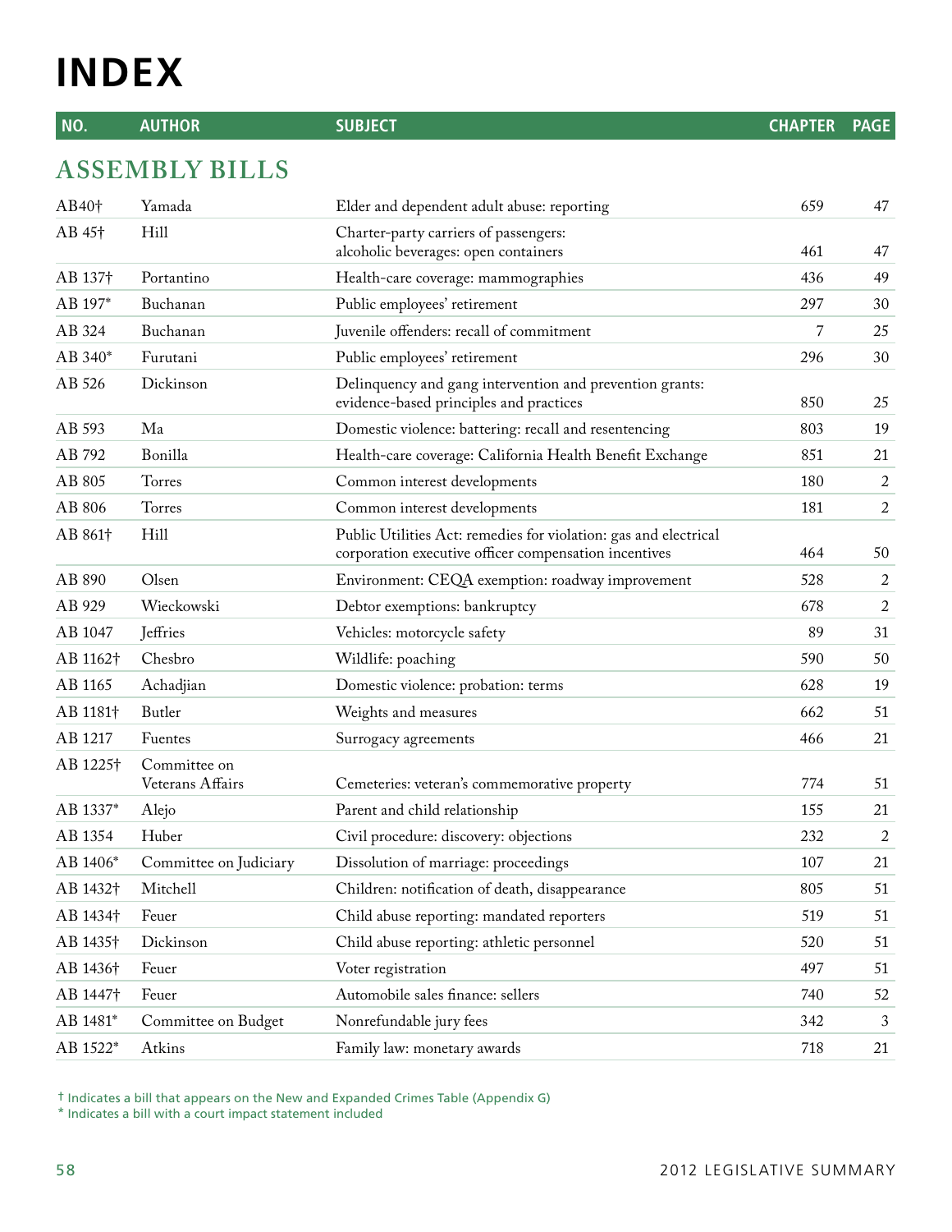# INDEX

| NO. | AUTHOR | SUBJECT | CHAPTER | PAGE |
|---|---|---|---|---|

## ASSEMBLY BILLS

| NO. | AUTHOR | SUBJECT | CHAPTER | PAGE |
|---|---|---|---|---|
| AB40† | Yamada | Elder and dependent adult abuse: reporting | 659 | 47 |
| AB 45† | Hill | Charter-party carriers of passengers: alcoholic beverages: open containers | 461 | 47 |
| AB 137† | Portantino | Health-care coverage: mammographies | 436 | 49 |
| AB 197* | Buchanan | Public employees' retirement | 297 | 30 |
| AB 324 | Buchanan | Juvenile offenders: recall of commitment | 7 | 25 |
| AB 340* | Furutani | Public employees' retirement | 296 | 30 |
| AB 526 | Dickinson | Delinquency and gang intervention and prevention grants: evidence-based principles and practices | 850 | 25 |
| AB 593 | Ma | Domestic violence: battering: recall and resentencing | 803 | 19 |
| AB 792 | Bonilla | Health-care coverage: California Health Benefit Exchange | 851 | 21 |
| AB 805 | Torres | Common interest developments | 180 | 2 |
| AB 806 | Torres | Common interest developments | 181 | 2 |
| AB 861† | Hill | Public Utilities Act: remedies for violation: gas and electrical corporation executive officer compensation incentives | 464 | 50 |
| AB 890 | Olsen | Environment: CEQA exemption: roadway improvement | 528 | 2 |
| AB 929 | Wieckowski | Debtor exemptions: bankruptcy | 678 | 2 |
| AB 1047 | Jeffries | Vehicles: motorcycle safety | 89 | 31 |
| AB 1162† | Chesbro | Wildlife: poaching | 590 | 50 |
| AB 1165 | Achadjian | Domestic violence: probation: terms | 628 | 19 |
| AB 1181† | Butler | Weights and measures | 662 | 51 |
| AB 1217 | Fuentes | Surrogacy agreements | 466 | 21 |
| AB 1225† | Committee on Veterans Affairs | Cemeteries: veteran's commemorative property | 774 | 51 |
| AB 1337* | Alejo | Parent and child relationship | 155 | 21 |
| AB 1354 | Huber | Civil procedure: discovery: objections | 232 | 2 |
| AB 1406* | Committee on Judiciary | Dissolution of marriage: proceedings | 107 | 21 |
| AB 1432† | Mitchell | Children: notification of death, disappearance | 805 | 51 |
| AB 1434† | Feuer | Child abuse reporting: mandated reporters | 519 | 51 |
| AB 1435† | Dickinson | Child abuse reporting: athletic personnel | 520 | 51 |
| AB 1436† | Feuer | Voter registration | 497 | 51 |
| AB 1447† | Feuer | Automobile sales finance: sellers | 740 | 52 |
| AB 1481* | Committee on Budget | Nonrefundable jury fees | 342 | 3 |
| AB 1522* | Atkins | Family law: monetary awards | 718 | 21 |

† Indicates a bill that appears on the New and Expanded Crimes Table (Appendix G)
* Indicates a bill with a court impact statement included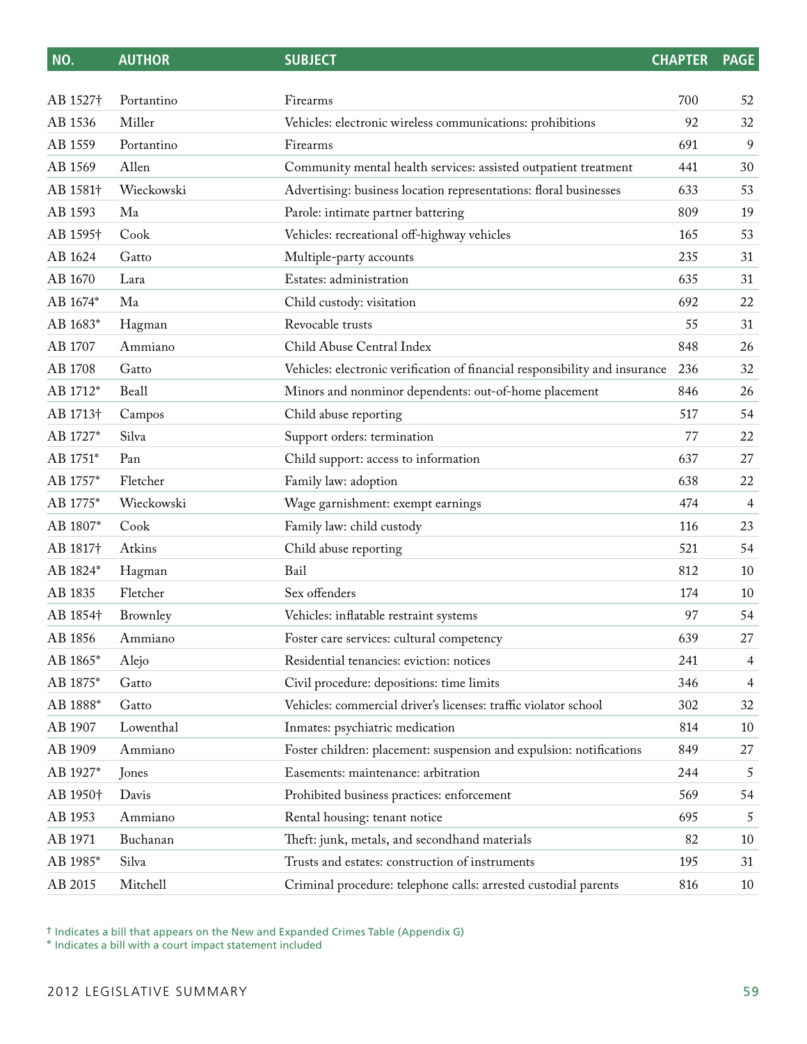| NO. | AUTHOR | SUBJECT | CHAPTER | PAGE |
|---|---|---|---|---|
| AB 1527† | Portantino | Firearms | 700 | 52 |
| AB 1536 | Miller | Vehicles: electronic wireless communications: prohibitions | 92 | 32 |
| AB 1559 | Portantino | Firearms | 691 | 9 |
| AB 1569 | Allen | Community mental health services: assisted outpatient treatment | 441 | 30 |
| AB 1581† | Wieckowski | Advertising: business location representations: floral businesses | 633 | 53 |
| AB 1593 | Ma | Parole: intimate partner battering | 809 | 19 |
| AB 1595† | Cook | Vehicles: recreational off-highway vehicles | 165 | 53 |
| AB 1624 | Gatto | Multiple-party accounts | 235 | 31 |
| AB 1670 | Lara | Estates: administration | 635 | 31 |
| AB 1674* | Ma | Child custody: visitation | 692 | 22 |
| AB 1683* | Hagman | Revocable trusts | 55 | 31 |
| AB 1707 | Ammiano | Child Abuse Central Index | 848 | 26 |
| AB 1708 | Gatto | Vehicles: electronic verification of financial responsibility and insurance | 236 | 32 |
| AB 1712* | Beall | Minors and nonminor dependents: out-of-home placement | 846 | 26 |
| AB 1713† | Campos | Child abuse reporting | 517 | 54 |
| AB 1727* | Silva | Support orders: termination | 77 | 22 |
| AB 1751* | Pan | Child support: access to information | 637 | 27 |
| AB 1757* | Fletcher | Family law: adoption | 638 | 22 |
| AB 1775* | Wieckowski | Wage garnishment: exempt earnings | 474 | 4 |
| AB 1807* | Cook | Family law: child custody | 116 | 23 |
| AB 1817† | Atkins | Child abuse reporting | 521 | 54 |
| AB 1824* | Hagman | Bail | 812 | 10 |
| AB 1835 | Fletcher | Sex offenders | 174 | 10 |
| AB 1854† | Brownley | Vehicles: inflatable restraint systems | 97 | 54 |
| AB 1856 | Ammiano | Foster care services: cultural competency | 639 | 27 |
| AB 1865* | Alejo | Residential tenancies: eviction: notices | 241 | 4 |
| AB 1875* | Gatto | Civil procedure: depositions: time limits | 346 | 4 |
| AB 1888* | Gatto | Vehicles: commercial driver's licenses: traffic violator school | 302 | 32 |
| AB 1907 | Lowenthal | Inmates: psychiatric medication | 814 | 10 |
| AB 1909 | Ammiano | Foster children: placement: suspension and expulsion: notifications | 849 | 27 |
| AB 1927* | Jones | Easements: maintenance: arbitration | 244 | 5 |
| AB 1950† | Davis | Prohibited business practices: enforcement | 569 | 54 |
| AB 1953 | Ammiano | Rental housing: tenant notice | 695 | 5 |
| AB 1971 | Buchanan | Theft: junk, metals, and secondhand materials | 82 | 10 |
| AB 1985* | Silva | Trusts and estates: construction of instruments | 195 | 31 |
| AB 2015 | Mitchell | Criminal procedure: telephone calls: arrested custodial parents | 816 | 10 |

† Indicates a bill that appears on the New and Expanded Crimes Table (Appendix G)
* Indicates a bill with a court impact statement included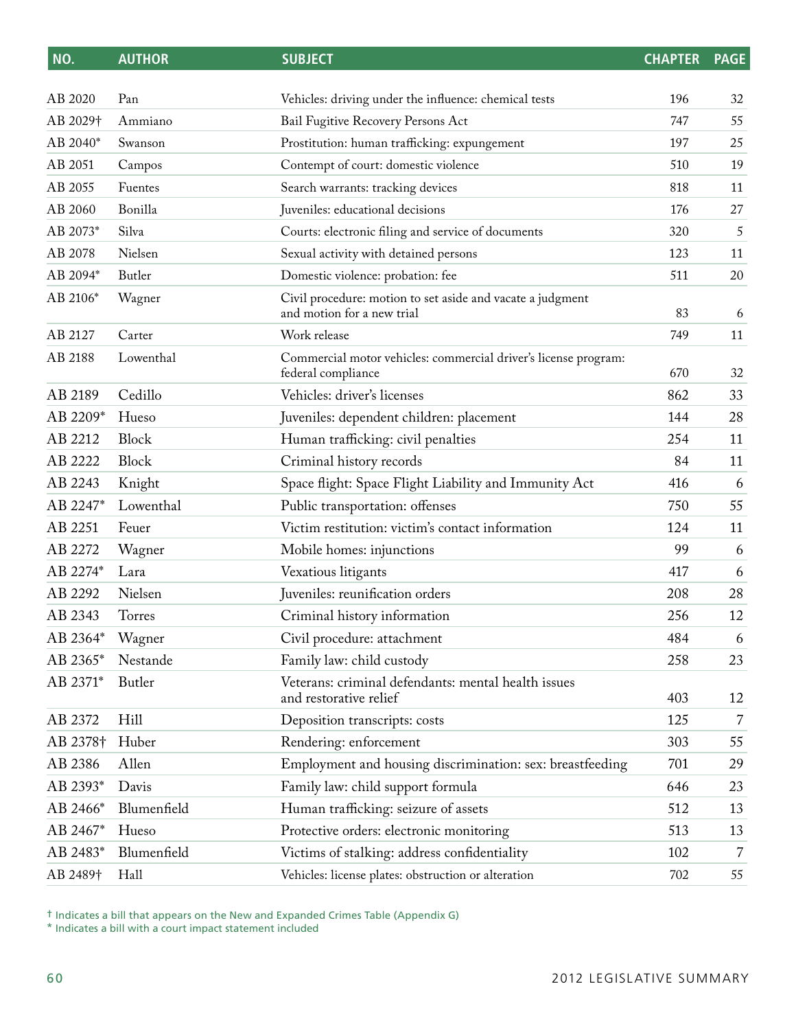| NO. | AUTHOR | SUBJECT | CHAPTER | PAGE |
|---|---|---|---|---|
| AB 2020 | Pan | Vehicles: driving under the influence: chemical tests | 196 | 32 |
| AB 2029† | Ammiano | Bail Fugitive Recovery Persons Act | 747 | 55 |
| AB 2040* | Swanson | Prostitution: human trafficking: expungement | 197 | 25 |
| AB 2051 | Campos | Contempt of court: domestic violence | 510 | 19 |
| AB 2055 | Fuentes | Search warrants: tracking devices | 818 | 11 |
| AB 2060 | Bonilla | Juveniles: educational decisions | 176 | 27 |
| AB 2073* | Silva | Courts: electronic filing and service of documents | 320 | 5 |
| AB 2078 | Nielsen | Sexual activity with detained persons | 123 | 11 |
| AB 2094* | Butler | Domestic violence: probation: fee | 511 | 20 |
| AB 2106* | Wagner | Civil procedure: motion to set aside and vacate a judgment and motion for a new trial | 83 | 6 |
| AB 2127 | Carter | Work release | 749 | 11 |
| AB 2188 | Lowenthal | Commercial motor vehicles: commercial driver's license program: federal compliance | 670 | 32 |
| AB 2189 | Cedillo | Vehicles: driver's licenses | 862 | 33 |
| AB 2209* | Hueso | Juveniles: dependent children: placement | 144 | 28 |
| AB 2212 | Block | Human trafficking: civil penalties | 254 | 11 |
| AB 2222 | Block | Criminal history records | 84 | 11 |
| AB 2243 | Knight | Space flight: Space Flight Liability and Immunity Act | 416 | 6 |
| AB 2247* | Lowenthal | Public transportation: offenses | 750 | 55 |
| AB 2251 | Feuer | Victim restitution: victim's contact information | 124 | 11 |
| AB 2272 | Wagner | Mobile homes: injunctions | 99 | 6 |
| AB 2274* | Lara | Vexatious litigants | 417 | 6 |
| AB 2292 | Nielsen | Juveniles: reunification orders | 208 | 28 |
| AB 2343 | Torres | Criminal history information | 256 | 12 |
| AB 2364* | Wagner | Civil procedure: attachment | 484 | 6 |
| AB 2365* | Nestande | Family law: child custody | 258 | 23 |
| AB 2371* | Butler | Veterans: criminal defendants: mental health issues and restorative relief | 403 | 12 |
| AB 2372 | Hill | Deposition transcripts: costs | 125 | 7 |
| AB 2378† | Huber | Rendering: enforcement | 303 | 55 |
| AB 2386 | Allen | Employment and housing discrimination: sex: breastfeeding | 701 | 29 |
| AB 2393* | Davis | Family law: child support formula | 646 | 23 |
| AB 2466* | Blumenfield | Human trafficking: seizure of assets | 512 | 13 |
| AB 2467* | Hueso | Protective orders: electronic monitoring | 513 | 13 |
| AB 2483* | Blumenfield | Victims of stalking: address confidentiality | 102 | 7 |
| AB 2489† | Hall | Vehicles: license plates: obstruction or alteration | 702 | 55 |

† Indicates a bill that appears on the New and Expanded Crimes Table (Appendix G)
* Indicates a bill with a court impact statement included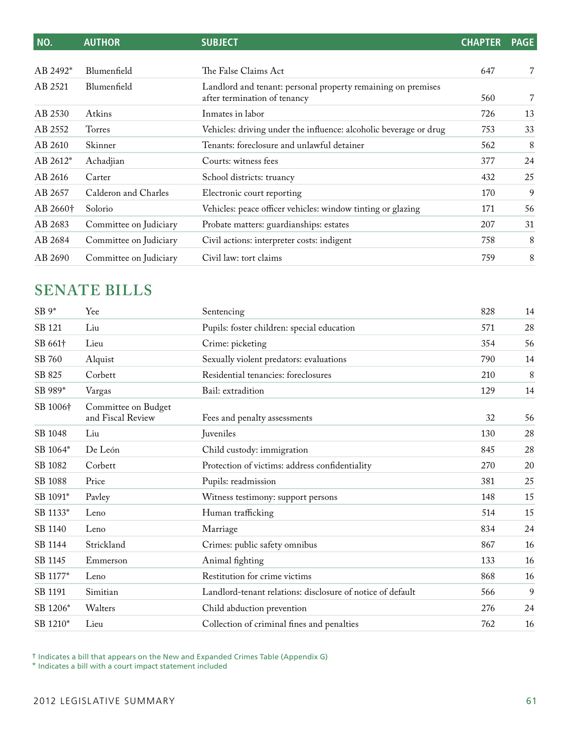| NO. | AUTHOR | SUBJECT | CHAPTER | PAGE |
|---|---|---|---|---|
| AB 2492* | Blumenfield | The False Claims Act | 647 | 7 |
| AB 2521 | Blumenfield | Landlord and tenant: personal property remaining on premises after termination of tenancy | 560 | 7 |
| AB 2530 | Atkins | Inmates in labor | 726 | 13 |
| AB 2552 | Torres | Vehicles: driving under the influence: alcoholic beverage or drug | 753 | 33 |
| AB 2610 | Skinner | Tenants: foreclosure and unlawful detainer | 562 | 8 |
| AB 2612* | Achadjian | Courts: witness fees | 377 | 24 |
| AB 2616 | Carter | School districts: truancy | 432 | 25 |
| AB 2657 | Calderon and Charles | Electronic court reporting | 170 | 9 |
| AB 2660† | Solorio | Vehicles: peace officer vehicles: window tinting or glazing | 171 | 56 |
| AB 2683 | Committee on Judiciary | Probate matters: guardianships: estates | 207 | 31 |
| AB 2684 | Committee on Judiciary | Civil actions: interpreter costs: indigent | 758 | 8 |
| AB 2690 | Committee on Judiciary | Civil law: tort claims | 759 | 8 |

## SENATE BILLS

| NO. | AUTHOR | SUBJECT | CHAPTER | PAGE |
|---|---|---|---|---|
| SB 9* | Yee | Sentencing | 828 | 14 |
| SB 121 | Liu | Pupils: foster children: special education | 571 | 28 |
| SB 661† | Lieu | Crime: picketing | 354 | 56 |
| SB 760 | Alquist | Sexually violent predators: evaluations | 790 | 14 |
| SB 825 | Corbett | Residential tenancies: foreclosures | 210 | 8 |
| SB 989* | Vargas | Bail: extradition | 129 | 14 |
| SB 1006† | Committee on Budget and Fiscal Review | Fees and penalty assessments | 32 | 56 |
| SB 1048 | Liu | Juveniles | 130 | 28 |
| SB 1064* | De León | Child custody: immigration | 845 | 28 |
| SB 1082 | Corbett | Protection of victims: address confidentiality | 270 | 20 |
| SB 1088 | Price | Pupils: readmission | 381 | 25 |
| SB 1091* | Pavley | Witness testimony: support persons | 148 | 15 |
| SB 1133* | Leno | Human trafficking | 514 | 15 |
| SB 1140 | Leno | Marriage | 834 | 24 |
| SB 1144 | Strickland | Crimes: public safety omnibus | 867 | 16 |
| SB 1145 | Emmerson | Animal fighting | 133 | 16 |
| SB 1177* | Leno | Restitution for crime victims | 868 | 16 |
| SB 1191 | Simitian | Landlord-tenant relations: disclosure of notice of default | 566 | 9 |
| SB 1206* | Walters | Child abduction prevention | 276 | 24 |
| SB 1210* | Lieu | Collection of criminal fines and penalties | 762 | 16 |

† Indicates a bill that appears on the New and Expanded Crimes Table (Appendix G)
* Indicates a bill with a court impact statement included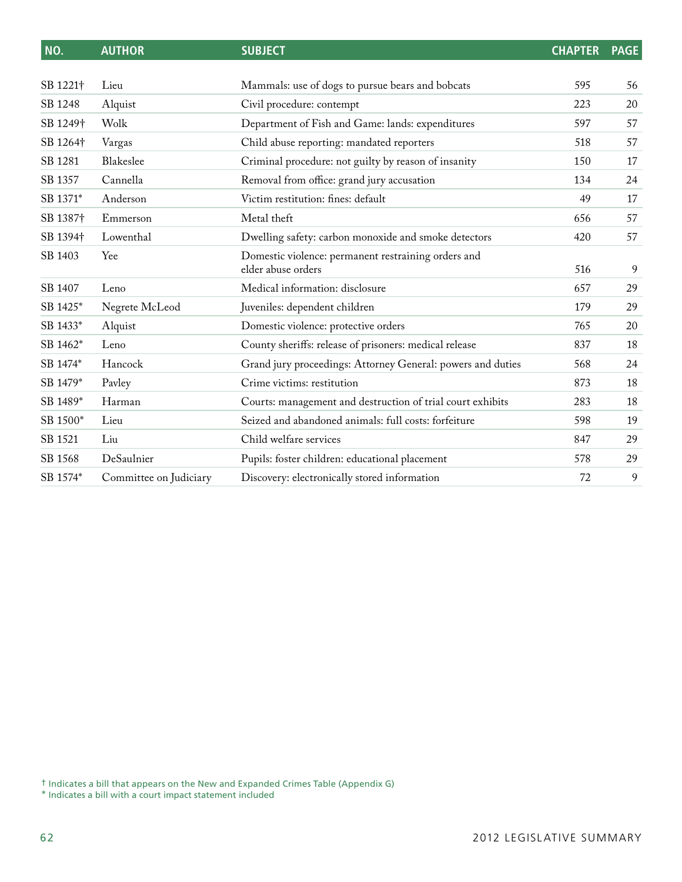| NO. | AUTHOR | SUBJECT | CHAPTER | PAGE |
|---|---|---|---|---|
| SB 1221† | Lieu | Mammals: use of dogs to pursue bears and bobcats | 595 | 56 |
| SB 1248 | Alquist | Civil procedure: contempt | 223 | 20 |
| SB 1249† | Wolk | Department of Fish and Game: lands: expenditures | 597 | 57 |
| SB 1264† | Vargas | Child abuse reporting: mandated reporters | 518 | 57 |
| SB 1281 | Blakeslee | Criminal procedure: not guilty by reason of insanity | 150 | 17 |
| SB 1357 | Cannella | Removal from office: grand jury accusation | 134 | 24 |
| SB 1371* | Anderson | Victim restitution: fines: default | 49 | 17 |
| SB 1387† | Emmerson | Metal theft | 656 | 57 |
| SB 1394† | Lowenthal | Dwelling safety: carbon monoxide and smoke detectors | 420 | 57 |
| SB 1403 | Yee | Domestic violence: permanent restraining orders and elder abuse orders | 516 | 9 |
| SB 1407 | Leno | Medical information: disclosure | 657 | 29 |
| SB 1425* | Negrete McLeod | Juveniles: dependent children | 179 | 29 |
| SB 1433* | Alquist | Domestic violence: protective orders | 765 | 20 |
| SB 1462* | Leno | County sheriffs: release of prisoners: medical release | 837 | 18 |
| SB 1474* | Hancock | Grand jury proceedings: Attorney General: powers and duties | 568 | 24 |
| SB 1479* | Pavley | Crime victims: restitution | 873 | 18 |
| SB 1489* | Harman | Courts: management and destruction of trial court exhibits | 283 | 18 |
| SB 1500* | Lieu | Seized and abandoned animals: full costs: forfeiture | 598 | 19 |
| SB 1521 | Liu | Child welfare services | 847 | 29 |
| SB 1568 | DeSaulnier | Pupils: foster children: educational placement | 578 | 29 |
| SB 1574* | Committee on Judiciary | Discovery: electronically stored information | 72 | 9 |

† Indicates a bill that appears on the New and Expanded Crimes Table (Appendix G)
* Indicates a bill with a court impact statement included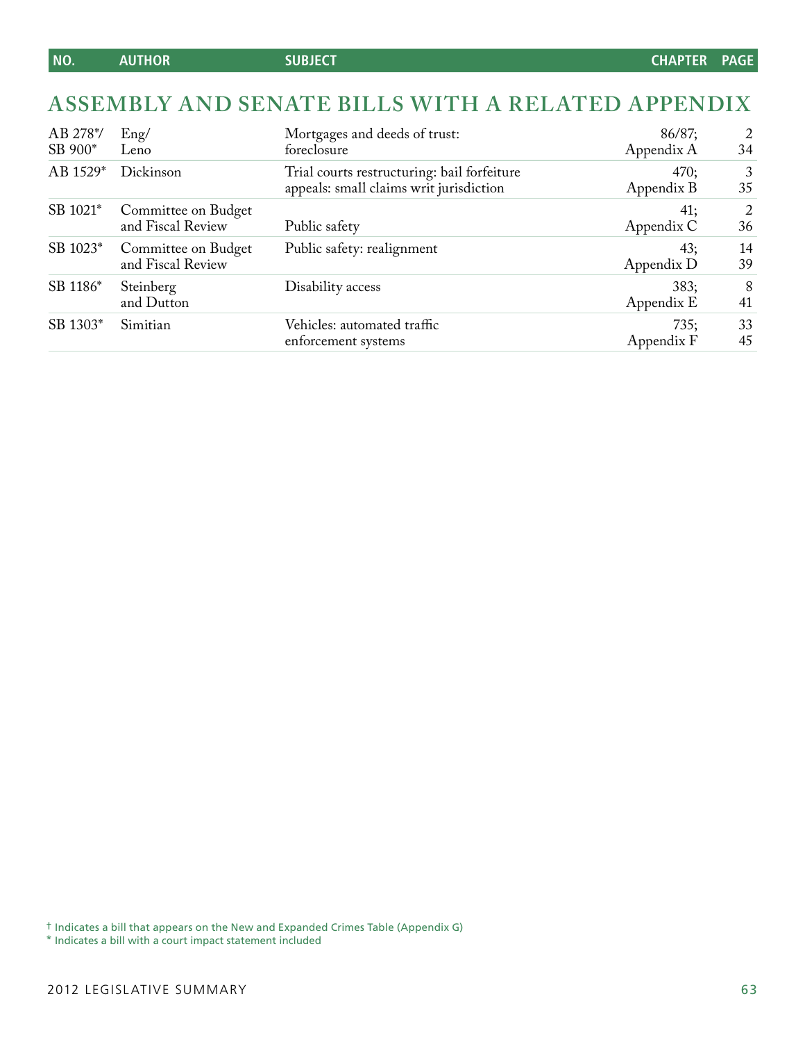## ASSEMBLY AND SENATE BILLS WITH A RELATED APPENDIX

| NO. | AUTHOR | SUBJECT | CHAPTER | PAGE |
|---|---|---|---|---|
| AB 278*/ SB 900* | Eng/ Leno | Mortgages and deeds of trust: foreclosure | 86/87; Appendix A | 2 34 |
| AB 1529* | Dickinson | Trial courts restructuring: bail forfeiture appeals: small claims writ jurisdiction | 470; Appendix B | 3 35 |
| SB 1021* | Committee on Budget and Fiscal Review | Public safety | 41; Appendix C | 2 36 |
| SB 1023* | Committee on Budget and Fiscal Review | Public safety: realignment | 43; Appendix D | 14 39 |
| SB 1186* | Steinberg and Dutton | Disability access | 383; Appendix E | 8 41 |
| SB 1303* | Simitian | Vehicles: automated traffic enforcement systems | 735; Appendix F | 33 45 |

† Indicates a bill that appears on the New and Expanded Crimes Table (Appendix G)
* Indicates a bill with a court impact statement included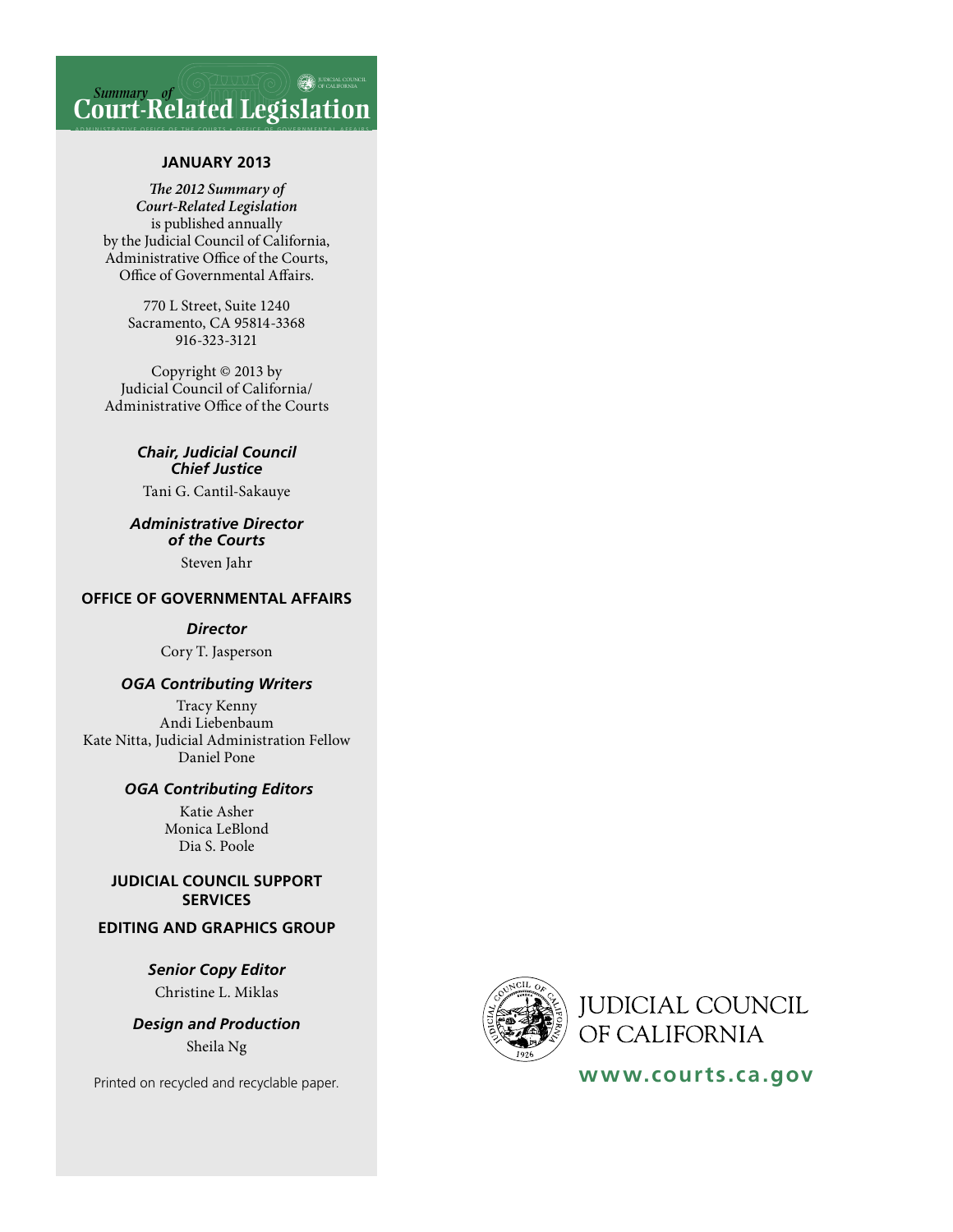# *Summary of* Court-Related Legislation

ADMINISTRATIVE OFFICE OF THE COURTS • OFFICE OF GOVERNMENTAL AFFAIRS

**JANUARY 2013**

***The 2012 Summary of Court-Related Legislation*** is published annually by the Judicial Council of California, Administrative Office of the Courts, Office of Governmental Affairs.

770 L Street, Suite 1240
Sacramento, CA 95814-3368
916-323-3121

Copyright © 2013 by
Judicial Council of California/
Administrative Office of the Courts

***Chair, Judicial Council***
***Chief Justice***

Tani G. Cantil-Sakauye

***Administrative Director of the Courts***

Steven Jahr

**OFFICE OF GOVERNMENTAL AFFAIRS**

***Director***

Cory T. Jasperson

***OGA Contributing Writers***

Tracy Kenny
Andi Liebenbaum
Kate Nitta, Judicial Administration Fellow
Daniel Pone

***OGA Contributing Editors***

Katie Asher
Monica LeBlond
Dia S. Poole

**JUDICIAL COUNCIL SUPPORT SERVICES**

**EDITING AND GRAPHICS GROUP**

***Senior Copy Editor***

Christine L. Miklas

***Design and Production***

Sheila Ng

Printed on recycled and recyclable paper.

JUDICIAL COUNCIL OF CALIFORNIA

**www.courts.ca.gov**